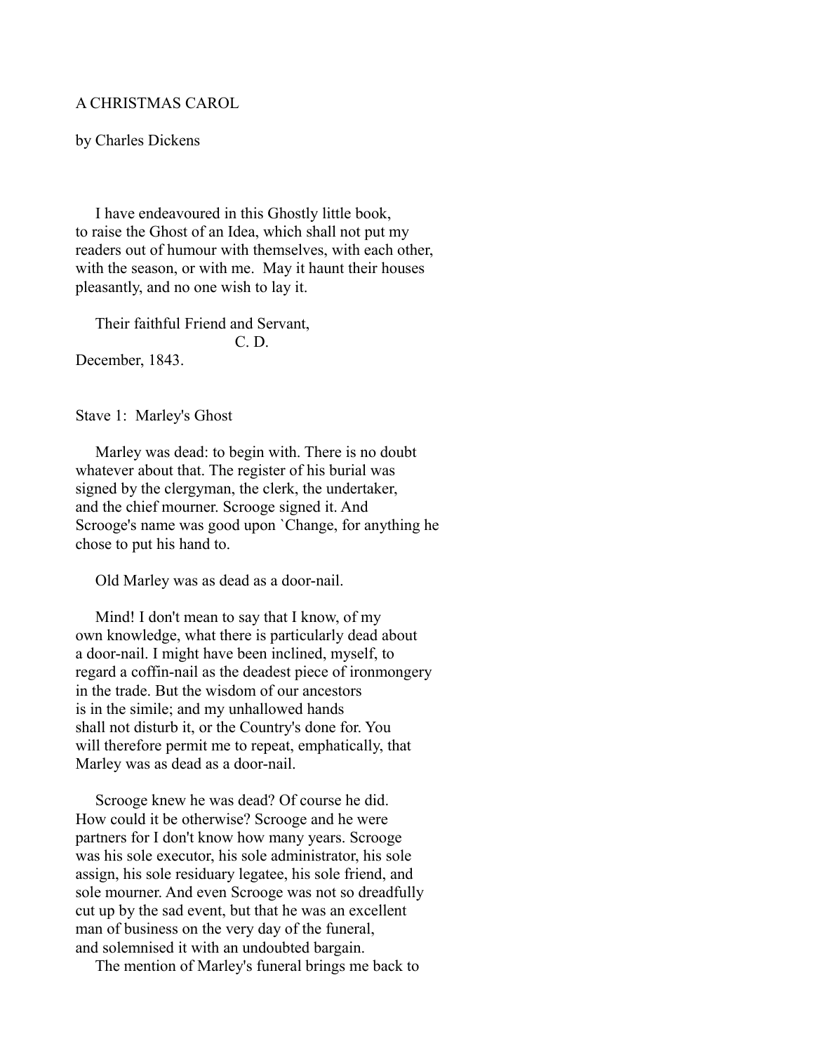# A CHRISTMAS CAROL

by Charles Dickens

I have endeavoured in this Ghostly little book, to raise the Ghost of an Idea, which shall not put my readers out of humour with themselves, with each other, with the season, or with me. May it haunt their houses pleasantly, and no one wish to lay it.

Their faithful Friend and Servant,
C. D.

December, 1843.

## Stave 1: Marley's Ghost

Marley was dead: to begin with. There is no doubt whatever about that. The register of his burial was signed by the clergyman, the clerk, the undertaker, and the chief mourner. Scrooge signed it. And Scrooge's name was good upon `Change, for anything he chose to put his hand to.

Old Marley was as dead as a door-nail.

Mind! I don't mean to say that I know, of my own knowledge, what there is particularly dead about a door-nail. I might have been inclined, myself, to regard a coffin-nail as the deadest piece of ironmongery in the trade. But the wisdom of our ancestors is in the simile; and my unhallowed hands shall not disturb it, or the Country's done for. You will therefore permit me to repeat, emphatically, that Marley was as dead as a door-nail.

Scrooge knew he was dead? Of course he did. How could it be otherwise? Scrooge and he were partners for I don't know how many years. Scrooge was his sole executor, his sole administrator, his sole assign, his sole residuary legatee, his sole friend, and sole mourner. And even Scrooge was not so dreadfully cut up by the sad event, but that he was an excellent man of business on the very day of the funeral, and solemnised it with an undoubted bargain.

The mention of Marley's funeral brings me back to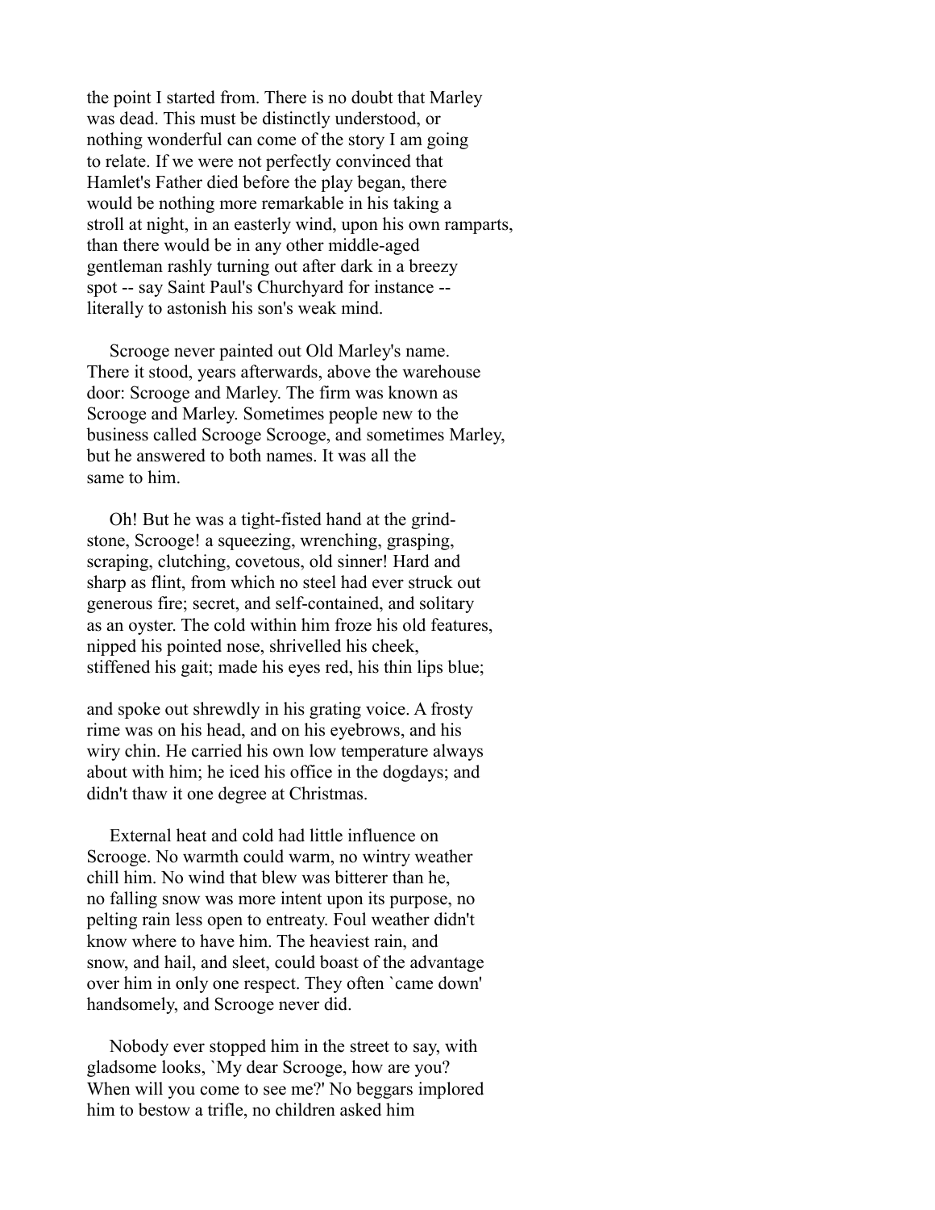the point I started from. There is no doubt that Marley was dead. This must be distinctly understood, or nothing wonderful can come of the story I am going to relate. If we were not perfectly convinced that Hamlet's Father died before the play began, there would be nothing more remarkable in his taking a stroll at night, in an easterly wind, upon his own ramparts, than there would be in any other middle-aged gentleman rashly turning out after dark in a breezy spot -- say Saint Paul's Churchyard for instance -- literally to astonish his son's weak mind.

Scrooge never painted out Old Marley's name. There it stood, years afterwards, above the warehouse door: Scrooge and Marley. The firm was known as Scrooge and Marley. Sometimes people new to the business called Scrooge Scrooge, and sometimes Marley, but he answered to both names. It was all the same to him.

Oh! But he was a tight-fisted hand at the grind-stone, Scrooge! a squeezing, wrenching, grasping, scraping, clutching, covetous, old sinner! Hard and sharp as flint, from which no steel had ever struck out generous fire; secret, and self-contained, and solitary as an oyster. The cold within him froze his old features, nipped his pointed nose, shrivelled his cheek, stiffened his gait; made his eyes red, his thin lips blue; and spoke out shrewdly in his grating voice. A frosty rime was on his head, and on his eyebrows, and his wiry chin. He carried his own low temperature always about with him; he iced his office in the dogdays; and didn't thaw it one degree at Christmas.

External heat and cold had little influence on Scrooge. No warmth could warm, no wintry weather chill him. No wind that blew was bitterer than he, no falling snow was more intent upon its purpose, no pelting rain less open to entreaty. Foul weather didn't know where to have him. The heaviest rain, and snow, and hail, and sleet, could boast of the advantage over him in only one respect. They often `came down' handsomely, and Scrooge never did.

Nobody ever stopped him in the street to say, with gladsome looks, `My dear Scrooge, how are you? When will you come to see me?' No beggars implored him to bestow a trifle, no children asked him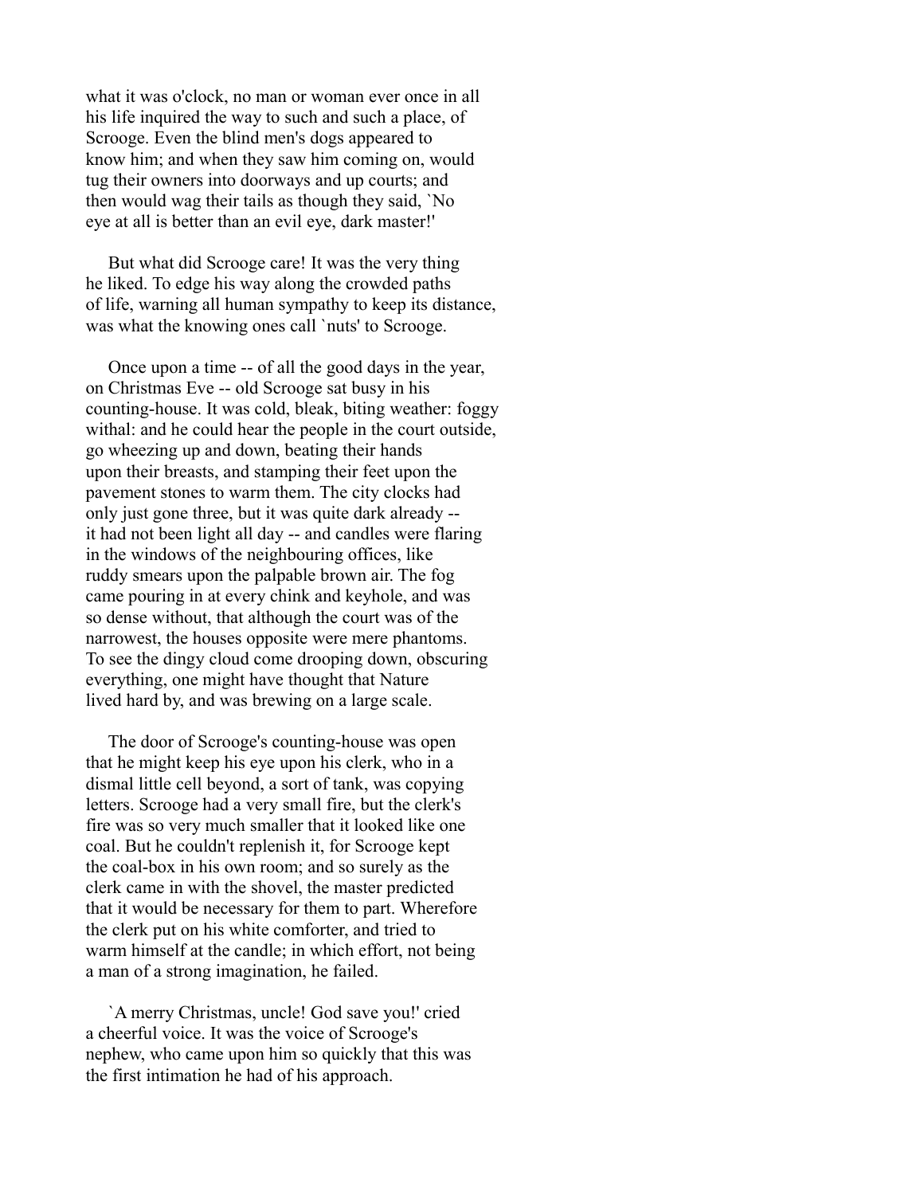what it was o'clock, no man or woman ever once in all his life inquired the way to such and such a place, of Scrooge. Even the blind men's dogs appeared to know him; and when they saw him coming on, would tug their owners into doorways and up courts; and then would wag their tails as though they said, `No eye at all is better than an evil eye, dark master!'

But what did Scrooge care! It was the very thing he liked. To edge his way along the crowded paths of life, warning all human sympathy to keep its distance, was what the knowing ones call `nuts' to Scrooge.

Once upon a time -- of all the good days in the year, on Christmas Eve -- old Scrooge sat busy in his counting-house. It was cold, bleak, biting weather: foggy withal: and he could hear the people in the court outside, go wheezing up and down, beating their hands upon their breasts, and stamping their feet upon the pavement stones to warm them. The city clocks had only just gone three, but it was quite dark already -- it had not been light all day -- and candles were flaring in the windows of the neighbouring offices, like ruddy smears upon the palpable brown air. The fog came pouring in at every chink and keyhole, and was so dense without, that although the court was of the narrowest, the houses opposite were mere phantoms. To see the dingy cloud come drooping down, obscuring everything, one might have thought that Nature lived hard by, and was brewing on a large scale.

The door of Scrooge's counting-house was open that he might keep his eye upon his clerk, who in a dismal little cell beyond, a sort of tank, was copying letters. Scrooge had a very small fire, but the clerk's fire was so very much smaller that it looked like one coal. But he couldn't replenish it, for Scrooge kept the coal-box in his own room; and so surely as the clerk came in with the shovel, the master predicted that it would be necessary for them to part. Wherefore the clerk put on his white comforter, and tried to warm himself at the candle; in which effort, not being a man of a strong imagination, he failed.

`A merry Christmas, uncle! God save you!' cried a cheerful voice. It was the voice of Scrooge's nephew, who came upon him so quickly that this was the first intimation he had of his approach.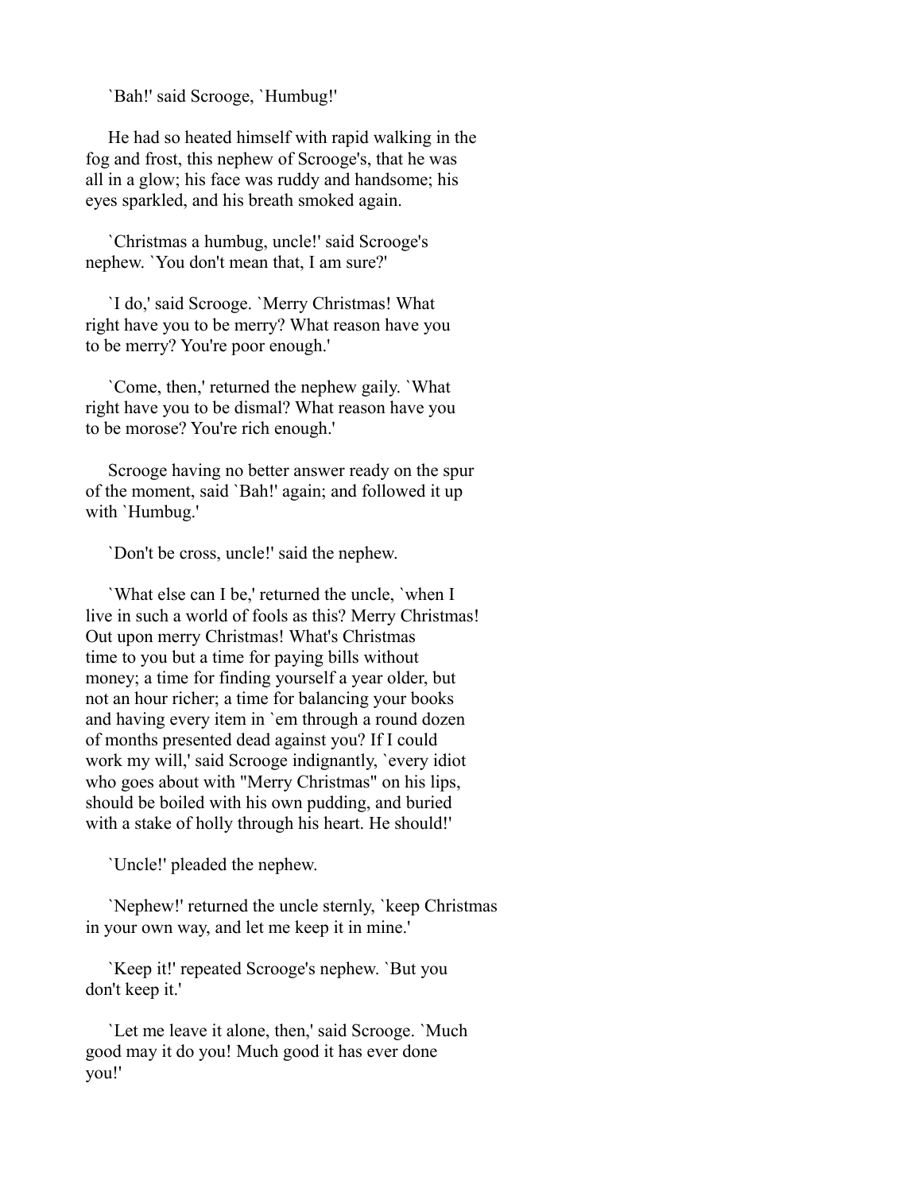`Bah!' said Scrooge, `Humbug!'

He had so heated himself with rapid walking in the fog and frost, this nephew of Scrooge's, that he was all in a glow; his face was ruddy and handsome; his eyes sparkled, and his breath smoked again.

`Christmas a humbug, uncle!' said Scrooge's nephew. `You don't mean that, I am sure?'

`I do,' said Scrooge. `Merry Christmas! What right have you to be merry? What reason have you to be merry? You're poor enough.'

`Come, then,' returned the nephew gaily. `What right have you to be dismal? What reason have you to be morose? You're rich enough.'

Scrooge having no better answer ready on the spur of the moment, said `Bah!' again; and followed it up with `Humbug.'

`Don't be cross, uncle!' said the nephew.

`What else can I be,' returned the uncle, `when I live in such a world of fools as this? Merry Christmas! Out upon merry Christmas! What's Christmas time to you but a time for paying bills without money; a time for finding yourself a year older, but not an hour richer; a time for balancing your books and having every item in `em through a round dozen of months presented dead against you? If I could work my will,' said Scrooge indignantly, `every idiot who goes about with "Merry Christmas" on his lips, should be boiled with his own pudding, and buried with a stake of holly through his heart. He should!'

`Uncle!' pleaded the nephew.

`Nephew!' returned the uncle sternly, `keep Christmas in your own way, and let me keep it in mine.'

`Keep it!' repeated Scrooge's nephew. `But you don't keep it.'

`Let me leave it alone, then,' said Scrooge. `Much good may it do you! Much good it has ever done you!'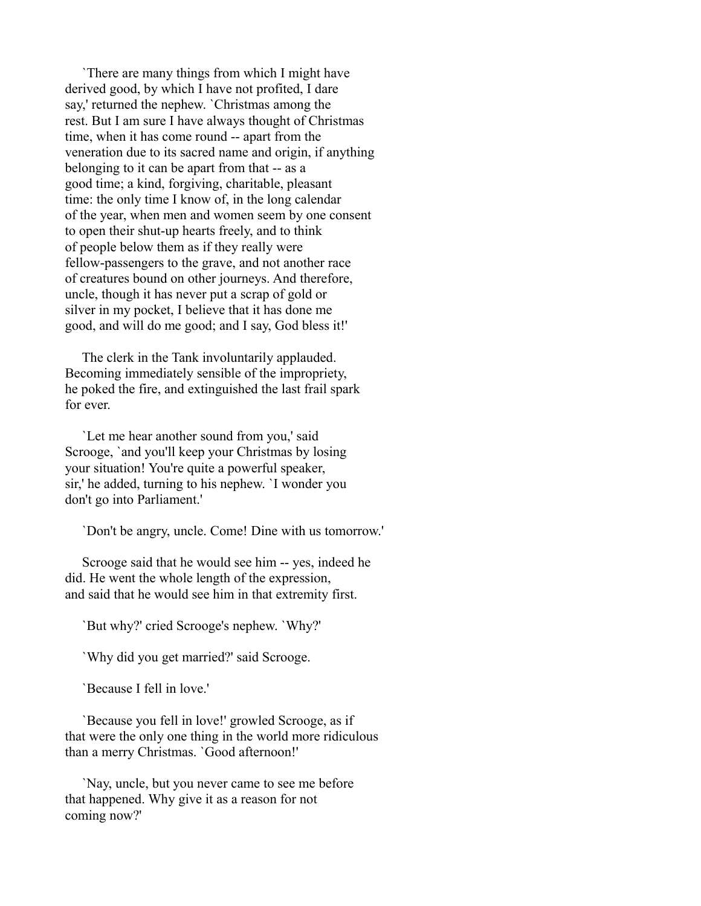`There are many things from which I might have derived good, by which I have not profited, I dare say,' returned the nephew. `Christmas among the rest. But I am sure I have always thought of Christmas time, when it has come round -- apart from the veneration due to its sacred name and origin, if anything belonging to it can be apart from that -- as a good time; a kind, forgiving, charitable, pleasant time: the only time I know of, in the long calendar of the year, when men and women seem by one consent to open their shut-up hearts freely, and to think of people below them as if they really were fellow-passengers to the grave, and not another race of creatures bound on other journeys. And therefore, uncle, though it has never put a scrap of gold or silver in my pocket, I believe that it has done me good, and will do me good; and I say, God bless it!'

The clerk in the Tank involuntarily applauded. Becoming immediately sensible of the impropriety, he poked the fire, and extinguished the last frail spark for ever.

`Let me hear another sound from you,' said Scrooge, `and you'll keep your Christmas by losing your situation! You're quite a powerful speaker, sir,' he added, turning to his nephew. `I wonder you don't go into Parliament.'

`Don't be angry, uncle. Come! Dine with us tomorrow.'

Scrooge said that he would see him -- yes, indeed he did. He went the whole length of the expression, and said that he would see him in that extremity first.

`But why?' cried Scrooge's nephew. `Why?'

`Why did you get married?' said Scrooge.

`Because I fell in love.'

`Because you fell in love!' growled Scrooge, as if that were the only one thing in the world more ridiculous than a merry Christmas. `Good afternoon!'

`Nay, uncle, but you never came to see me before that happened. Why give it as a reason for not coming now?'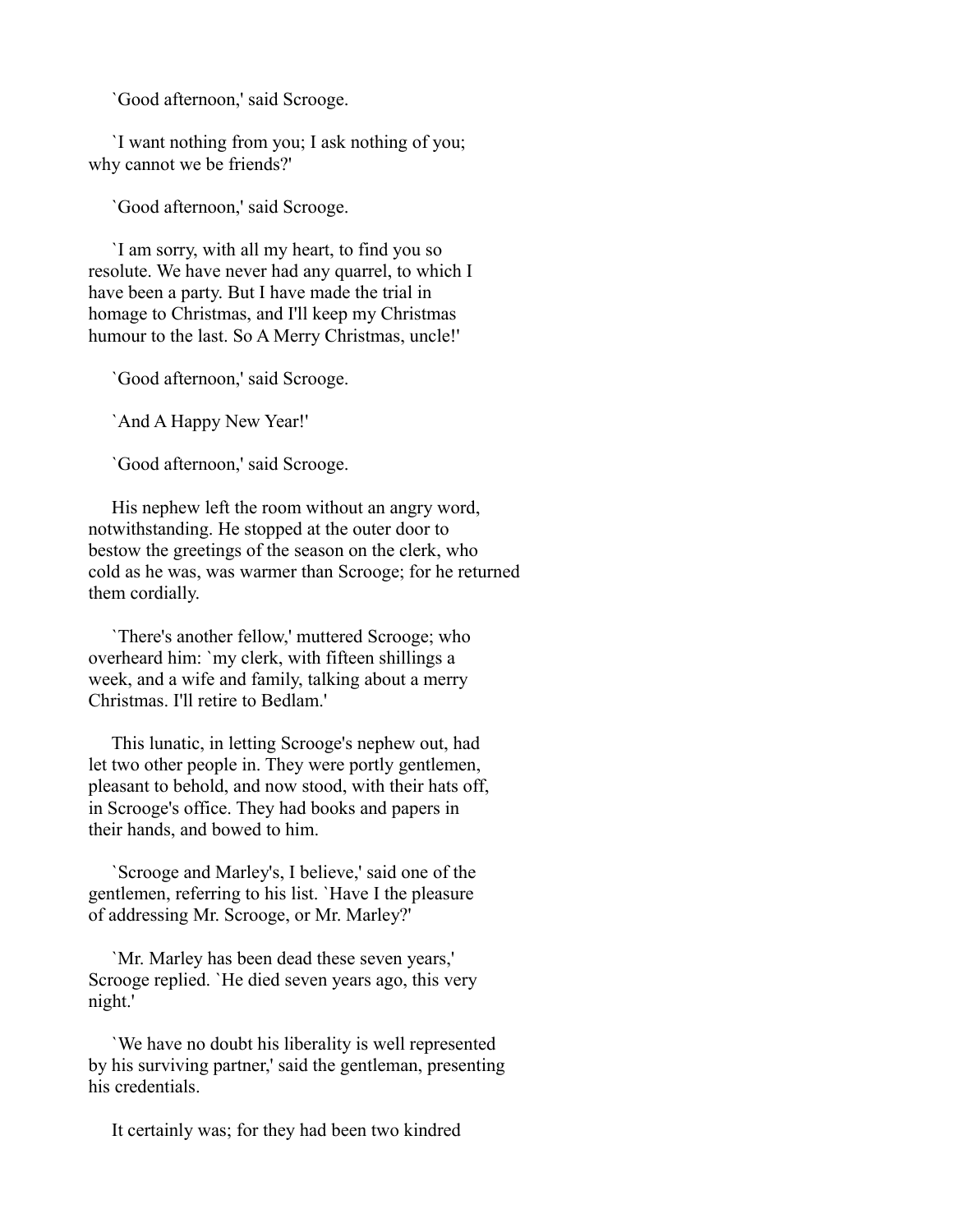`Good afternoon,' said Scrooge.

`I want nothing from you; I ask nothing of you; why cannot we be friends?'

`Good afternoon,' said Scrooge.

`I am sorry, with all my heart, to find you so resolute. We have never had any quarrel, to which I have been a party. But I have made the trial in homage to Christmas, and I'll keep my Christmas humour to the last. So A Merry Christmas, uncle!'

`Good afternoon,' said Scrooge.

`And A Happy New Year!'

`Good afternoon,' said Scrooge.

His nephew left the room without an angry word, notwithstanding. He stopped at the outer door to bestow the greetings of the season on the clerk, who cold as he was, was warmer than Scrooge; for he returned them cordially.

`There's another fellow,' muttered Scrooge; who overheard him: `my clerk, with fifteen shillings a week, and a wife and family, talking about a merry Christmas. I'll retire to Bedlam.'

This lunatic, in letting Scrooge's nephew out, had let two other people in. They were portly gentlemen, pleasant to behold, and now stood, with their hats off, in Scrooge's office. They had books and papers in their hands, and bowed to him.

`Scrooge and Marley's, I believe,' said one of the gentlemen, referring to his list. `Have I the pleasure of addressing Mr. Scrooge, or Mr. Marley?'

`Mr. Marley has been dead these seven years,' Scrooge replied. `He died seven years ago, this very night.'

`We have no doubt his liberality is well represented by his surviving partner,' said the gentleman, presenting his credentials.

It certainly was; for they had been two kindred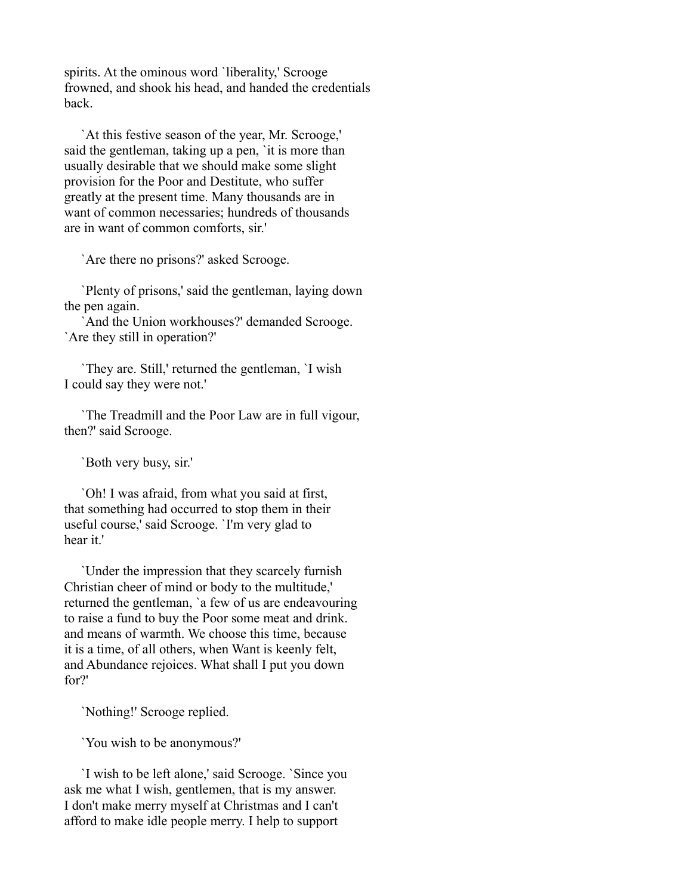spirits. At the ominous word `liberality,' Scrooge frowned, and shook his head, and handed the credentials back.

`At this festive season of the year, Mr. Scrooge,' said the gentleman, taking up a pen, `it is more than usually desirable that we should make some slight provision for the Poor and Destitute, who suffer greatly at the present time. Many thousands are in want of common necessaries; hundreds of thousands are in want of common comforts, sir.'

`Are there no prisons?' asked Scrooge.

`Plenty of prisons,' said the gentleman, laying down the pen again.

`And the Union workhouses?' demanded Scrooge. `Are they still in operation?'

`They are. Still,' returned the gentleman, `I wish I could say they were not.'

`The Treadmill and the Poor Law are in full vigour, then?' said Scrooge.

`Both very busy, sir.'

`Oh! I was afraid, from what you said at first, that something had occurred to stop them in their useful course,' said Scrooge. `I'm very glad to hear it.'

`Under the impression that they scarcely furnish Christian cheer of mind or body to the multitude,' returned the gentleman, `a few of us are endeavouring to raise a fund to buy the Poor some meat and drink. and means of warmth. We choose this time, because it is a time, of all others, when Want is keenly felt, and Abundance rejoices. What shall I put you down for?'

`Nothing!' Scrooge replied.

`You wish to be anonymous?'

`I wish to be left alone,' said Scrooge. `Since you ask me what I wish, gentlemen, that is my answer. I don't make merry myself at Christmas and I can't afford to make idle people merry. I help to support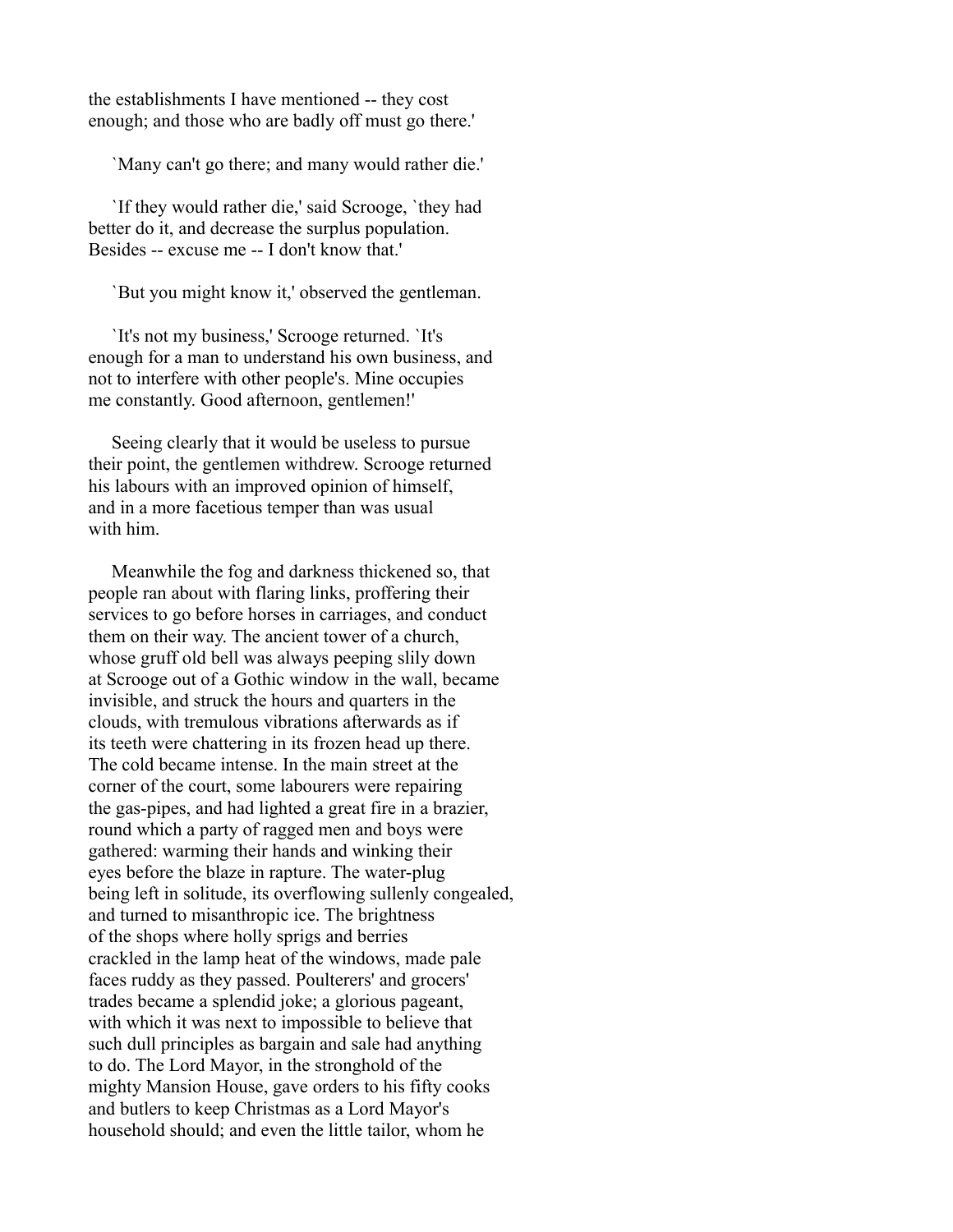the establishments I have mentioned -- they cost enough; and those who are badly off must go there.'

`Many can't go there; and many would rather die.'

`If they would rather die,' said Scrooge, `they had better do it, and decrease the surplus population. Besides -- excuse me -- I don't know that.'

`But you might know it,' observed the gentleman.

`It's not my business,' Scrooge returned. `It's enough for a man to understand his own business, and not to interfere with other people's. Mine occupies me constantly. Good afternoon, gentlemen!'

Seeing clearly that it would be useless to pursue their point, the gentlemen withdrew. Scrooge returned his labours with an improved opinion of himself, and in a more facetious temper than was usual with him.

Meanwhile the fog and darkness thickened so, that people ran about with flaring links, proffering their services to go before horses in carriages, and conduct them on their way. The ancient tower of a church, whose gruff old bell was always peeping slily down at Scrooge out of a Gothic window in the wall, became invisible, and struck the hours and quarters in the clouds, with tremulous vibrations afterwards as if its teeth were chattering in its frozen head up there. The cold became intense. In the main street at the corner of the court, some labourers were repairing the gas-pipes, and had lighted a great fire in a brazier, round which a party of ragged men and boys were gathered: warming their hands and winking their eyes before the blaze in rapture. The water-plug being left in solitude, its overflowing sullenly congealed, and turned to misanthropic ice. The brightness of the shops where holly sprigs and berries crackled in the lamp heat of the windows, made pale faces ruddy as they passed. Poulterers' and grocers' trades became a splendid joke; a glorious pageant, with which it was next to impossible to believe that such dull principles as bargain and sale had anything to do. The Lord Mayor, in the stronghold of the mighty Mansion House, gave orders to his fifty cooks and butlers to keep Christmas as a Lord Mayor's household should; and even the little tailor, whom he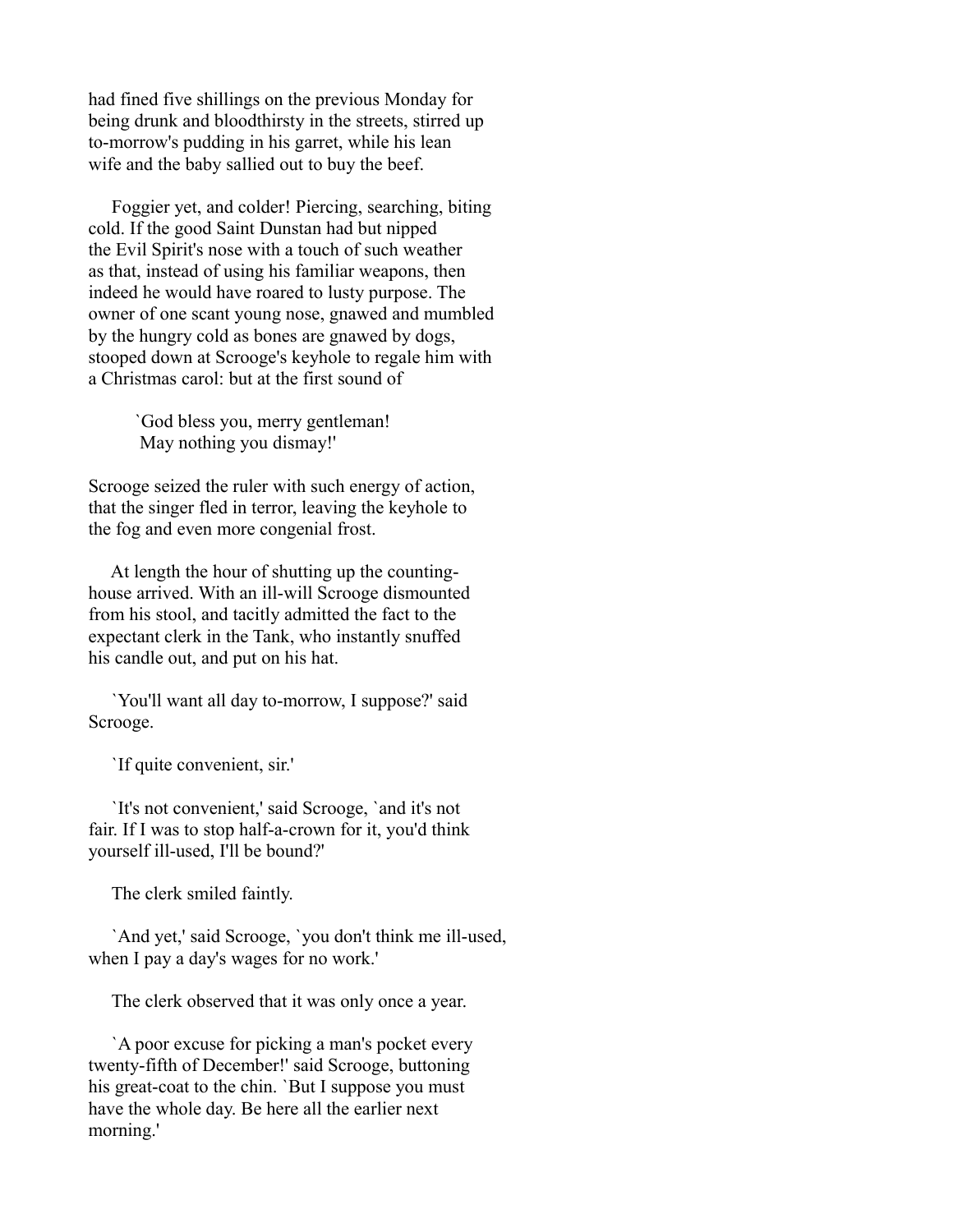had fined five shillings on the previous Monday for being drunk and bloodthirsty in the streets, stirred up to-morrow's pudding in his garret, while his lean wife and the baby sallied out to buy the beef.

Foggier yet, and colder! Piercing, searching, biting cold. If the good Saint Dunstan had but nipped the Evil Spirit's nose with a touch of such weather as that, instead of using his familiar weapons, then indeed he would have roared to lusty purpose. The owner of one scant young nose, gnawed and mumbled by the hungry cold as bones are gnawed by dogs, stooped down at Scrooge's keyhole to regale him with a Christmas carol: but at the first sound of

> `God bless you, merry gentleman!
> May nothing you dismay!'

Scrooge seized the ruler with such energy of action, that the singer fled in terror, leaving the keyhole to the fog and even more congenial frost.

At length the hour of shutting up the counting-house arrived. With an ill-will Scrooge dismounted from his stool, and tacitly admitted the fact to the expectant clerk in the Tank, who instantly snuffed his candle out, and put on his hat.

`You'll want all day to-morrow, I suppose?' said Scrooge.

`If quite convenient, sir.'

`It's not convenient,' said Scrooge, `and it's not fair. If I was to stop half-a-crown for it, you'd think yourself ill-used, I'll be bound?'

The clerk smiled faintly.

`And yet,' said Scrooge, `you don't think me ill-used, when I pay a day's wages for no work.'

The clerk observed that it was only once a year.

`A poor excuse for picking a man's pocket every twenty-fifth of December!' said Scrooge, buttoning his great-coat to the chin. `But I suppose you must have the whole day. Be here all the earlier next morning.'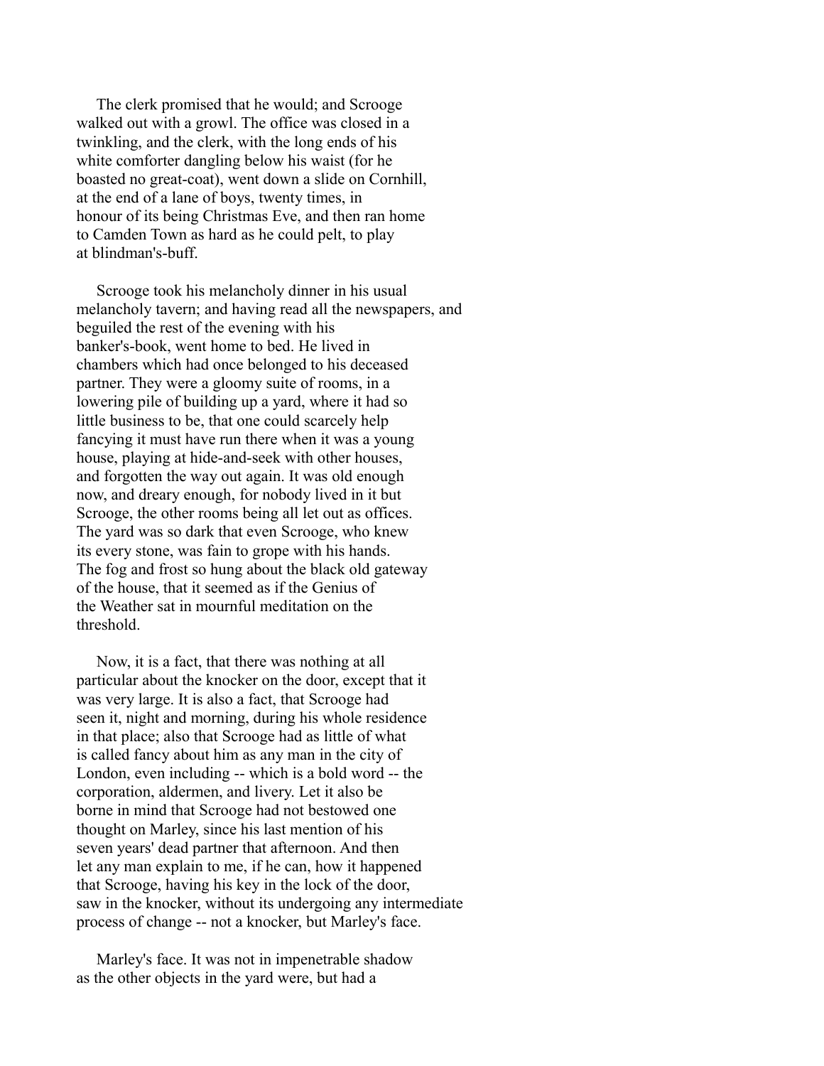The clerk promised that he would; and Scrooge walked out with a growl. The office was closed in a twinkling, and the clerk, with the long ends of his white comforter dangling below his waist (for he boasted no great-coat), went down a slide on Cornhill, at the end of a lane of boys, twenty times, in honour of its being Christmas Eve, and then ran home to Camden Town as hard as he could pelt, to play at blindman's-buff.

Scrooge took his melancholy dinner in his usual melancholy tavern; and having read all the newspapers, and beguiled the rest of the evening with his banker's-book, went home to bed. He lived in chambers which had once belonged to his deceased partner. They were a gloomy suite of rooms, in a lowering pile of building up a yard, where it had so little business to be, that one could scarcely help fancying it must have run there when it was a young house, playing at hide-and-seek with other houses, and forgotten the way out again. It was old enough now, and dreary enough, for nobody lived in it but Scrooge, the other rooms being all let out as offices. The yard was so dark that even Scrooge, who knew its every stone, was fain to grope with his hands. The fog and frost so hung about the black old gateway of the house, that it seemed as if the Genius of the Weather sat in mournful meditation on the threshold.

Now, it is a fact, that there was nothing at all particular about the knocker on the door, except that it was very large. It is also a fact, that Scrooge had seen it, night and morning, during his whole residence in that place; also that Scrooge had as little of what is called fancy about him as any man in the city of London, even including -- which is a bold word -- the corporation, aldermen, and livery. Let it also be borne in mind that Scrooge had not bestowed one thought on Marley, since his last mention of his seven years' dead partner that afternoon. And then let any man explain to me, if he can, how it happened that Scrooge, having his key in the lock of the door, saw in the knocker, without its undergoing any intermediate process of change -- not a knocker, but Marley's face.

Marley's face. It was not in impenetrable shadow as the other objects in the yard were, but had a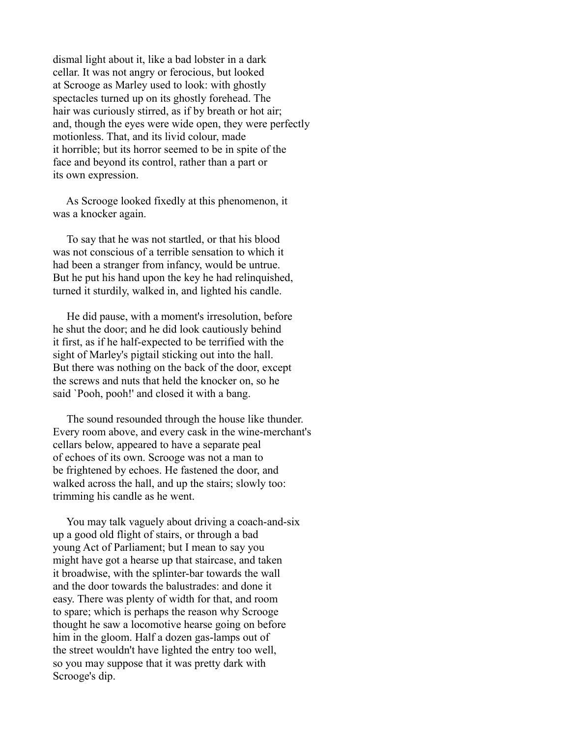dismal light about it, like a bad lobster in a dark cellar. It was not angry or ferocious, but looked at Scrooge as Marley used to look: with ghostly spectacles turned up on its ghostly forehead. The hair was curiously stirred, as if by breath or hot air; and, though the eyes were wide open, they were perfectly motionless. That, and its livid colour, made it horrible; but its horror seemed to be in spite of the face and beyond its control, rather than a part or its own expression.

As Scrooge looked fixedly at this phenomenon, it was a knocker again.

To say that he was not startled, or that his blood was not conscious of a terrible sensation to which it had been a stranger from infancy, would be untrue. But he put his hand upon the key he had relinquished, turned it sturdily, walked in, and lighted his candle.

He did pause, with a moment's irresolution, before he shut the door; and he did look cautiously behind it first, as if he half-expected to be terrified with the sight of Marley's pigtail sticking out into the hall. But there was nothing on the back of the door, except the screws and nuts that held the knocker on, so he said `Pooh, pooh!' and closed it with a bang.

The sound resounded through the house like thunder. Every room above, and every cask in the wine-merchant's cellars below, appeared to have a separate peal of echoes of its own. Scrooge was not a man to be frightened by echoes. He fastened the door, and walked across the hall, and up the stairs; slowly too: trimming his candle as he went.

You may talk vaguely about driving a coach-and-six up a good old flight of stairs, or through a bad young Act of Parliament; but I mean to say you might have got a hearse up that staircase, and taken it broadwise, with the splinter-bar towards the wall and the door towards the balustrades: and done it easy. There was plenty of width for that, and room to spare; which is perhaps the reason why Scrooge thought he saw a locomotive hearse going on before him in the gloom. Half a dozen gas-lamps out of the street wouldn't have lighted the entry too well, so you may suppose that it was pretty dark with Scrooge's dip.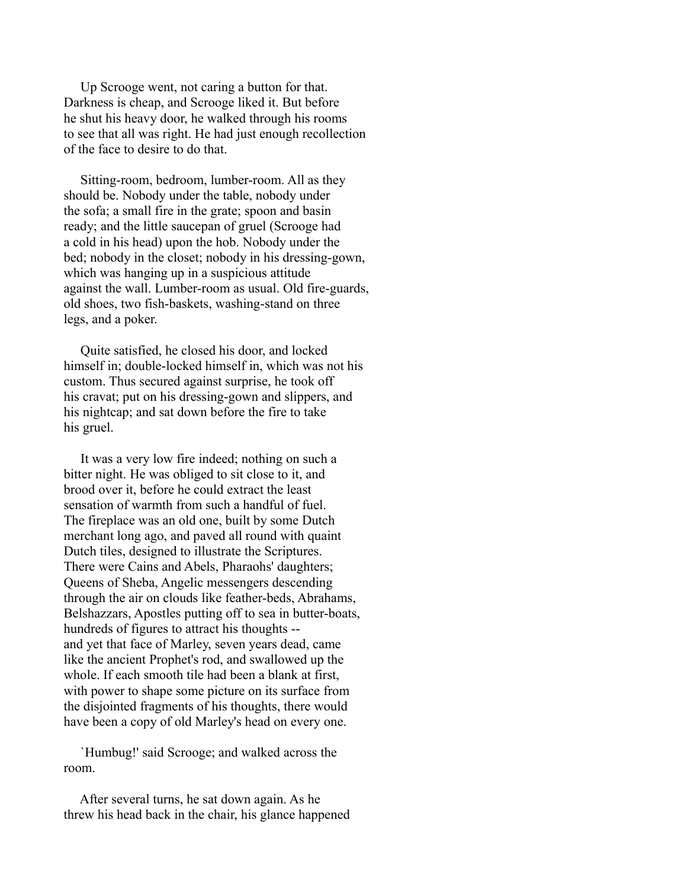Up Scrooge went, not caring a button for that. Darkness is cheap, and Scrooge liked it. But before he shut his heavy door, he walked through his rooms to see that all was right. He had just enough recollection of the face to desire to do that.

Sitting-room, bedroom, lumber-room. All as they should be. Nobody under the table, nobody under the sofa; a small fire in the grate; spoon and basin ready; and the little saucepan of gruel (Scrooge had a cold in his head) upon the hob. Nobody under the bed; nobody in the closet; nobody in his dressing-gown, which was hanging up in a suspicious attitude against the wall. Lumber-room as usual. Old fire-guards, old shoes, two fish-baskets, washing-stand on three legs, and a poker.

Quite satisfied, he closed his door, and locked himself in; double-locked himself in, which was not his custom. Thus secured against surprise, he took off his cravat; put on his dressing-gown and slippers, and his nightcap; and sat down before the fire to take his gruel.

It was a very low fire indeed; nothing on such a bitter night. He was obliged to sit close to it, and brood over it, before he could extract the least sensation of warmth from such a handful of fuel. The fireplace was an old one, built by some Dutch merchant long ago, and paved all round with quaint Dutch tiles, designed to illustrate the Scriptures. There were Cains and Abels, Pharaohs' daughters; Queens of Sheba, Angelic messengers descending through the air on clouds like feather-beds, Abrahams, Belshazzars, Apostles putting off to sea in butter-boats, hundreds of figures to attract his thoughts -- and yet that face of Marley, seven years dead, came like the ancient Prophet's rod, and swallowed up the whole. If each smooth tile had been a blank at first, with power to shape some picture on its surface from the disjointed fragments of his thoughts, there would have been a copy of old Marley's head on every one.

`Humbug!' said Scrooge; and walked across the room.

After several turns, he sat down again. As he threw his head back in the chair, his glance happened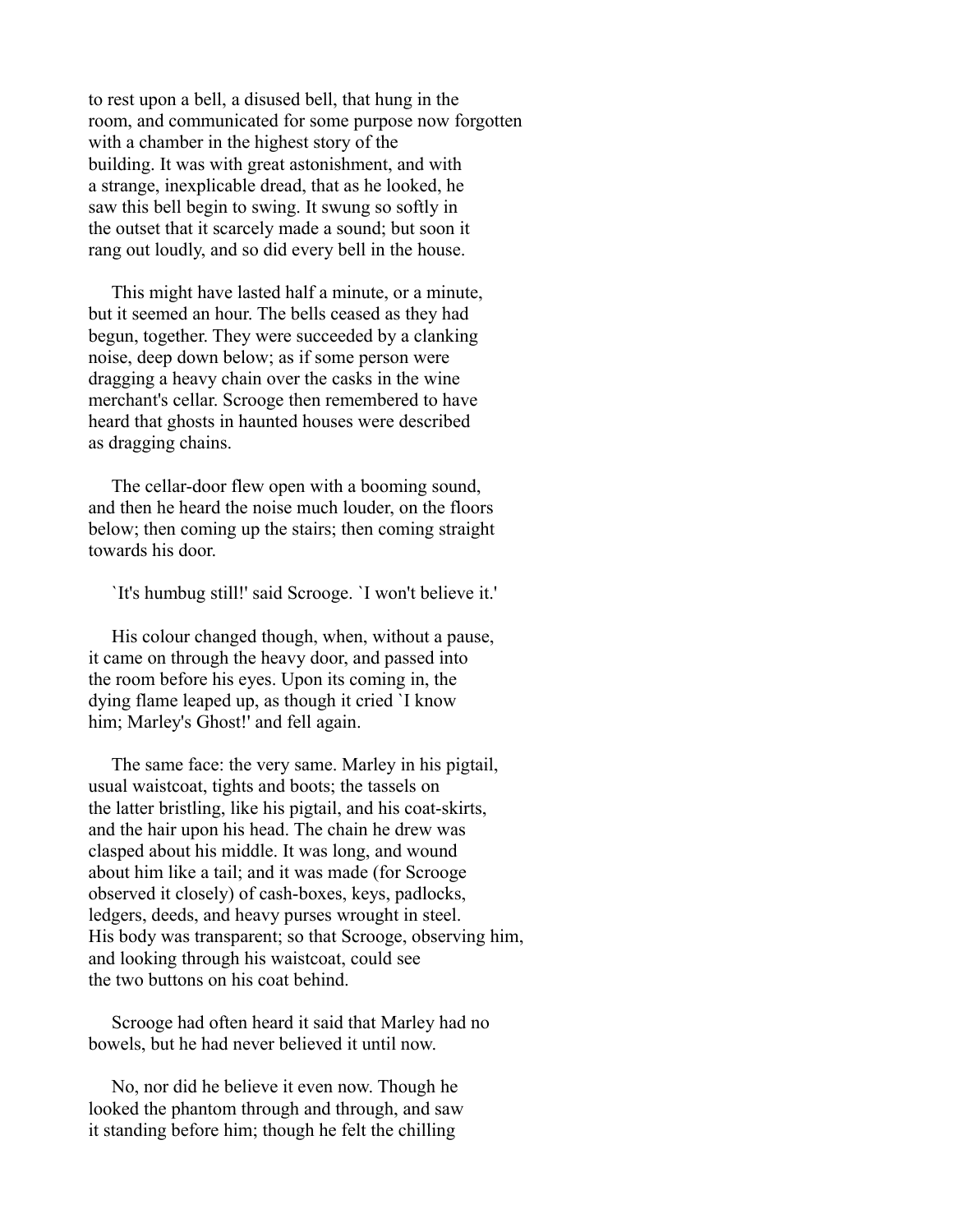to rest upon a bell, a disused bell, that hung in the room, and communicated for some purpose now forgotten with a chamber in the highest story of the building. It was with great astonishment, and with a strange, inexplicable dread, that as he looked, he saw this bell begin to swing. It swung so softly in the outset that it scarcely made a sound; but soon it rang out loudly, and so did every bell in the house.

This might have lasted half a minute, or a minute, but it seemed an hour. The bells ceased as they had begun, together. They were succeeded by a clanking noise, deep down below; as if some person were dragging a heavy chain over the casks in the wine merchant's cellar. Scrooge then remembered to have heard that ghosts in haunted houses were described as dragging chains.

The cellar-door flew open with a booming sound, and then he heard the noise much louder, on the floors below; then coming up the stairs; then coming straight towards his door.

`It's humbug still!' said Scrooge. `I won't believe it.'

His colour changed though, when, without a pause, it came on through the heavy door, and passed into the room before his eyes. Upon its coming in, the dying flame leaped up, as though it cried `I know him; Marley's Ghost!' and fell again.

The same face: the very same. Marley in his pigtail, usual waistcoat, tights and boots; the tassels on the latter bristling, like his pigtail, and his coat-skirts, and the hair upon his head. The chain he drew was clasped about his middle. It was long, and wound about him like a tail; and it was made (for Scrooge observed it closely) of cash-boxes, keys, padlocks, ledgers, deeds, and heavy purses wrought in steel. His body was transparent; so that Scrooge, observing him, and looking through his waistcoat, could see the two buttons on his coat behind.

Scrooge had often heard it said that Marley had no bowels, but he had never believed it until now.

No, nor did he believe it even now. Though he looked the phantom through and through, and saw it standing before him; though he felt the chilling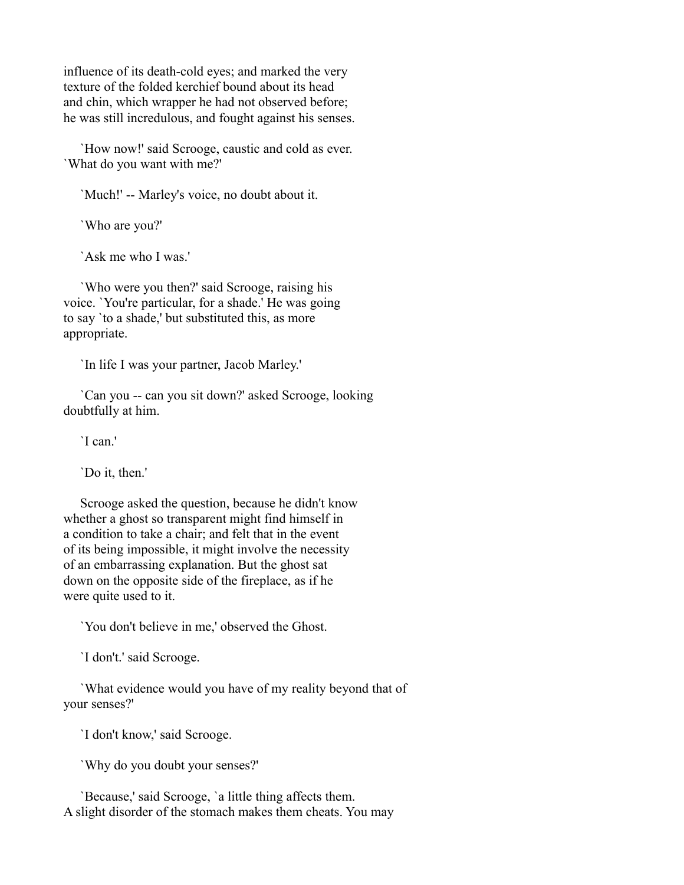influence of its death-cold eyes; and marked the very texture of the folded kerchief bound about its head and chin, which wrapper he had not observed before; he was still incredulous, and fought against his senses.

`How now!' said Scrooge, caustic and cold as ever. `What do you want with me?'

`Much!' -- Marley's voice, no doubt about it.

`Who are you?'

`Ask me who I was.'

`Who were you then?' said Scrooge, raising his voice. `You're particular, for a shade.' He was going to say `to a shade,' but substituted this, as more appropriate.

`In life I was your partner, Jacob Marley.'

`Can you -- can you sit down?' asked Scrooge, looking doubtfully at him.

`I can.'

`Do it, then.'

Scrooge asked the question, because he didn't know whether a ghost so transparent might find himself in a condition to take a chair; and felt that in the event of its being impossible, it might involve the necessity of an embarrassing explanation. But the ghost sat down on the opposite side of the fireplace, as if he were quite used to it.

`You don't believe in me,' observed the Ghost.

`I don't.' said Scrooge.

`What evidence would you have of my reality beyond that of your senses?'

`I don't know,' said Scrooge.

`Why do you doubt your senses?'

`Because,' said Scrooge, `a little thing affects them. A slight disorder of the stomach makes them cheats. You may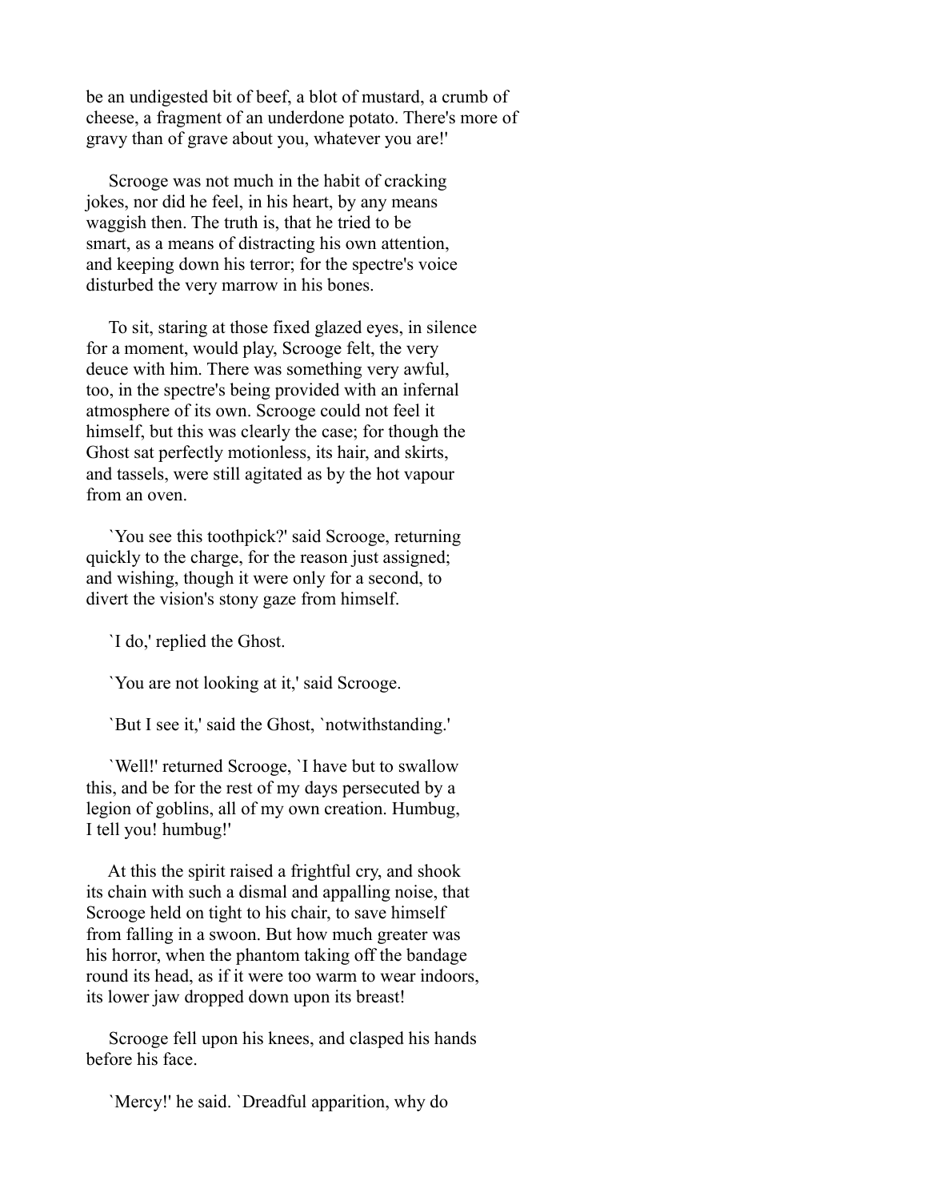be an undigested bit of beef, a blot of mustard, a crumb of cheese, a fragment of an underdone potato. There's more of gravy than of grave about you, whatever you are!'

Scrooge was not much in the habit of cracking jokes, nor did he feel, in his heart, by any means waggish then. The truth is, that he tried to be smart, as a means of distracting his own attention, and keeping down his terror; for the spectre's voice disturbed the very marrow in his bones.

To sit, staring at those fixed glazed eyes, in silence for a moment, would play, Scrooge felt, the very deuce with him. There was something very awful, too, in the spectre's being provided with an infernal atmosphere of its own. Scrooge could not feel it himself, but this was clearly the case; for though the Ghost sat perfectly motionless, its hair, and skirts, and tassels, were still agitated as by the hot vapour from an oven.

`You see this toothpick?' said Scrooge, returning quickly to the charge, for the reason just assigned; and wishing, though it were only for a second, to divert the vision's stony gaze from himself.

`I do,' replied the Ghost.

`You are not looking at it,' said Scrooge.

`But I see it,' said the Ghost, `notwithstanding.'

`Well!' returned Scrooge, `I have but to swallow this, and be for the rest of my days persecuted by a legion of goblins, all of my own creation. Humbug, I tell you! humbug!'

At this the spirit raised a frightful cry, and shook its chain with such a dismal and appalling noise, that Scrooge held on tight to his chair, to save himself from falling in a swoon. But how much greater was his horror, when the phantom taking off the bandage round its head, as if it were too warm to wear indoors, its lower jaw dropped down upon its breast!

Scrooge fell upon his knees, and clasped his hands before his face.

`Mercy!' he said. `Dreadful apparition, why do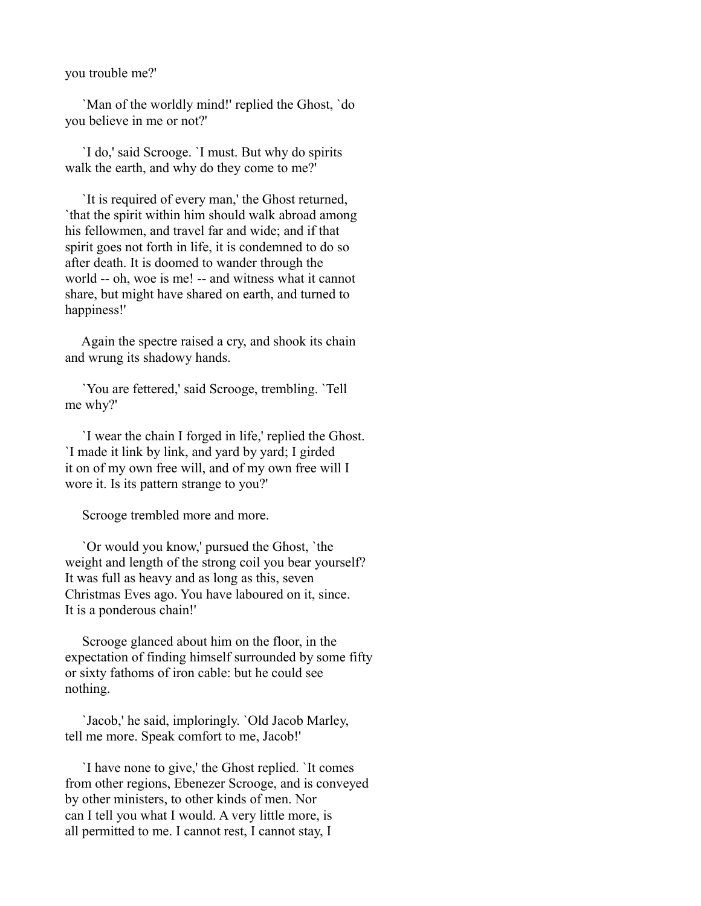you trouble me?'

`Man of the worldly mind!' replied the Ghost, `do you believe in me or not?'

`I do,' said Scrooge. `I must. But why do spirits walk the earth, and why do they come to me?'

`It is required of every man,' the Ghost returned, `that the spirit within him should walk abroad among his fellowmen, and travel far and wide; and if that spirit goes not forth in life, it is condemned to do so after death. It is doomed to wander through the world -- oh, woe is me! -- and witness what it cannot share, but might have shared on earth, and turned to happiness!'

Again the spectre raised a cry, and shook its chain and wrung its shadowy hands.

`You are fettered,' said Scrooge, trembling. `Tell me why?'

`I wear the chain I forged in life,' replied the Ghost. `I made it link by link, and yard by yard; I girded it on of my own free will, and of my own free will I wore it. Is its pattern strange to you?'

Scrooge trembled more and more.

`Or would you know,' pursued the Ghost, `the weight and length of the strong coil you bear yourself? It was full as heavy and as long as this, seven Christmas Eves ago. You have laboured on it, since. It is a ponderous chain!'

Scrooge glanced about him on the floor, in the expectation of finding himself surrounded by some fifty or sixty fathoms of iron cable: but he could see nothing.

`Jacob,' he said, imploringly. `Old Jacob Marley, tell me more. Speak comfort to me, Jacob!'

`I have none to give,' the Ghost replied. `It comes from other regions, Ebenezer Scrooge, and is conveyed by other ministers, to other kinds of men. Nor can I tell you what I would. A very little more, is all permitted to me. I cannot rest, I cannot stay, I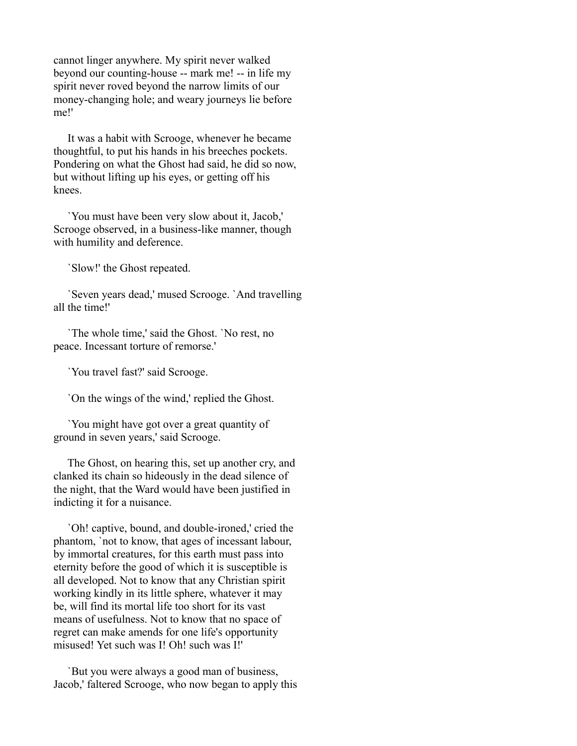cannot linger anywhere. My spirit never walked beyond our counting-house -- mark me! -- in life my spirit never roved beyond the narrow limits of our money-changing hole; and weary journeys lie before me!'

It was a habit with Scrooge, whenever he became thoughtful, to put his hands in his breeches pockets. Pondering on what the Ghost had said, he did so now, but without lifting up his eyes, or getting off his knees.

`You must have been very slow about it, Jacob,' Scrooge observed, in a business-like manner, though with humility and deference.

`Slow!' the Ghost repeated.

`Seven years dead,' mused Scrooge. `And travelling all the time!'

`The whole time,' said the Ghost. `No rest, no peace. Incessant torture of remorse.'

`You travel fast?' said Scrooge.

`On the wings of the wind,' replied the Ghost.

`You might have got over a great quantity of ground in seven years,' said Scrooge.

The Ghost, on hearing this, set up another cry, and clanked its chain so hideously in the dead silence of the night, that the Ward would have been justified in indicting it for a nuisance.

`Oh! captive, bound, and double-ironed,' cried the phantom, `not to know, that ages of incessant labour, by immortal creatures, for this earth must pass into eternity before the good of which it is susceptible is all developed. Not to know that any Christian spirit working kindly in its little sphere, whatever it may be, will find its mortal life too short for its vast means of usefulness. Not to know that no space of regret can make amends for one life's opportunity misused! Yet such was I! Oh! such was I!'

`But you were always a good man of business, Jacob,' faltered Scrooge, who now began to apply this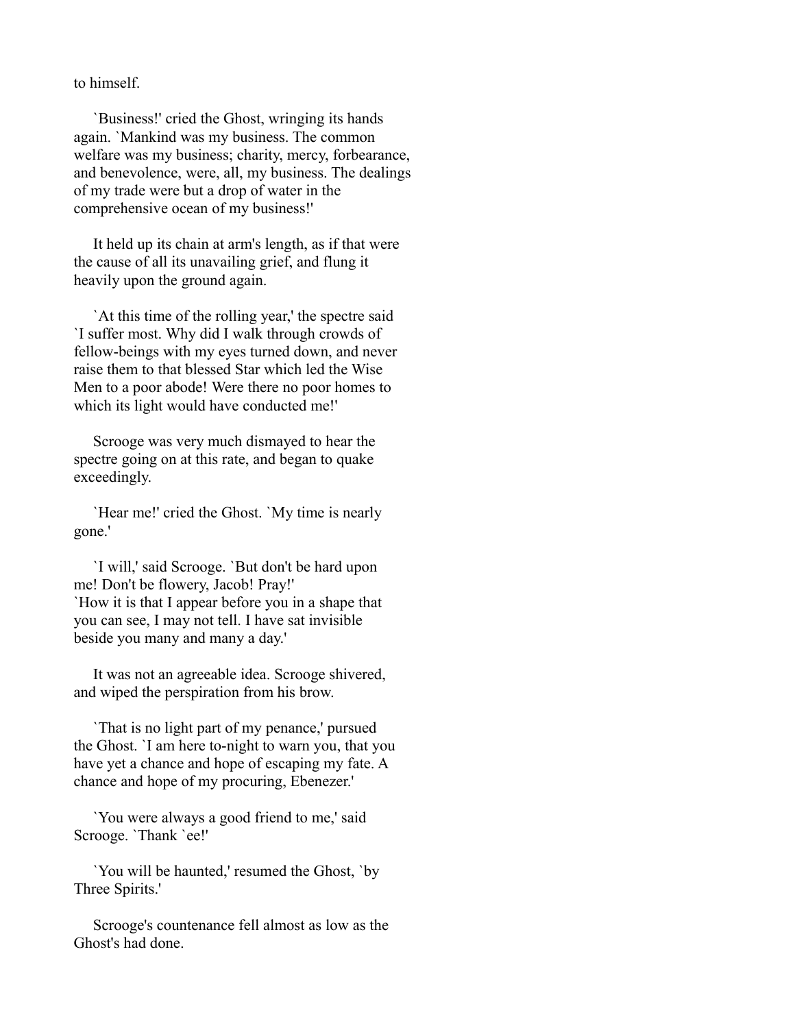to himself.

`Business!' cried the Ghost, wringing its hands again. `Mankind was my business. The common welfare was my business; charity, mercy, forbearance, and benevolence, were, all, my business. The dealings of my trade were but a drop of water in the comprehensive ocean of my business!'

It held up its chain at arm's length, as if that were the cause of all its unavailing grief, and flung it heavily upon the ground again.

`At this time of the rolling year,' the spectre said `I suffer most. Why did I walk through crowds of fellow-beings with my eyes turned down, and never raise them to that blessed Star which led the Wise Men to a poor abode! Were there no poor homes to which its light would have conducted me!'

Scrooge was very much dismayed to hear the spectre going on at this rate, and began to quake exceedingly.

`Hear me!' cried the Ghost. `My time is nearly gone.'

`I will,' said Scrooge. `But don't be hard upon me! Don't be flowery, Jacob! Pray!'
`How it is that I appear before you in a shape that you can see, I may not tell. I have sat invisible beside you many and many a day.'

It was not an agreeable idea. Scrooge shivered, and wiped the perspiration from his brow.

`That is no light part of my penance,' pursued the Ghost. `I am here to-night to warn you, that you have yet a chance and hope of escaping my fate. A chance and hope of my procuring, Ebenezer.'

`You were always a good friend to me,' said Scrooge. `Thank `ee!'

`You will be haunted,' resumed the Ghost, `by Three Spirits.'

Scrooge's countenance fell almost as low as the Ghost's had done.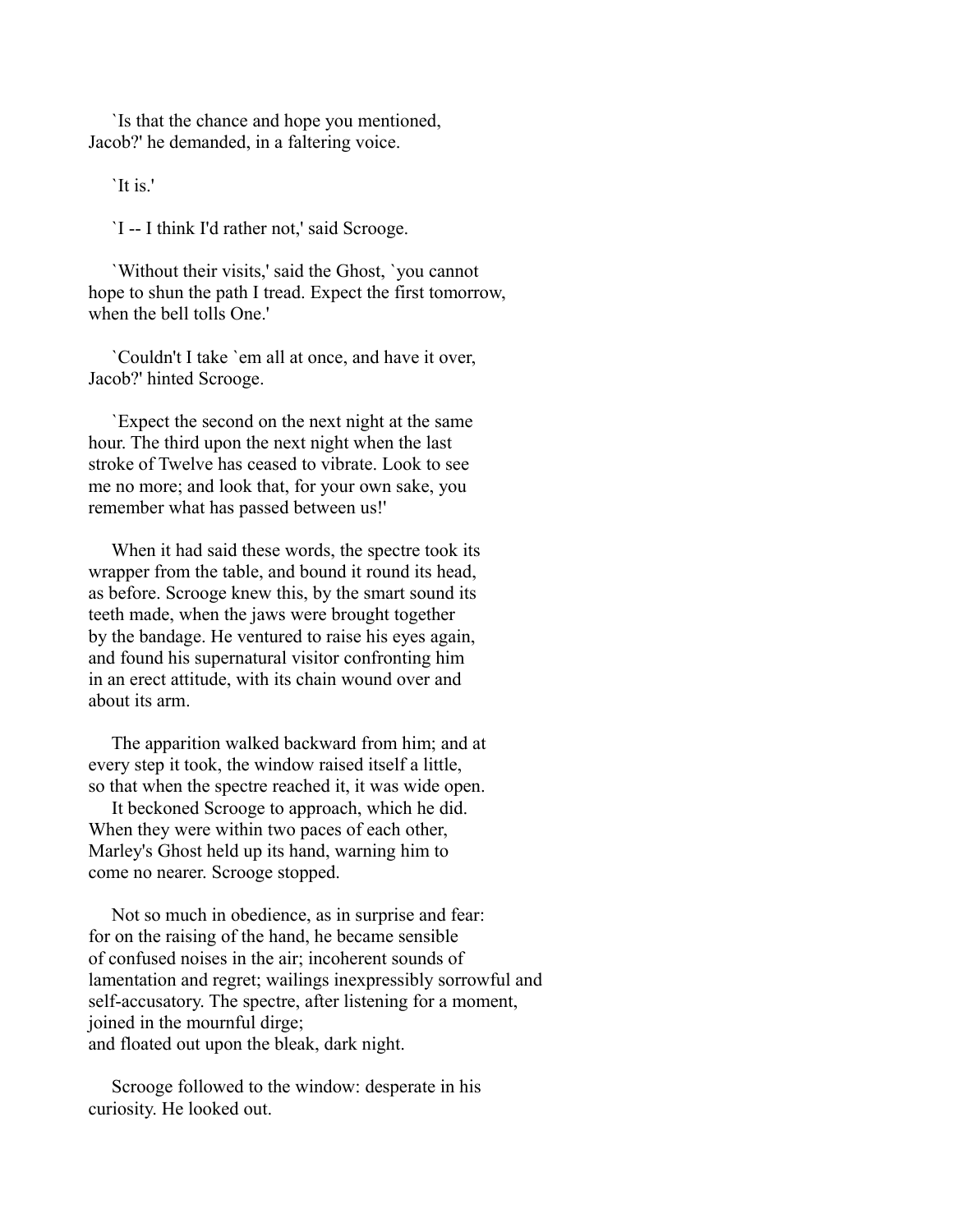`Is that the chance and hope you mentioned, Jacob?' he demanded, in a faltering voice.

`It is.'

`I -- I think I'd rather not,' said Scrooge.

`Without their visits,' said the Ghost, `you cannot hope to shun the path I tread. Expect the first tomorrow, when the bell tolls One.'

`Couldn't I take `em all at once, and have it over, Jacob?' hinted Scrooge.

`Expect the second on the next night at the same hour. The third upon the next night when the last stroke of Twelve has ceased to vibrate. Look to see me no more; and look that, for your own sake, you remember what has passed between us!'

When it had said these words, the spectre took its wrapper from the table, and bound it round its head, as before. Scrooge knew this, by the smart sound its teeth made, when the jaws were brought together by the bandage. He ventured to raise his eyes again, and found his supernatural visitor confronting him in an erect attitude, with its chain wound over and about its arm.

The apparition walked backward from him; and at every step it took, the window raised itself a little, so that when the spectre reached it, it was wide open.
It beckoned Scrooge to approach, which he did. When they were within two paces of each other, Marley's Ghost held up its hand, warning him to come no nearer. Scrooge stopped.

Not so much in obedience, as in surprise and fear: for on the raising of the hand, he became sensible of confused noises in the air; incoherent sounds of lamentation and regret; wailings inexpressibly sorrowful and self-accusatory. The spectre, after listening for a moment, joined in the mournful dirge;
and floated out upon the bleak, dark night.

Scrooge followed to the window: desperate in his curiosity. He looked out.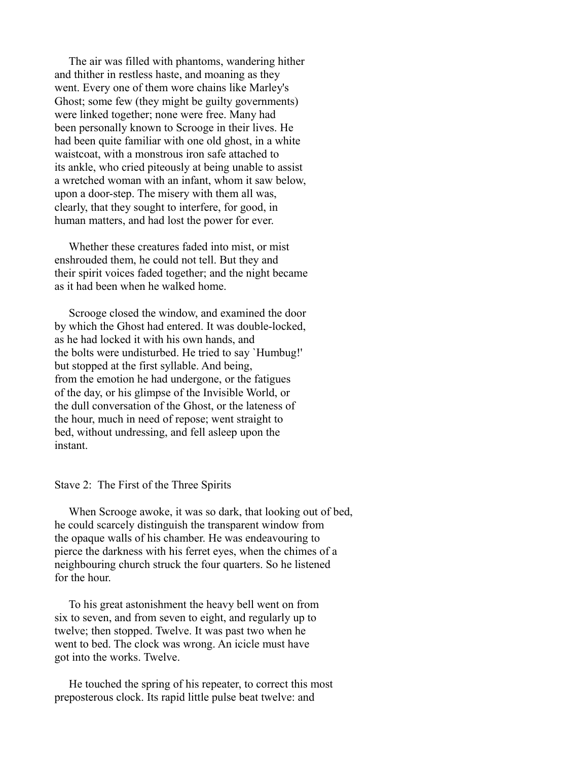The air was filled with phantoms, wandering hither and thither in restless haste, and moaning as they went. Every one of them wore chains like Marley's Ghost; some few (they might be guilty governments) were linked together; none were free. Many had been personally known to Scrooge in their lives. He had been quite familiar with one old ghost, in a white waistcoat, with a monstrous iron safe attached to its ankle, who cried piteously at being unable to assist a wretched woman with an infant, whom it saw below, upon a door-step. The misery with them all was, clearly, that they sought to interfere, for good, in human matters, and had lost the power for ever.

Whether these creatures faded into mist, or mist enshrouded them, he could not tell. But they and their spirit voices faded together; and the night became as it had been when he walked home.

Scrooge closed the window, and examined the door by which the Ghost had entered. It was double-locked, as he had locked it with his own hands, and the bolts were undisturbed. He tried to say `Humbug!' but stopped at the first syllable. And being, from the emotion he had undergone, or the fatigues of the day, or his glimpse of the Invisible World, or the dull conversation of the Ghost, or the lateness of the hour, much in need of repose; went straight to bed, without undressing, and fell asleep upon the instant.

## Stave 2: The First of the Three Spirits

When Scrooge awoke, it was so dark, that looking out of bed, he could scarcely distinguish the transparent window from the opaque walls of his chamber. He was endeavouring to pierce the darkness with his ferret eyes, when the chimes of a neighbouring church struck the four quarters. So he listened for the hour.

To his great astonishment the heavy bell went on from six to seven, and from seven to eight, and regularly up to twelve; then stopped. Twelve. It was past two when he went to bed. The clock was wrong. An icicle must have got into the works. Twelve.

He touched the spring of his repeater, to correct this most preposterous clock. Its rapid little pulse beat twelve: and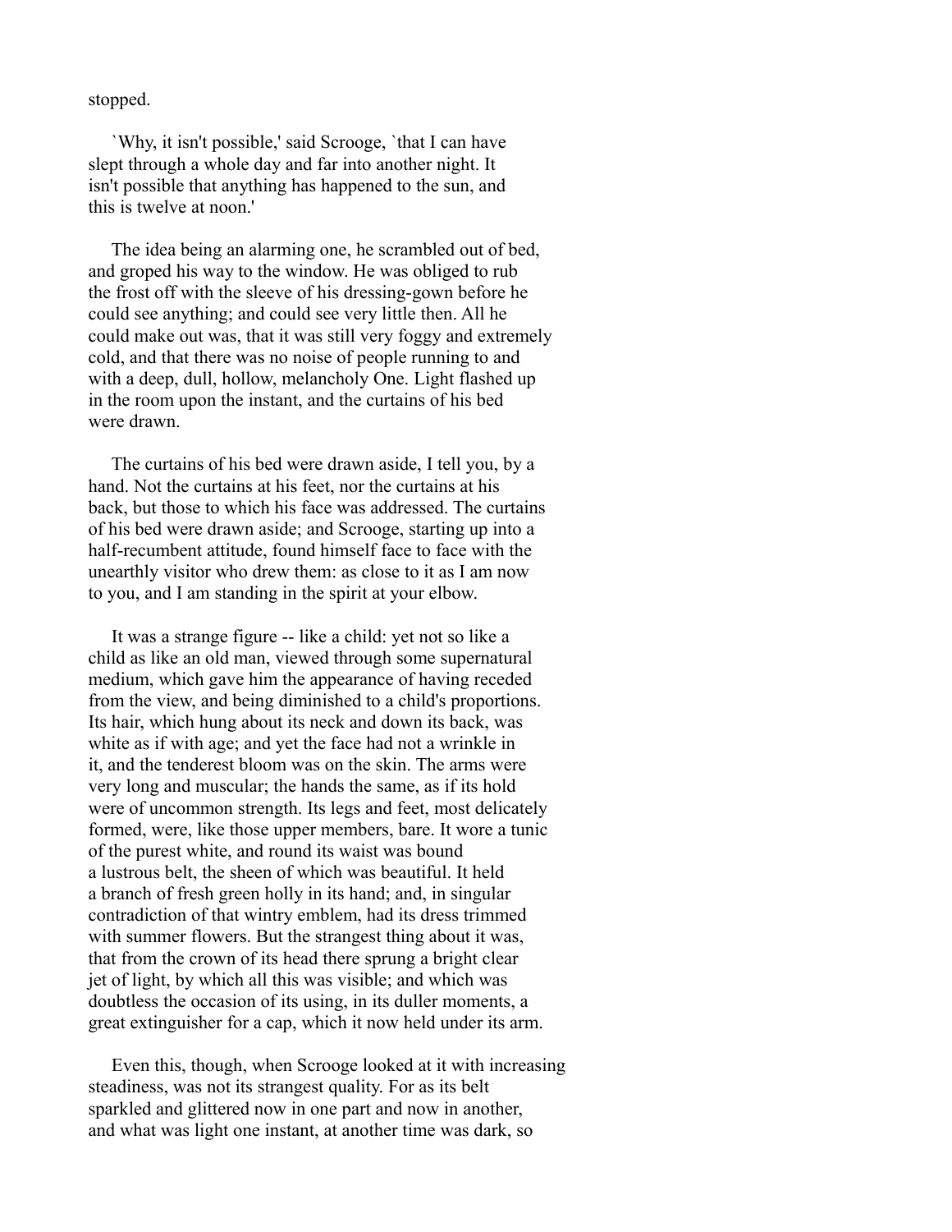stopped.

`Why, it isn't possible,' said Scrooge, `that I can have slept through a whole day and far into another night. It isn't possible that anything has happened to the sun, and this is twelve at noon.'

The idea being an alarming one, he scrambled out of bed, and groped his way to the window. He was obliged to rub the frost off with the sleeve of his dressing-gown before he could see anything; and could see very little then. All he could make out was, that it was still very foggy and extremely cold, and that there was no noise of people running to and with a deep, dull, hollow, melancholy One. Light flashed up in the room upon the instant, and the curtains of his bed were drawn.

The curtains of his bed were drawn aside, I tell you, by a hand. Not the curtains at his feet, nor the curtains at his back, but those to which his face was addressed. The curtains of his bed were drawn aside; and Scrooge, starting up into a half-recumbent attitude, found himself face to face with the unearthly visitor who drew them: as close to it as I am now to you, and I am standing in the spirit at your elbow.

It was a strange figure -- like a child: yet not so like a child as like an old man, viewed through some supernatural medium, which gave him the appearance of having receded from the view, and being diminished to a child's proportions. Its hair, which hung about its neck and down its back, was white as if with age; and yet the face had not a wrinkle in it, and the tenderest bloom was on the skin. The arms were very long and muscular; the hands the same, as if its hold were of uncommon strength. Its legs and feet, most delicately formed, were, like those upper members, bare. It wore a tunic of the purest white, and round its waist was bound a lustrous belt, the sheen of which was beautiful. It held a branch of fresh green holly in its hand; and, in singular contradiction of that wintry emblem, had its dress trimmed with summer flowers. But the strangest thing about it was, that from the crown of its head there sprung a bright clear jet of light, by which all this was visible; and which was doubtless the occasion of its using, in its duller moments, a great extinguisher for a cap, which it now held under its arm.

Even this, though, when Scrooge looked at it with increasing steadiness, was not its strangest quality. For as its belt sparkled and glittered now in one part and now in another, and what was light one instant, at another time was dark, so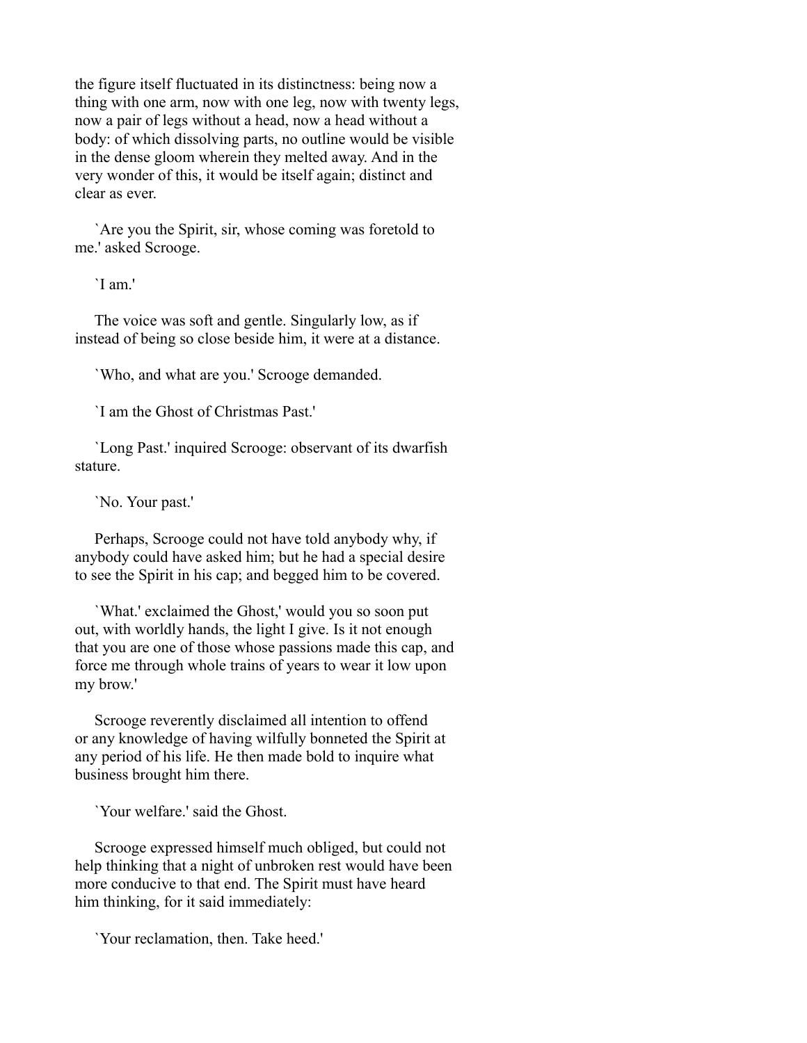the figure itself fluctuated in its distinctness: being now a thing with one arm, now with one leg, now with twenty legs, now a pair of legs without a head, now a head without a body: of which dissolving parts, no outline would be visible in the dense gloom wherein they melted away. And in the very wonder of this, it would be itself again; distinct and clear as ever.

`Are you the Spirit, sir, whose coming was foretold to me.' asked Scrooge.

`I am.'

The voice was soft and gentle. Singularly low, as if instead of being so close beside him, it were at a distance.

`Who, and what are you.' Scrooge demanded.

`I am the Ghost of Christmas Past.'

`Long Past.' inquired Scrooge: observant of its dwarfish stature.

`No. Your past.'

Perhaps, Scrooge could not have told anybody why, if anybody could have asked him; but he had a special desire to see the Spirit in his cap; and begged him to be covered.

`What.' exclaimed the Ghost,' would you so soon put out, with worldly hands, the light I give. Is it not enough that you are one of those whose passions made this cap, and force me through whole trains of years to wear it low upon my brow.'

Scrooge reverently disclaimed all intention to offend or any knowledge of having wilfully bonneted the Spirit at any period of his life. He then made bold to inquire what business brought him there.

`Your welfare.' said the Ghost.

Scrooge expressed himself much obliged, but could not help thinking that a night of unbroken rest would have been more conducive to that end. The Spirit must have heard him thinking, for it said immediately:

`Your reclamation, then. Take heed.'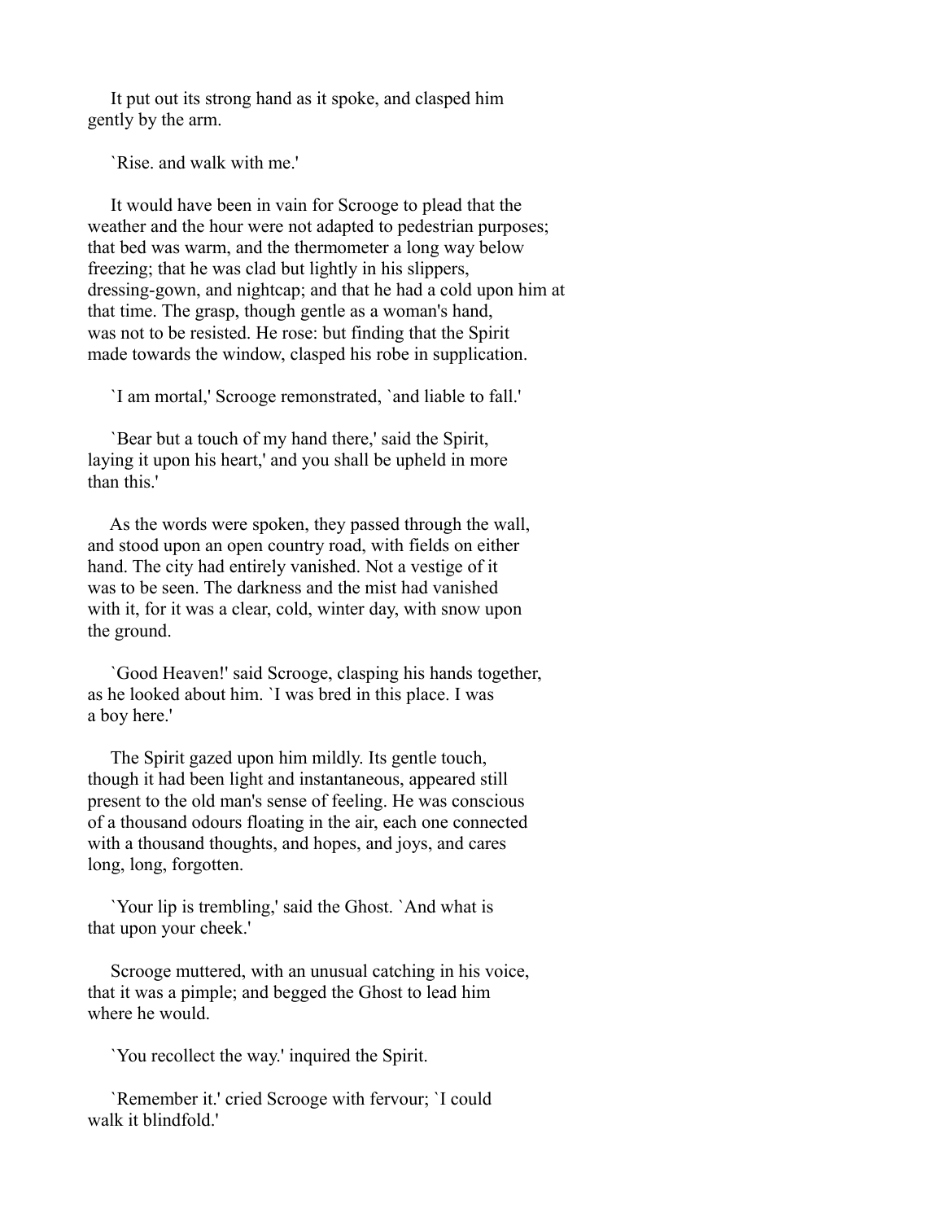It put out its strong hand as it spoke, and clasped him gently by the arm.

`Rise. and walk with me.'

It would have been in vain for Scrooge to plead that the weather and the hour were not adapted to pedestrian purposes; that bed was warm, and the thermometer a long way below freezing; that he was clad but lightly in his slippers, dressing-gown, and nightcap; and that he had a cold upon him at that time. The grasp, though gentle as a woman's hand, was not to be resisted. He rose: but finding that the Spirit made towards the window, clasped his robe in supplication.

`I am mortal,' Scrooge remonstrated, `and liable to fall.'

`Bear but a touch of my hand there,' said the Spirit, laying it upon his heart,' and you shall be upheld in more than this.'

As the words were spoken, they passed through the wall, and stood upon an open country road, with fields on either hand. The city had entirely vanished. Not a vestige of it was to be seen. The darkness and the mist had vanished with it, for it was a clear, cold, winter day, with snow upon the ground.

`Good Heaven!' said Scrooge, clasping his hands together, as he looked about him. `I was bred in this place. I was a boy here.'

The Spirit gazed upon him mildly. Its gentle touch, though it had been light and instantaneous, appeared still present to the old man's sense of feeling. He was conscious of a thousand odours floating in the air, each one connected with a thousand thoughts, and hopes, and joys, and cares long, long, forgotten.

`Your lip is trembling,' said the Ghost. `And what is that upon your cheek.'

Scrooge muttered, with an unusual catching in his voice, that it was a pimple; and begged the Ghost to lead him where he would.

`You recollect the way.' inquired the Spirit.

`Remember it.' cried Scrooge with fervour; `I could walk it blindfold.'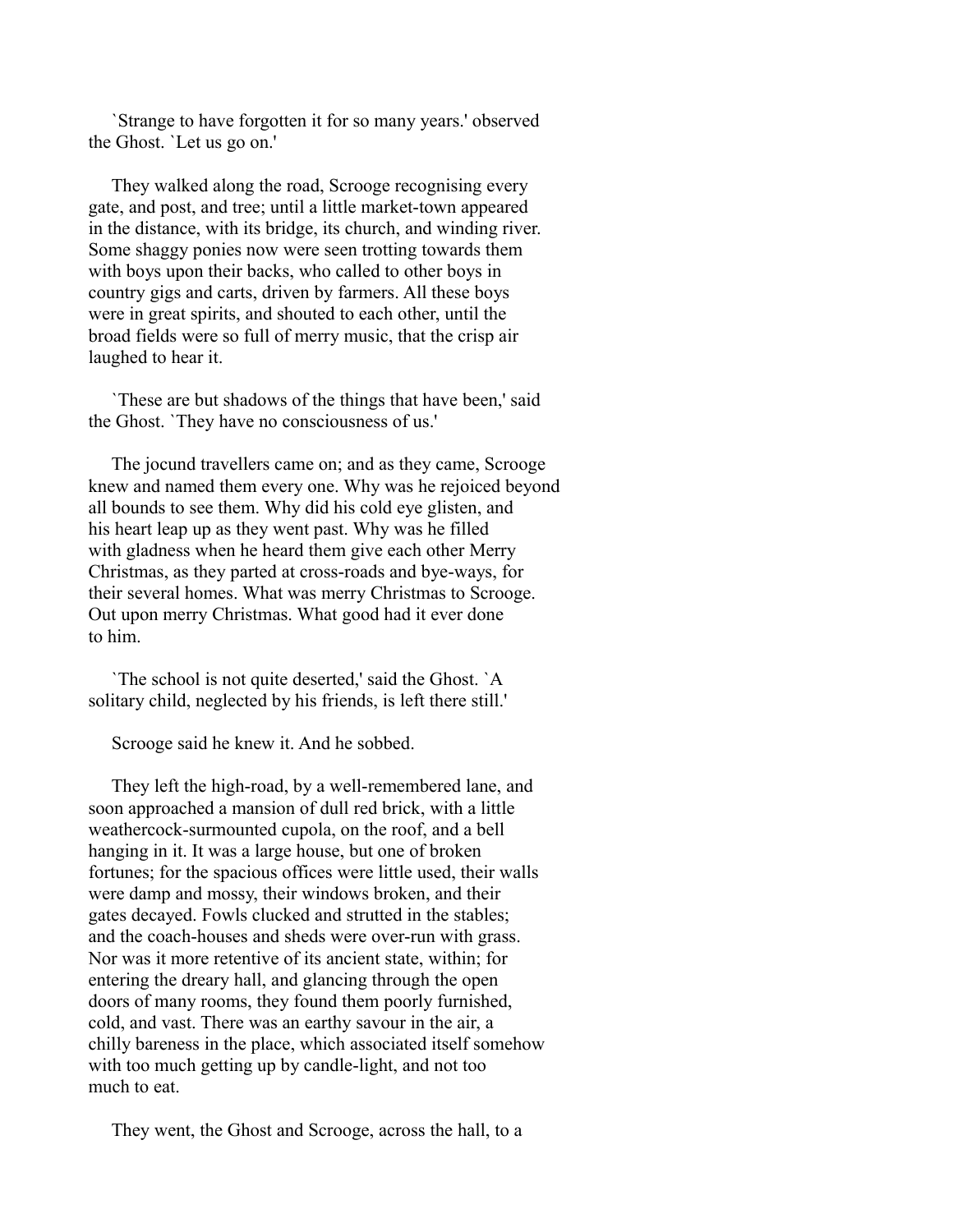`Strange to have forgotten it for so many years.' observed the Ghost. `Let us go on.'

They walked along the road, Scrooge recognising every gate, and post, and tree; until a little market-town appeared in the distance, with its bridge, its church, and winding river. Some shaggy ponies now were seen trotting towards them with boys upon their backs, who called to other boys in country gigs and carts, driven by farmers. All these boys were in great spirits, and shouted to each other, until the broad fields were so full of merry music, that the crisp air laughed to hear it.

`These are but shadows of the things that have been,' said the Ghost. `They have no consciousness of us.'

The jocund travellers came on; and as they came, Scrooge knew and named them every one. Why was he rejoiced beyond all bounds to see them. Why did his cold eye glisten, and his heart leap up as they went past. Why was he filled with gladness when he heard them give each other Merry Christmas, as they parted at cross-roads and bye-ways, for their several homes. What was merry Christmas to Scrooge. Out upon merry Christmas. What good had it ever done to him.

`The school is not quite deserted,' said the Ghost. `A solitary child, neglected by his friends, is left there still.'

Scrooge said he knew it. And he sobbed.

They left the high-road, by a well-remembered lane, and soon approached a mansion of dull red brick, with a little weathercock-surmounted cupola, on the roof, and a bell hanging in it. It was a large house, but one of broken fortunes; for the spacious offices were little used, their walls were damp and mossy, their windows broken, and their gates decayed. Fowls clucked and strutted in the stables; and the coach-houses and sheds were over-run with grass. Nor was it more retentive of its ancient state, within; for entering the dreary hall, and glancing through the open doors of many rooms, they found them poorly furnished, cold, and vast. There was an earthy savour in the air, a chilly bareness in the place, which associated itself somehow with too much getting up by candle-light, and not too much to eat.

They went, the Ghost and Scrooge, across the hall, to a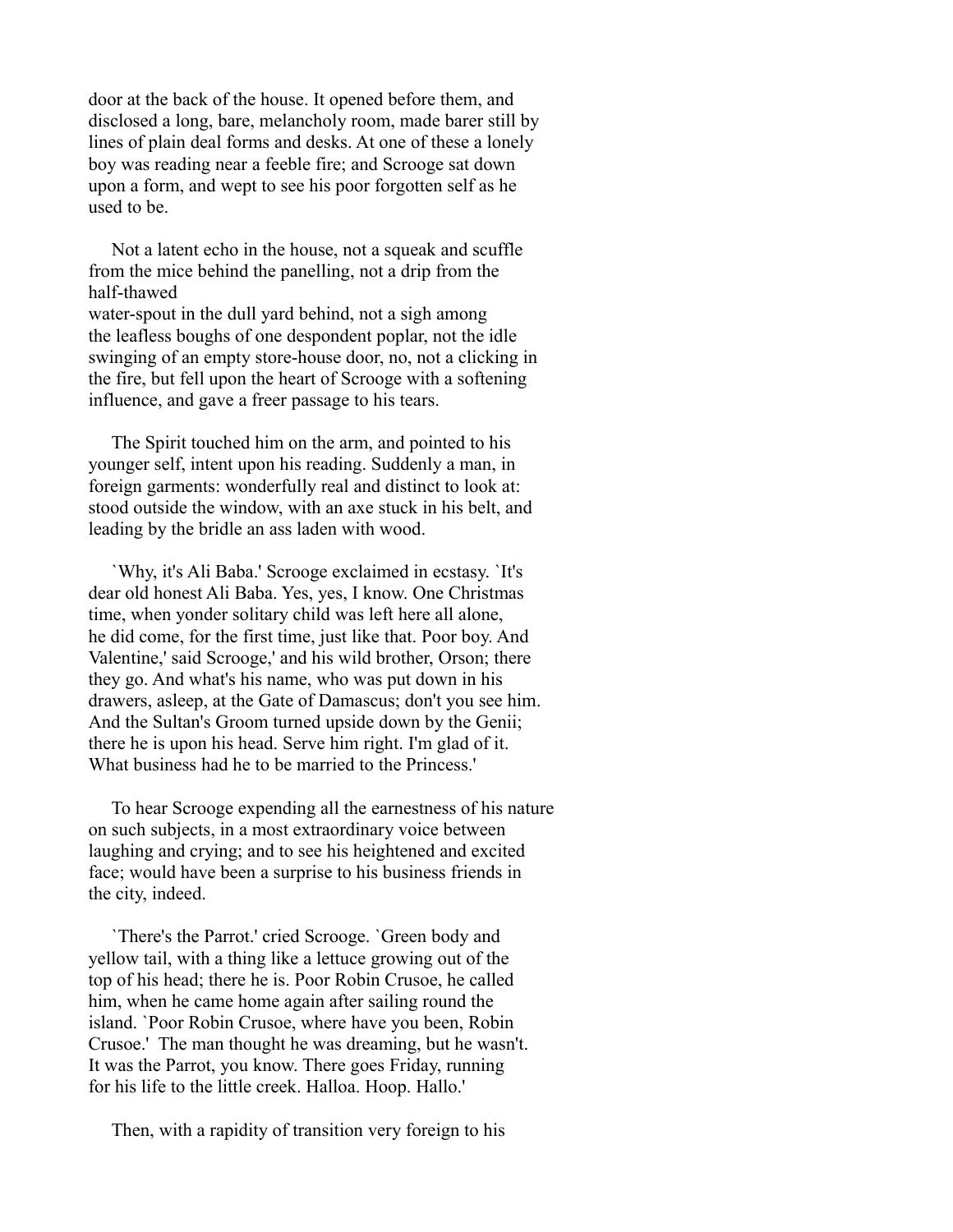door at the back of the house. It opened before them, and disclosed a long, bare, melancholy room, made barer still by lines of plain deal forms and desks. At one of these a lonely boy was reading near a feeble fire; and Scrooge sat down upon a form, and wept to see his poor forgotten self as he used to be.

Not a latent echo in the house, not a squeak and scuffle from the mice behind the panelling, not a drip from the half-thawed water-spout in the dull yard behind, not a sigh among the leafless boughs of one despondent poplar, not the idle swinging of an empty store-house door, no, not a clicking in the fire, but fell upon the heart of Scrooge with a softening influence, and gave a freer passage to his tears.

The Spirit touched him on the arm, and pointed to his younger self, intent upon his reading. Suddenly a man, in foreign garments: wonderfully real and distinct to look at: stood outside the window, with an axe stuck in his belt, and leading by the bridle an ass laden with wood.

`Why, it's Ali Baba.' Scrooge exclaimed in ecstasy. `It's dear old honest Ali Baba. Yes, yes, I know. One Christmas time, when yonder solitary child was left here all alone, he did come, for the first time, just like that. Poor boy. And Valentine,' said Scrooge,' and his wild brother, Orson; there they go. And what's his name, who was put down in his drawers, asleep, at the Gate of Damascus; don't you see him. And the Sultan's Groom turned upside down by the Genii; there he is upon his head. Serve him right. I'm glad of it. What business had he to be married to the Princess.'

To hear Scrooge expending all the earnestness of his nature on such subjects, in a most extraordinary voice between laughing and crying; and to see his heightened and excited face; would have been a surprise to his business friends in the city, indeed.

`There's the Parrot.' cried Scrooge. `Green body and yellow tail, with a thing like a lettuce growing out of the top of his head; there he is. Poor Robin Crusoe, he called him, when he came home again after sailing round the island. `Poor Robin Crusoe, where have you been, Robin Crusoe.' The man thought he was dreaming, but he wasn't. It was the Parrot, you know. There goes Friday, running for his life to the little creek. Halloa. Hoop. Hallo.'

Then, with a rapidity of transition very foreign to his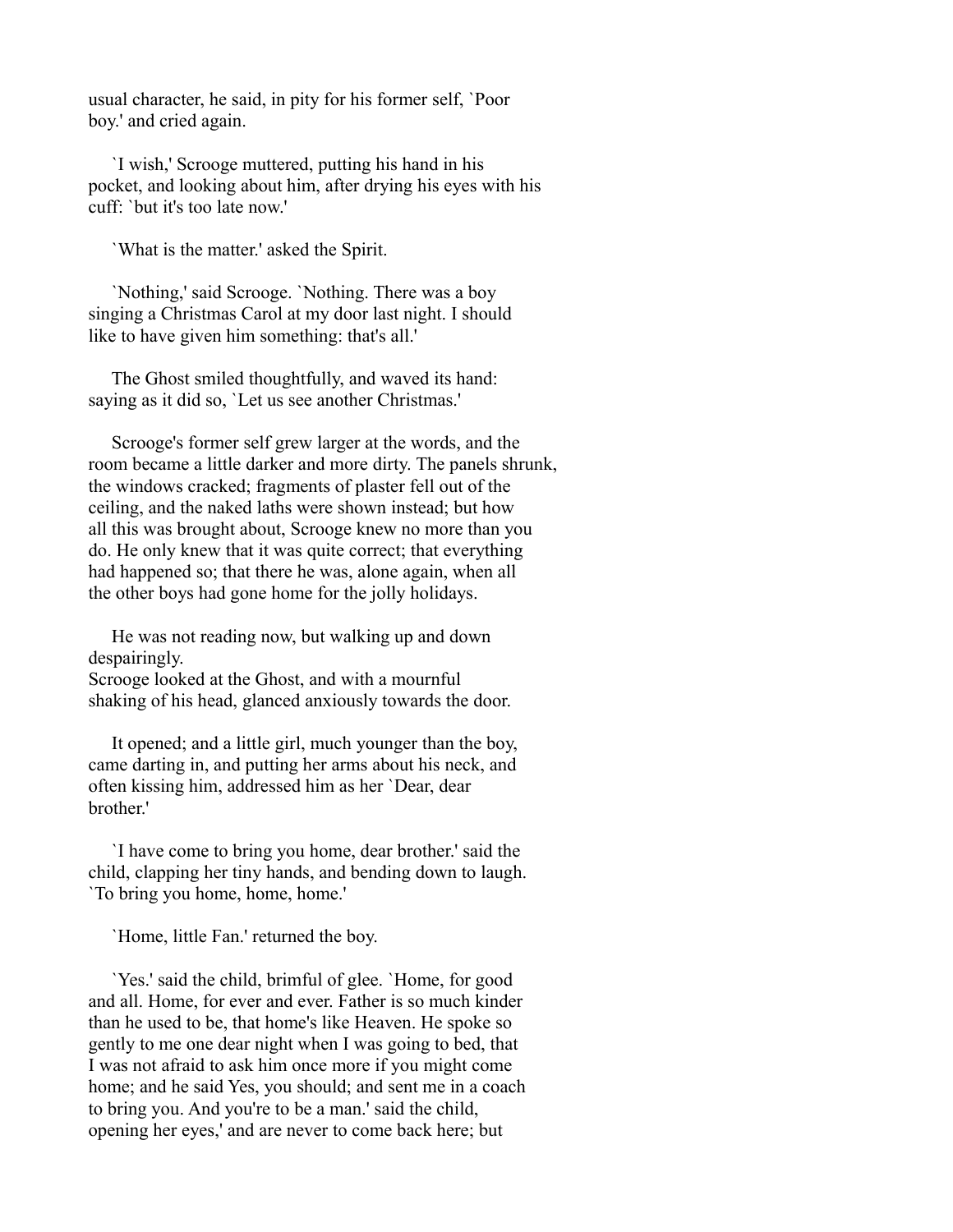usual character, he said, in pity for his former self, `Poor boy.' and cried again.

`I wish,' Scrooge muttered, putting his hand in his pocket, and looking about him, after drying his eyes with his cuff: `but it's too late now.'

`What is the matter.' asked the Spirit.

`Nothing,' said Scrooge. `Nothing. There was a boy singing a Christmas Carol at my door last night. I should like to have given him something: that's all.'

The Ghost smiled thoughtfully, and waved its hand: saying as it did so, `Let us see another Christmas.'

Scrooge's former self grew larger at the words, and the room became a little darker and more dirty. The panels shrunk, the windows cracked; fragments of plaster fell out of the ceiling, and the naked laths were shown instead; but how all this was brought about, Scrooge knew no more than you do. He only knew that it was quite correct; that everything had happened so; that there he was, alone again, when all the other boys had gone home for the jolly holidays.

He was not reading now, but walking up and down despairingly.
Scrooge looked at the Ghost, and with a mournful shaking of his head, glanced anxiously towards the door.

It opened; and a little girl, much younger than the boy, came darting in, and putting her arms about his neck, and often kissing him, addressed him as her `Dear, dear brother.'

`I have come to bring you home, dear brother.' said the child, clapping her tiny hands, and bending down to laugh. `To bring you home, home, home.'

`Home, little Fan.' returned the boy.

`Yes.' said the child, brimful of glee. `Home, for good and all. Home, for ever and ever. Father is so much kinder than he used to be, that home's like Heaven. He spoke so gently to me one dear night when I was going to bed, that I was not afraid to ask him once more if you might come home; and he said Yes, you should; and sent me in a coach to bring you. And you're to be a man.' said the child, opening her eyes,' and are never to come back here; but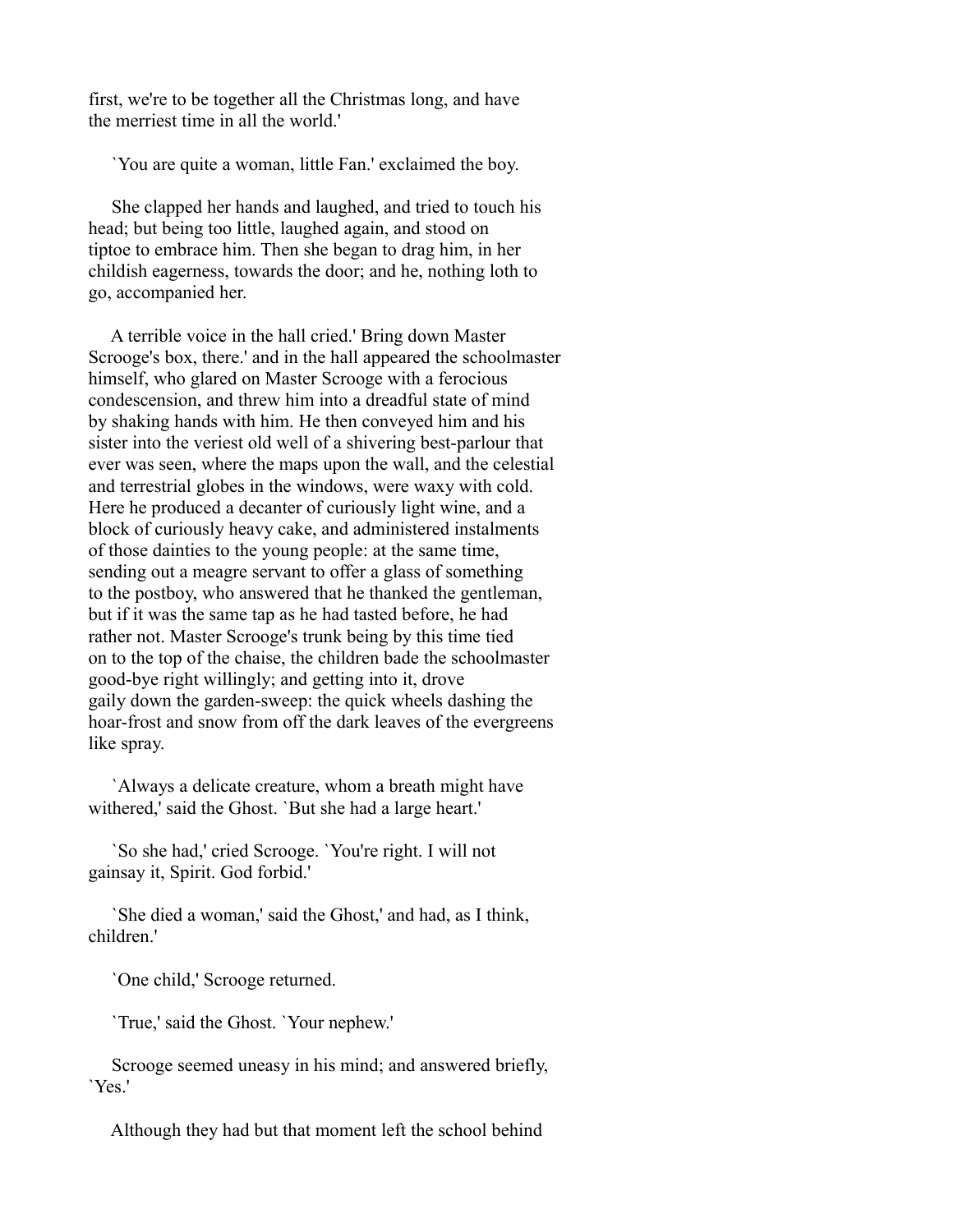first, we're to be together all the Christmas long, and have the merriest time in all the world.'

`You are quite a woman, little Fan.' exclaimed the boy.

She clapped her hands and laughed, and tried to touch his head; but being too little, laughed again, and stood on tiptoe to embrace him. Then she began to drag him, in her childish eagerness, towards the door; and he, nothing loth to go, accompanied her.

A terrible voice in the hall cried.' Bring down Master Scrooge's box, there.' and in the hall appeared the schoolmaster himself, who glared on Master Scrooge with a ferocious condescension, and threw him into a dreadful state of mind by shaking hands with him. He then conveyed him and his sister into the veriest old well of a shivering best-parlour that ever was seen, where the maps upon the wall, and the celestial and terrestrial globes in the windows, were waxy with cold. Here he produced a decanter of curiously light wine, and a block of curiously heavy cake, and administered instalments of those dainties to the young people: at the same time, sending out a meagre servant to offer a glass of something to the postboy, who answered that he thanked the gentleman, but if it was the same tap as he had tasted before, he had rather not. Master Scrooge's trunk being by this time tied on to the top of the chaise, the children bade the schoolmaster good-bye right willingly; and getting into it, drove gaily down the garden-sweep: the quick wheels dashing the hoar-frost and snow from off the dark leaves of the evergreens like spray.

`Always a delicate creature, whom a breath might have withered,' said the Ghost. `But she had a large heart.'

`So she had,' cried Scrooge. `You're right. I will not gainsay it, Spirit. God forbid.'

`She died a woman,' said the Ghost,' and had, as I think, children.'

`One child,' Scrooge returned.

`True,' said the Ghost. `Your nephew.'

Scrooge seemed uneasy in his mind; and answered briefly, `Yes.'

Although they had but that moment left the school behind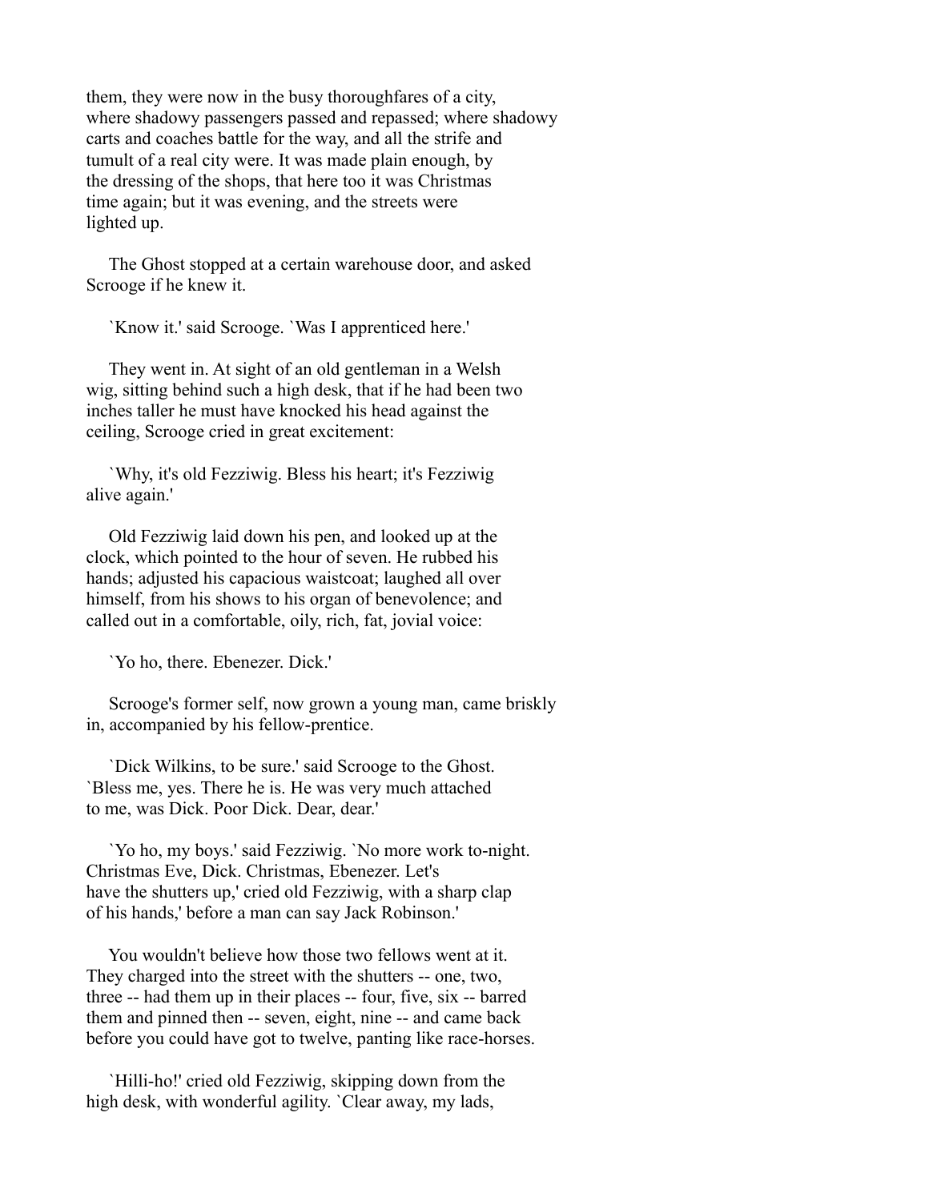them, they were now in the busy thoroughfares of a city, where shadowy passengers passed and repassed; where shadowy carts and coaches battle for the way, and all the strife and tumult of a real city were. It was made plain enough, by the dressing of the shops, that here too it was Christmas time again; but it was evening, and the streets were lighted up.

The Ghost stopped at a certain warehouse door, and asked Scrooge if he knew it.

`Know it.' said Scrooge. `Was I apprenticed here.'

They went in. At sight of an old gentleman in a Welsh wig, sitting behind such a high desk, that if he had been two inches taller he must have knocked his head against the ceiling, Scrooge cried in great excitement:

`Why, it's old Fezziwig. Bless his heart; it's Fezziwig alive again.'

Old Fezziwig laid down his pen, and looked up at the clock, which pointed to the hour of seven. He rubbed his hands; adjusted his capacious waistcoat; laughed all over himself, from his shows to his organ of benevolence; and called out in a comfortable, oily, rich, fat, jovial voice:

`Yo ho, there. Ebenezer. Dick.'

Scrooge's former self, now grown a young man, came briskly in, accompanied by his fellow-prentice.

`Dick Wilkins, to be sure.' said Scrooge to the Ghost. `Bless me, yes. There he is. He was very much attached to me, was Dick. Poor Dick. Dear, dear.'

`Yo ho, my boys.' said Fezziwig. `No more work to-night. Christmas Eve, Dick. Christmas, Ebenezer. Let's have the shutters up,' cried old Fezziwig, with a sharp clap of his hands,' before a man can say Jack Robinson.'

You wouldn't believe how those two fellows went at it. They charged into the street with the shutters -- one, two, three -- had them up in their places -- four, five, six -- barred them and pinned then -- seven, eight, nine -- and came back before you could have got to twelve, panting like race-horses.

`Hilli-ho!' cried old Fezziwig, skipping down from the high desk, with wonderful agility. `Clear away, my lads,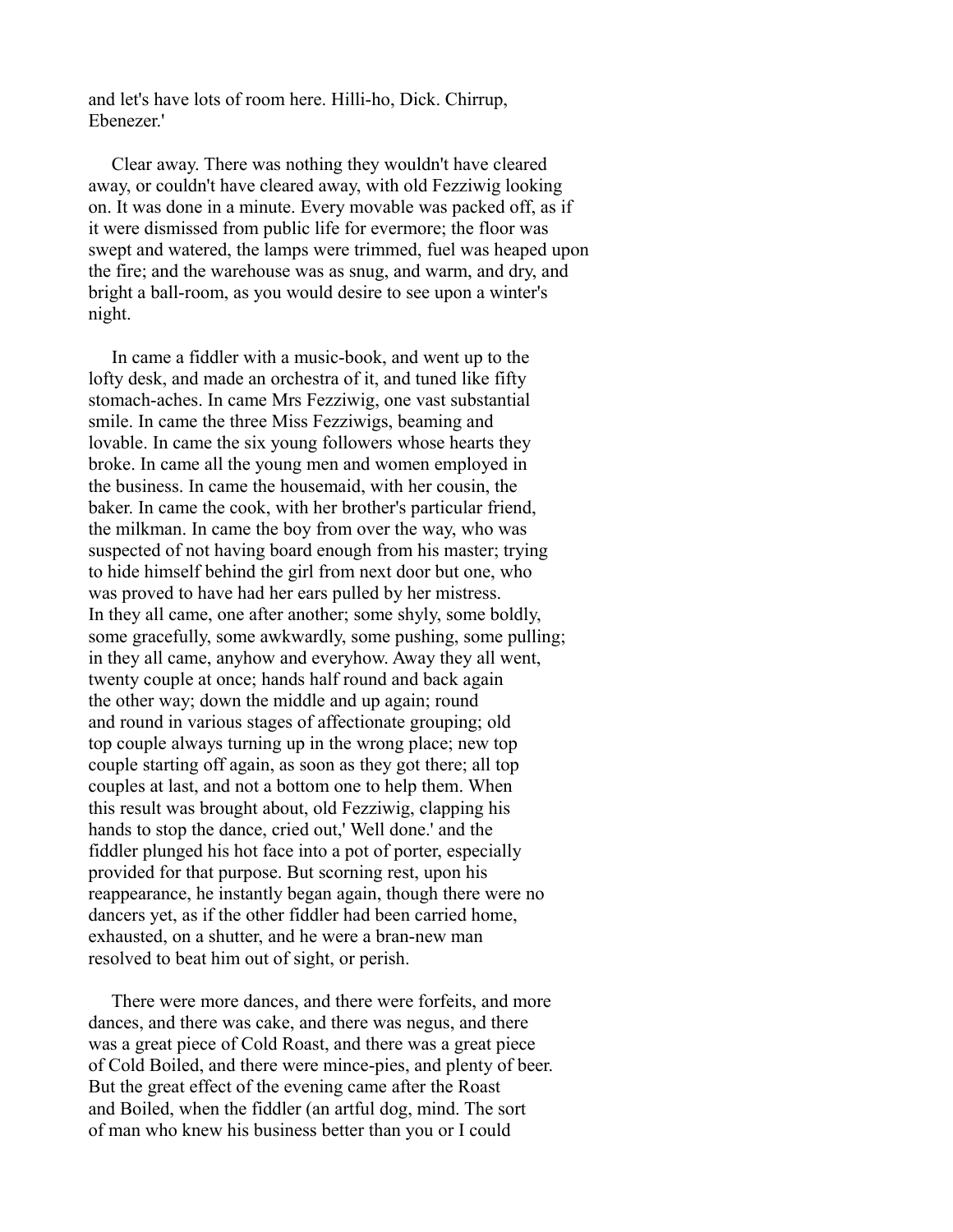and let's have lots of room here. Hilli-ho, Dick. Chirrup, Ebenezer.'

Clear away. There was nothing they wouldn't have cleared away, or couldn't have cleared away, with old Fezziwig looking on. It was done in a minute. Every movable was packed off, as if it were dismissed from public life for evermore; the floor was swept and watered, the lamps were trimmed, fuel was heaped upon the fire; and the warehouse was as snug, and warm, and dry, and bright a ball-room, as you would desire to see upon a winter's night.

In came a fiddler with a music-book, and went up to the lofty desk, and made an orchestra of it, and tuned like fifty stomach-aches. In came Mrs Fezziwig, one vast substantial smile. In came the three Miss Fezziwigs, beaming and lovable. In came the six young followers whose hearts they broke. In came all the young men and women employed in the business. In came the housemaid, with her cousin, the baker. In came the cook, with her brother's particular friend, the milkman. In came the boy from over the way, who was suspected of not having board enough from his master; trying to hide himself behind the girl from next door but one, who was proved to have had her ears pulled by her mistress. In they all came, one after another; some shyly, some boldly, some gracefully, some awkwardly, some pushing, some pulling; in they all came, anyhow and everyhow. Away they all went, twenty couple at once; hands half round and back again the other way; down the middle and up again; round and round in various stages of affectionate grouping; old top couple always turning up in the wrong place; new top couple starting off again, as soon as they got there; all top couples at last, and not a bottom one to help them. When this result was brought about, old Fezziwig, clapping his hands to stop the dance, cried out,' Well done.' and the fiddler plunged his hot face into a pot of porter, especially provided for that purpose. But scorning rest, upon his reappearance, he instantly began again, though there were no dancers yet, as if the other fiddler had been carried home, exhausted, on a shutter, and he were a bran-new man resolved to beat him out of sight, or perish.

There were more dances, and there were forfeits, and more dances, and there was cake, and there was negus, and there was a great piece of Cold Roast, and there was a great piece of Cold Boiled, and there were mince-pies, and plenty of beer. But the great effect of the evening came after the Roast and Boiled, when the fiddler (an artful dog, mind. The sort of man who knew his business better than you or I could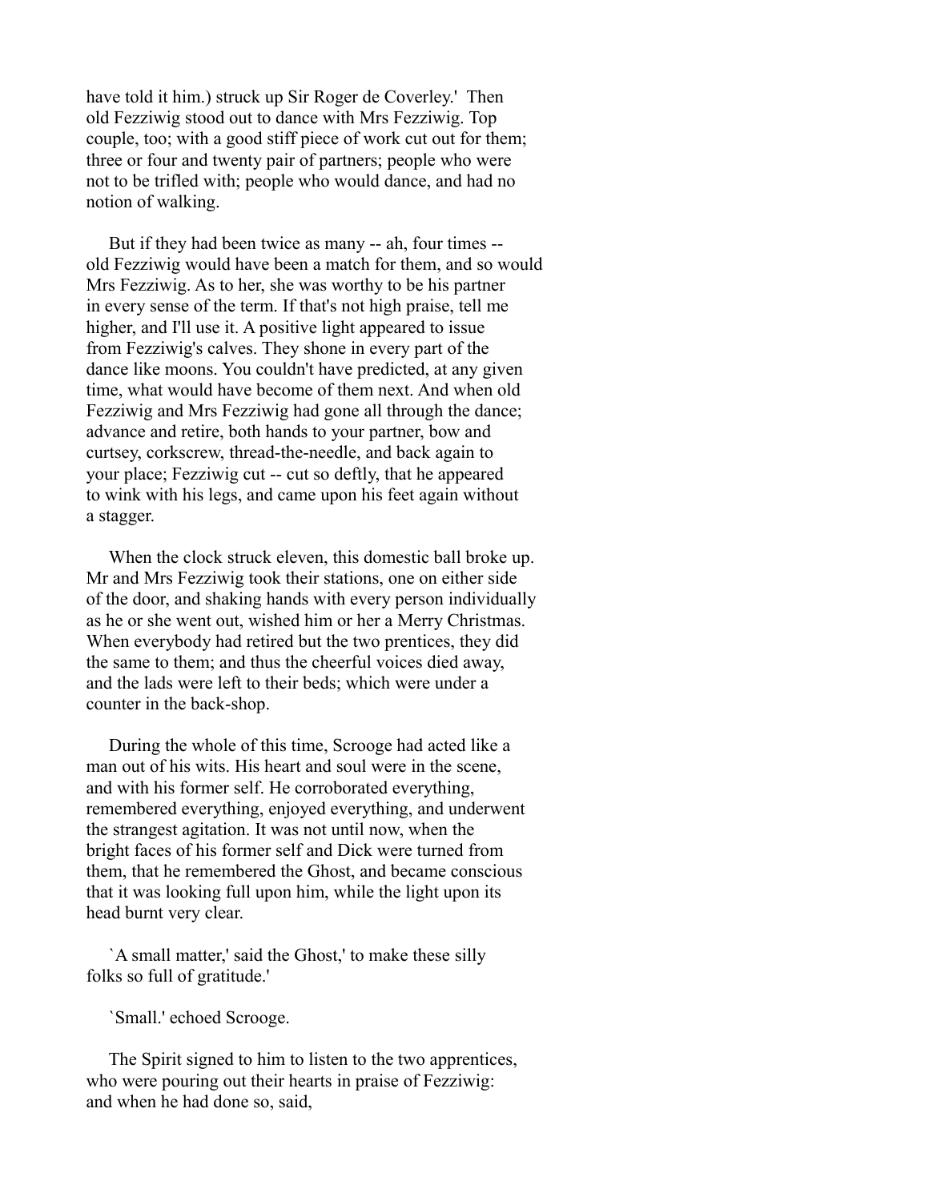have told it him.) struck up Sir Roger de Coverley.' Then old Fezziwig stood out to dance with Mrs Fezziwig. Top couple, too; with a good stiff piece of work cut out for them; three or four and twenty pair of partners; people who were not to be trifled with; people who would dance, and had no notion of walking.

But if they had been twice as many -- ah, four times -- old Fezziwig would have been a match for them, and so would Mrs Fezziwig. As to her, she was worthy to be his partner in every sense of the term. If that's not high praise, tell me higher, and I'll use it. A positive light appeared to issue from Fezziwig's calves. They shone in every part of the dance like moons. You couldn't have predicted, at any given time, what would have become of them next. And when old Fezziwig and Mrs Fezziwig had gone all through the dance; advance and retire, both hands to your partner, bow and curtsey, corkscrew, thread-the-needle, and back again to your place; Fezziwig cut -- cut so deftly, that he appeared to wink with his legs, and came upon his feet again without a stagger.

When the clock struck eleven, this domestic ball broke up. Mr and Mrs Fezziwig took their stations, one on either side of the door, and shaking hands with every person individually as he or she went out, wished him or her a Merry Christmas. When everybody had retired but the two prentices, they did the same to them; and thus the cheerful voices died away, and the lads were left to their beds; which were under a counter in the back-shop.

During the whole of this time, Scrooge had acted like a man out of his wits. His heart and soul were in the scene, and with his former self. He corroborated everything, remembered everything, enjoyed everything, and underwent the strangest agitation. It was not until now, when the bright faces of his former self and Dick were turned from them, that he remembered the Ghost, and became conscious that it was looking full upon him, while the light upon its head burnt very clear.

`A small matter,' said the Ghost,' to make these silly folks so full of gratitude.'

`Small.' echoed Scrooge.

The Spirit signed to him to listen to the two apprentices, who were pouring out their hearts in praise of Fezziwig: and when he had done so, said,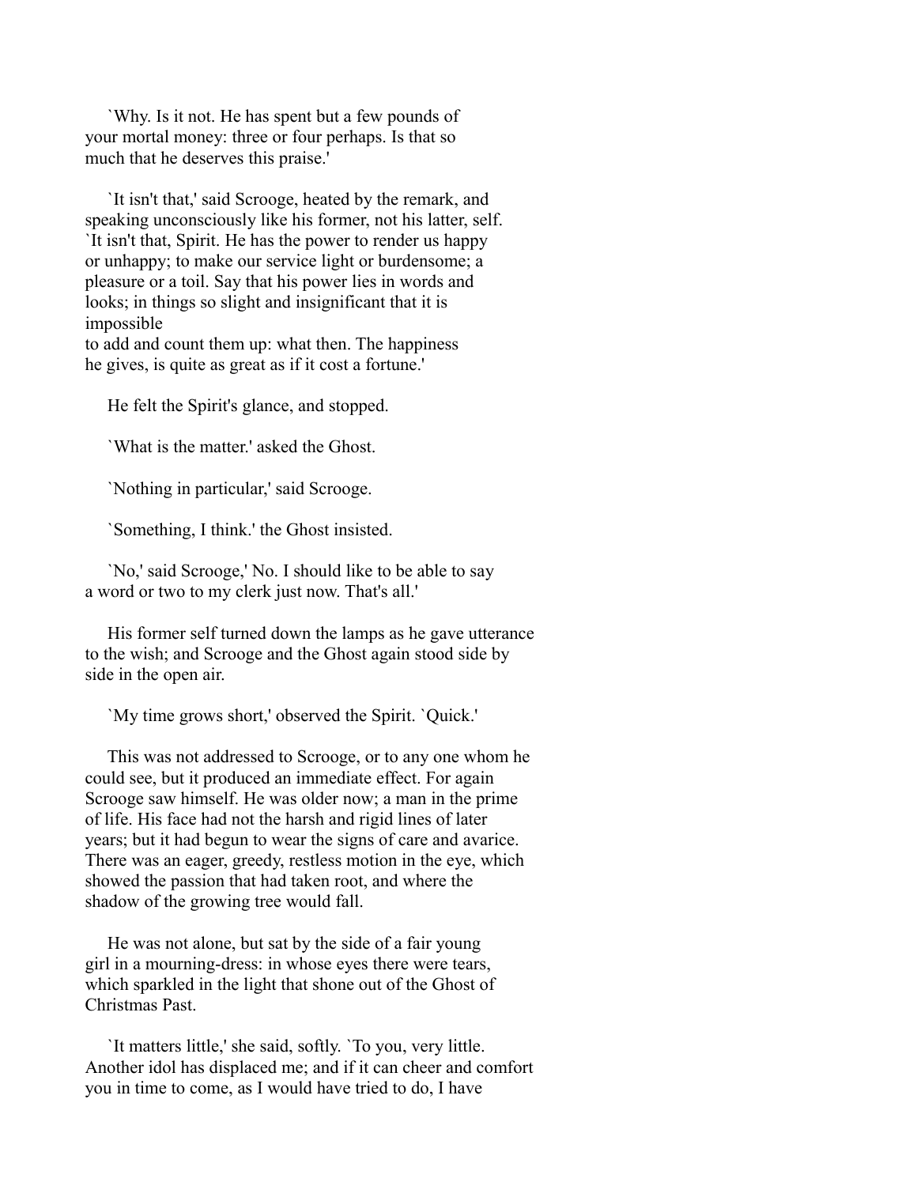`Why. Is it not. He has spent but a few pounds of your mortal money: three or four perhaps. Is that so much that he deserves this praise.'

`It isn't that,' said Scrooge, heated by the remark, and speaking unconsciously like his former, not his latter, self. `It isn't that, Spirit. He has the power to render us happy or unhappy; to make our service light or burdensome; a pleasure or a toil. Say that his power lies in words and looks; in things so slight and insignificant that it is impossible to add and count them up: what then. The happiness he gives, is quite as great as if it cost a fortune.'

He felt the Spirit's glance, and stopped.

`What is the matter.' asked the Ghost.

`Nothing in particular,' said Scrooge.

`Something, I think.' the Ghost insisted.

`No,' said Scrooge,' No. I should like to be able to say a word or two to my clerk just now. That's all.'

His former self turned down the lamps as he gave utterance to the wish; and Scrooge and the Ghost again stood side by side in the open air.

`My time grows short,' observed the Spirit. `Quick.'

This was not addressed to Scrooge, or to any one whom he could see, but it produced an immediate effect. For again Scrooge saw himself. He was older now; a man in the prime of life. His face had not the harsh and rigid lines of later years; but it had begun to wear the signs of care and avarice. There was an eager, greedy, restless motion in the eye, which showed the passion that had taken root, and where the shadow of the growing tree would fall.

He was not alone, but sat by the side of a fair young girl in a mourning-dress: in whose eyes there were tears, which sparkled in the light that shone out of the Ghost of Christmas Past.

`It matters little,' she said, softly. `To you, very little. Another idol has displaced me; and if it can cheer and comfort you in time to come, as I would have tried to do, I have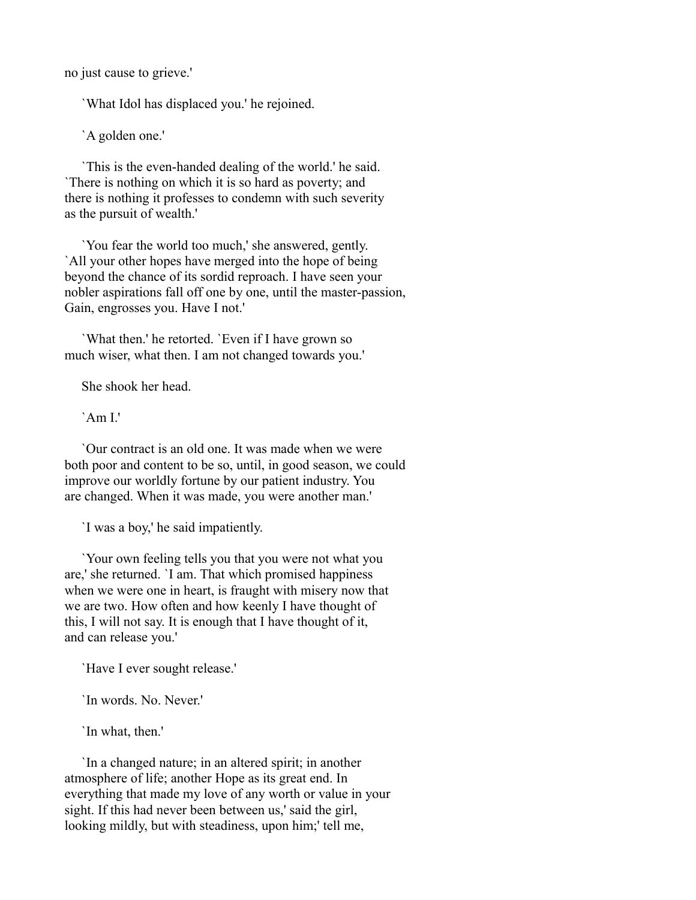no just cause to grieve.'

`What Idol has displaced you.' he rejoined.

`A golden one.'

`This is the even-handed dealing of the world.' he said. `There is nothing on which it is so hard as poverty; and there is nothing it professes to condemn with such severity as the pursuit of wealth.'

`You fear the world too much,' she answered, gently. `All your other hopes have merged into the hope of being beyond the chance of its sordid reproach. I have seen your nobler aspirations fall off one by one, until the master-passion, Gain, engrosses you. Have I not.'

`What then.' he retorted. `Even if I have grown so much wiser, what then. I am not changed towards you.'

She shook her head.

`Am I.'

`Our contract is an old one. It was made when we were both poor and content to be so, until, in good season, we could improve our worldly fortune by our patient industry. You are changed. When it was made, you were another man.'

`I was a boy,' he said impatiently.

`Your own feeling tells you that you were not what you are,' she returned. `I am. That which promised happiness when we were one in heart, is fraught with misery now that we are two. How often and how keenly I have thought of this, I will not say. It is enough that I have thought of it, and can release you.'

`Have I ever sought release.'

`In words. No. Never.'

`In what, then.'

`In a changed nature; in an altered spirit; in another atmosphere of life; another Hope as its great end. In everything that made my love of any worth or value in your sight. If this had never been between us,' said the girl, looking mildly, but with steadiness, upon him;' tell me,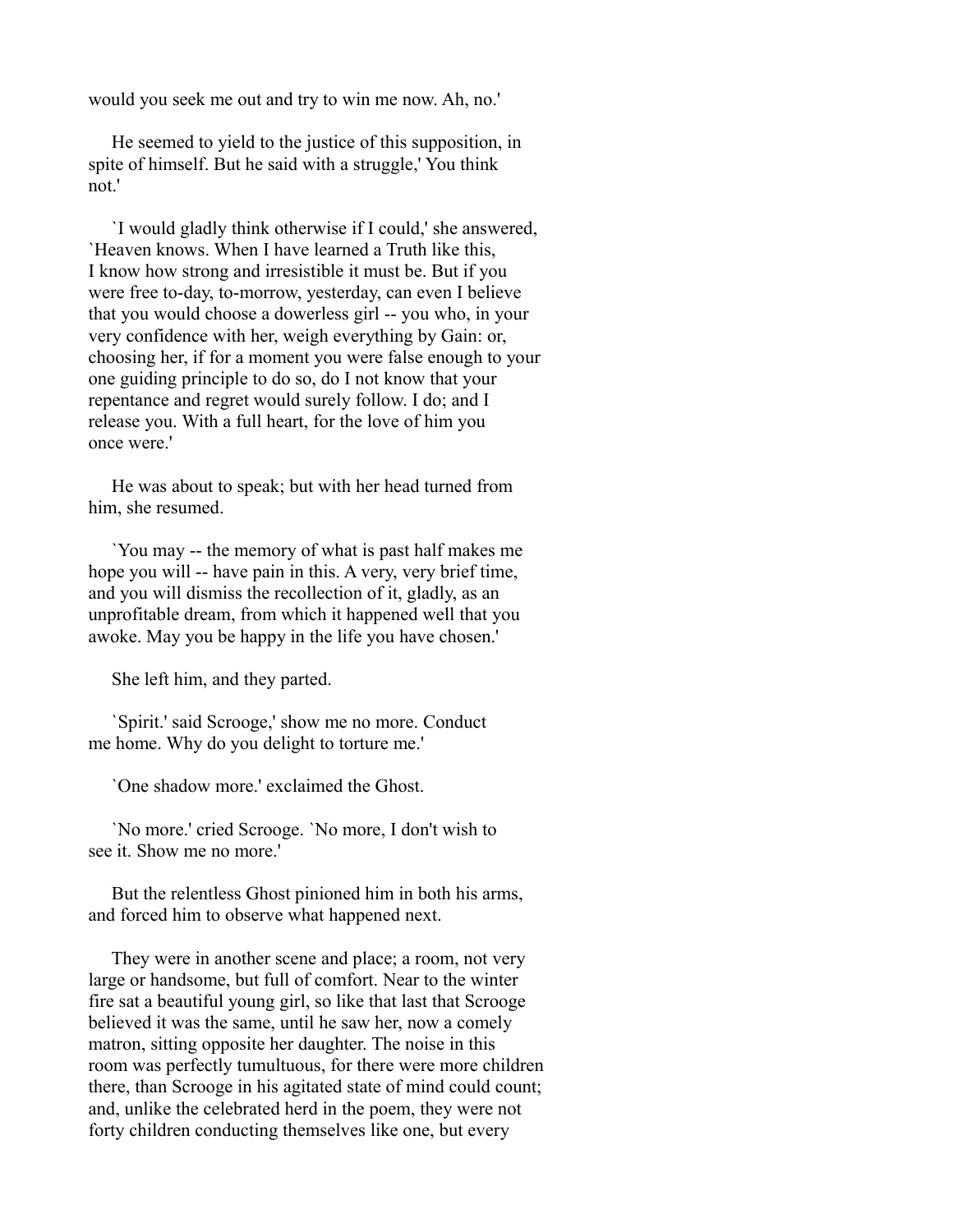would you seek me out and try to win me now. Ah, no.'

He seemed to yield to the justice of this supposition, in spite of himself. But he said with a struggle,' You think not.'

`I would gladly think otherwise if I could,' she answered, `Heaven knows. When I have learned a Truth like this, I know how strong and irresistible it must be. But if you were free to-day, to-morrow, yesterday, can even I believe that you would choose a dowerless girl -- you who, in your very confidence with her, weigh everything by Gain: or, choosing her, if for a moment you were false enough to your one guiding principle to do so, do I not know that your repentance and regret would surely follow. I do; and I release you. With a full heart, for the love of him you once were.'

He was about to speak; but with her head turned from him, she resumed.

`You may -- the memory of what is past half makes me hope you will -- have pain in this. A very, very brief time, and you will dismiss the recollection of it, gladly, as an unprofitable dream, from which it happened well that you awoke. May you be happy in the life you have chosen.'

She left him, and they parted.

`Spirit.' said Scrooge,' show me no more. Conduct me home. Why do you delight to torture me.'

`One shadow more.' exclaimed the Ghost.

`No more.' cried Scrooge. `No more, I don't wish to see it. Show me no more.'

But the relentless Ghost pinioned him in both his arms, and forced him to observe what happened next.

They were in another scene and place; a room, not very large or handsome, but full of comfort. Near to the winter fire sat a beautiful young girl, so like that last that Scrooge believed it was the same, until he saw her, now a comely matron, sitting opposite her daughter. The noise in this room was perfectly tumultuous, for there were more children there, than Scrooge in his agitated state of mind could count; and, unlike the celebrated herd in the poem, they were not forty children conducting themselves like one, but every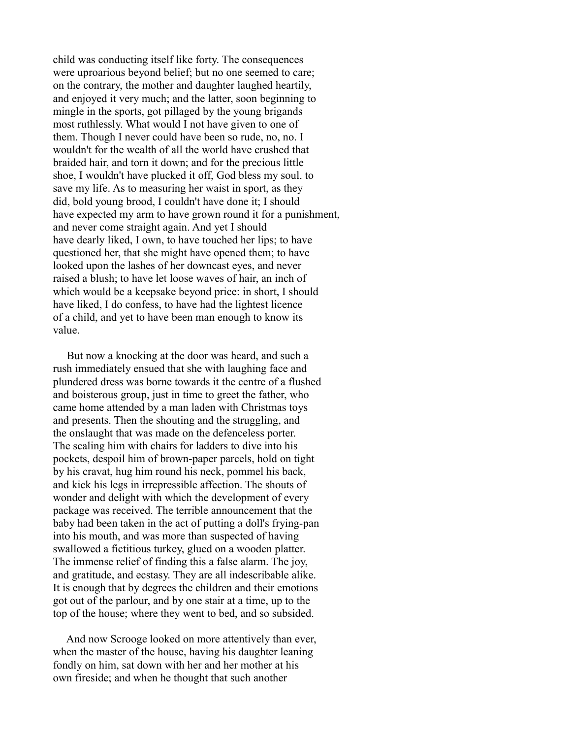child was conducting itself like forty. The consequences were uproarious beyond belief; but no one seemed to care; on the contrary, the mother and daughter laughed heartily, and enjoyed it very much; and the latter, soon beginning to mingle in the sports, got pillaged by the young brigands most ruthlessly. What would I not have given to one of them. Though I never could have been so rude, no, no. I wouldn't for the wealth of all the world have crushed that braided hair, and torn it down; and for the precious little shoe, I wouldn't have plucked it off, God bless my soul. to save my life. As to measuring her waist in sport, as they did, bold young brood, I couldn't have done it; I should have expected my arm to have grown round it for a punishment, and never come straight again. And yet I should have dearly liked, I own, to have touched her lips; to have questioned her, that she might have opened them; to have looked upon the lashes of her downcast eyes, and never raised a blush; to have let loose waves of hair, an inch of which would be a keepsake beyond price: in short, I should have liked, I do confess, to have had the lightest licence of a child, and yet to have been man enough to know its value.

But now a knocking at the door was heard, and such a rush immediately ensued that she with laughing face and plundered dress was borne towards it the centre of a flushed and boisterous group, just in time to greet the father, who came home attended by a man laden with Christmas toys and presents. Then the shouting and the struggling, and the onslaught that was made on the defenceless porter. The scaling him with chairs for ladders to dive into his pockets, despoil him of brown-paper parcels, hold on tight by his cravat, hug him round his neck, pommel his back, and kick his legs in irrepressible affection. The shouts of wonder and delight with which the development of every package was received. The terrible announcement that the baby had been taken in the act of putting a doll's frying-pan into his mouth, and was more than suspected of having swallowed a fictitious turkey, glued on a wooden platter. The immense relief of finding this a false alarm. The joy, and gratitude, and ecstasy. They are all indescribable alike. It is enough that by degrees the children and their emotions got out of the parlour, and by one stair at a time, up to the top of the house; where they went to bed, and so subsided.

And now Scrooge looked on more attentively than ever, when the master of the house, having his daughter leaning fondly on him, sat down with her and her mother at his own fireside; and when he thought that such another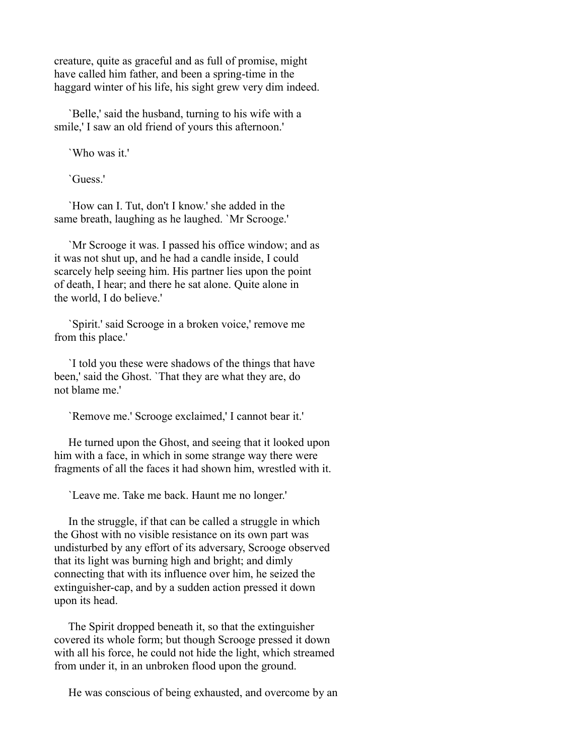creature, quite as graceful and as full of promise, might have called him father, and been a spring-time in the haggard winter of his life, his sight grew very dim indeed.

`Belle,' said the husband, turning to his wife with a smile,' I saw an old friend of yours this afternoon.'

`Who was it.'

`Guess.'

`How can I. Tut, don't I know.' she added in the same breath, laughing as he laughed. `Mr Scrooge.'

`Mr Scrooge it was. I passed his office window; and as it was not shut up, and he had a candle inside, I could scarcely help seeing him. His partner lies upon the point of death, I hear; and there he sat alone. Quite alone in the world, I do believe.'

`Spirit.' said Scrooge in a broken voice,' remove me from this place.'

`I told you these were shadows of the things that have been,' said the Ghost. `That they are what they are, do not blame me.'

`Remove me.' Scrooge exclaimed,' I cannot bear it.'

He turned upon the Ghost, and seeing that it looked upon him with a face, in which in some strange way there were fragments of all the faces it had shown him, wrestled with it.

`Leave me. Take me back. Haunt me no longer.'

In the struggle, if that can be called a struggle in which the Ghost with no visible resistance on its own part was undisturbed by any effort of its adversary, Scrooge observed that its light was burning high and bright; and dimly connecting that with its influence over him, he seized the extinguisher-cap, and by a sudden action pressed it down upon its head.

The Spirit dropped beneath it, so that the extinguisher covered its whole form; but though Scrooge pressed it down with all his force, he could not hide the light, which streamed from under it, in an unbroken flood upon the ground.

He was conscious of being exhausted, and overcome by an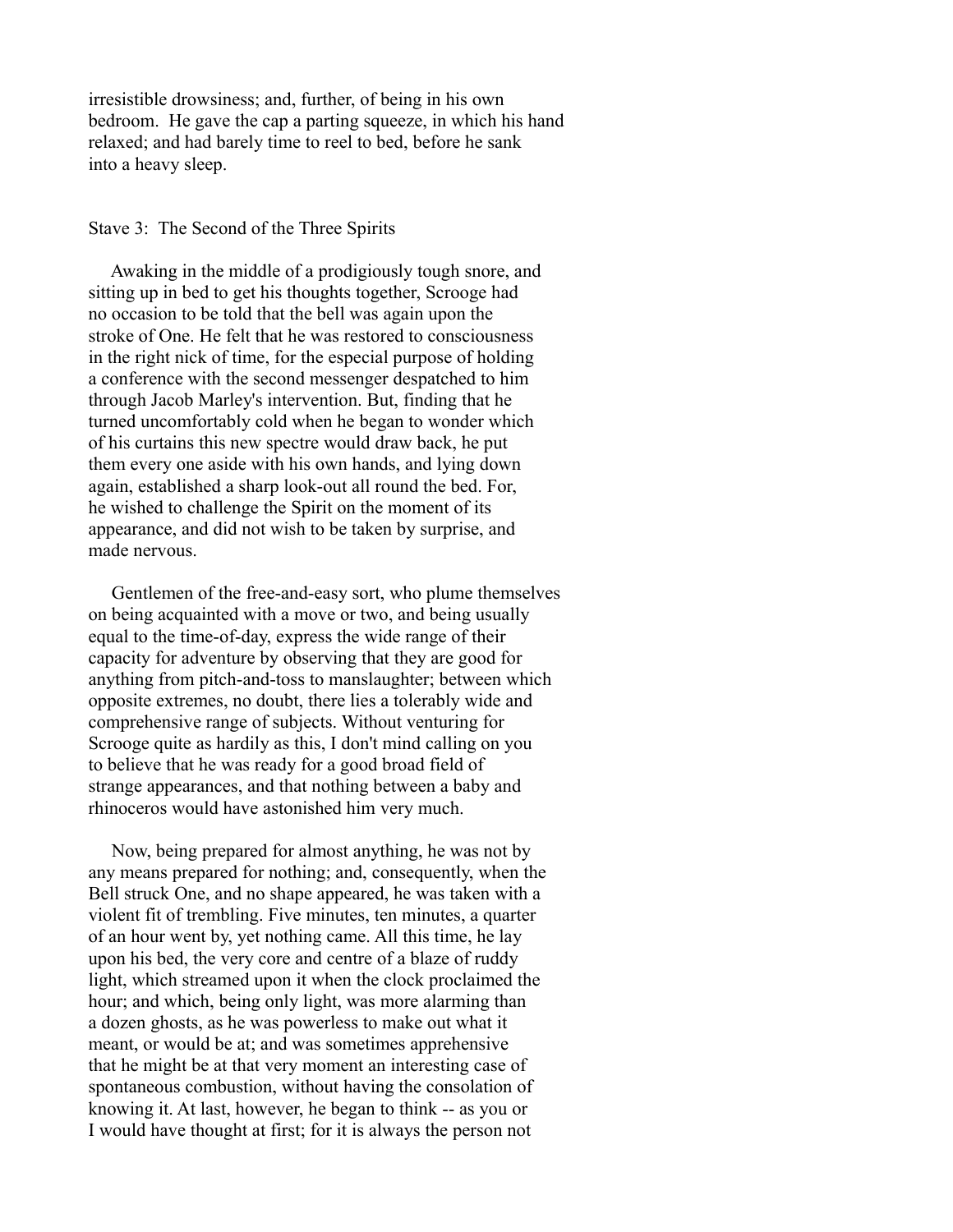irresistible drowsiness; and, further, of being in his own bedroom. He gave the cap a parting squeeze, in which his hand relaxed; and had barely time to reel to bed, before he sank into a heavy sleep.

## Stave 3: The Second of the Three Spirits

Awaking in the middle of a prodigiously tough snore, and sitting up in bed to get his thoughts together, Scrooge had no occasion to be told that the bell was again upon the stroke of One. He felt that he was restored to consciousness in the right nick of time, for the especial purpose of holding a conference with the second messenger despatched to him through Jacob Marley's intervention. But, finding that he turned uncomfortably cold when he began to wonder which of his curtains this new spectre would draw back, he put them every one aside with his own hands, and lying down again, established a sharp look-out all round the bed. For, he wished to challenge the Spirit on the moment of its appearance, and did not wish to be taken by surprise, and made nervous.

Gentlemen of the free-and-easy sort, who plume themselves on being acquainted with a move or two, and being usually equal to the time-of-day, express the wide range of their capacity for adventure by observing that they are good for anything from pitch-and-toss to manslaughter; between which opposite extremes, no doubt, there lies a tolerably wide and comprehensive range of subjects. Without venturing for Scrooge quite as hardily as this, I don't mind calling on you to believe that he was ready for a good broad field of strange appearances, and that nothing between a baby and rhinoceros would have astonished him very much.

Now, being prepared for almost anything, he was not by any means prepared for nothing; and, consequently, when the Bell struck One, and no shape appeared, he was taken with a violent fit of trembling. Five minutes, ten minutes, a quarter of an hour went by, yet nothing came. All this time, he lay upon his bed, the very core and centre of a blaze of ruddy light, which streamed upon it when the clock proclaimed the hour; and which, being only light, was more alarming than a dozen ghosts, as he was powerless to make out what it meant, or would be at; and was sometimes apprehensive that he might be at that very moment an interesting case of spontaneous combustion, without having the consolation of knowing it. At last, however, he began to think -- as you or I would have thought at first; for it is always the person not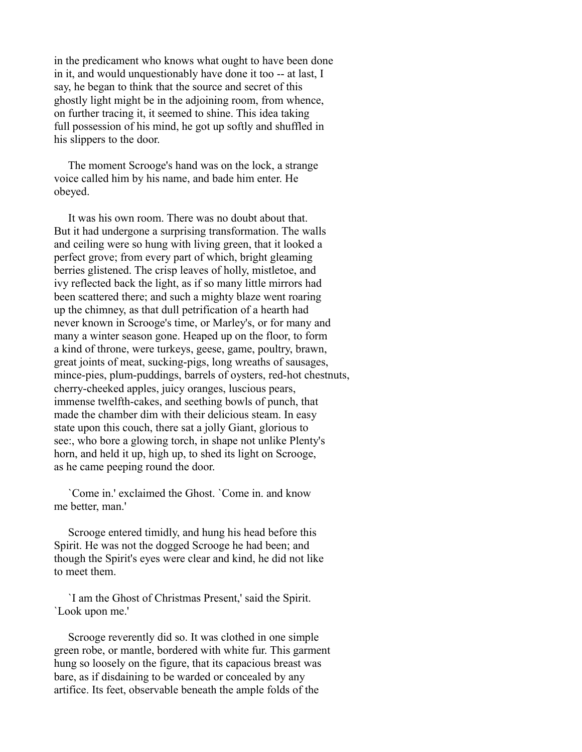in the predicament who knows what ought to have been done in it, and would unquestionably have done it too -- at last, I say, he began to think that the source and secret of this ghostly light might be in the adjoining room, from whence, on further tracing it, it seemed to shine. This idea taking full possession of his mind, he got up softly and shuffled in his slippers to the door.

The moment Scrooge's hand was on the lock, a strange voice called him by his name, and bade him enter. He obeyed.

It was his own room. There was no doubt about that. But it had undergone a surprising transformation. The walls and ceiling were so hung with living green, that it looked a perfect grove; from every part of which, bright gleaming berries glistened. The crisp leaves of holly, mistletoe, and ivy reflected back the light, as if so many little mirrors had been scattered there; and such a mighty blaze went roaring up the chimney, as that dull petrification of a hearth had never known in Scrooge's time, or Marley's, or for many and many a winter season gone. Heaped up on the floor, to form a kind of throne, were turkeys, geese, game, poultry, brawn, great joints of meat, sucking-pigs, long wreaths of sausages, mince-pies, plum-puddings, barrels of oysters, red-hot chestnuts, cherry-cheeked apples, juicy oranges, luscious pears, immense twelfth-cakes, and seething bowls of punch, that made the chamber dim with their delicious steam. In easy state upon this couch, there sat a jolly Giant, glorious to see:, who bore a glowing torch, in shape not unlike Plenty's horn, and held it up, high up, to shed its light on Scrooge, as he came peeping round the door.

`Come in.' exclaimed the Ghost. `Come in. and know me better, man.'

Scrooge entered timidly, and hung his head before this Spirit. He was not the dogged Scrooge he had been; and though the Spirit's eyes were clear and kind, he did not like to meet them.

`I am the Ghost of Christmas Present,' said the Spirit. `Look upon me.'

Scrooge reverently did so. It was clothed in one simple green robe, or mantle, bordered with white fur. This garment hung so loosely on the figure, that its capacious breast was bare, as if disdaining to be warded or concealed by any artifice. Its feet, observable beneath the ample folds of the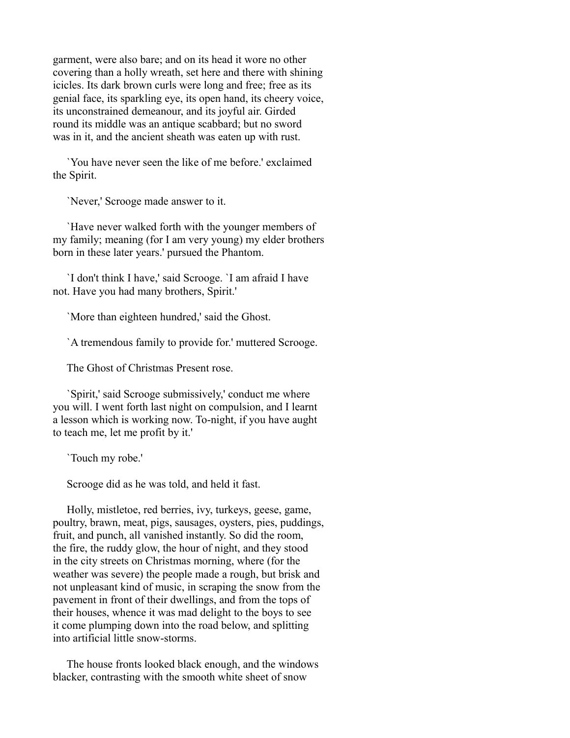garment, were also bare; and on its head it wore no other covering than a holly wreath, set here and there with shining icicles. Its dark brown curls were long and free; free as its genial face, its sparkling eye, its open hand, its cheery voice, its unconstrained demeanour, and its joyful air. Girded round its middle was an antique scabbard; but no sword was in it, and the ancient sheath was eaten up with rust.

`You have never seen the like of me before.' exclaimed the Spirit.

`Never,' Scrooge made answer to it.

`Have never walked forth with the younger members of my family; meaning (for I am very young) my elder brothers born in these later years.' pursued the Phantom.

`I don't think I have,' said Scrooge. `I am afraid I have not. Have you had many brothers, Spirit.'

`More than eighteen hundred,' said the Ghost.

`A tremendous family to provide for.' muttered Scrooge.

The Ghost of Christmas Present rose.

`Spirit,' said Scrooge submissively,' conduct me where you will. I went forth last night on compulsion, and I learnt a lesson which is working now. To-night, if you have aught to teach me, let me profit by it.'

`Touch my robe.'

Scrooge did as he was told, and held it fast.

Holly, mistletoe, red berries, ivy, turkeys, geese, game, poultry, brawn, meat, pigs, sausages, oysters, pies, puddings, fruit, and punch, all vanished instantly. So did the room, the fire, the ruddy glow, the hour of night, and they stood in the city streets on Christmas morning, where (for the weather was severe) the people made a rough, but brisk and not unpleasant kind of music, in scraping the snow from the pavement in front of their dwellings, and from the tops of their houses, whence it was mad delight to the boys to see it come plumping down into the road below, and splitting into artificial little snow-storms.

The house fronts looked black enough, and the windows blacker, contrasting with the smooth white sheet of snow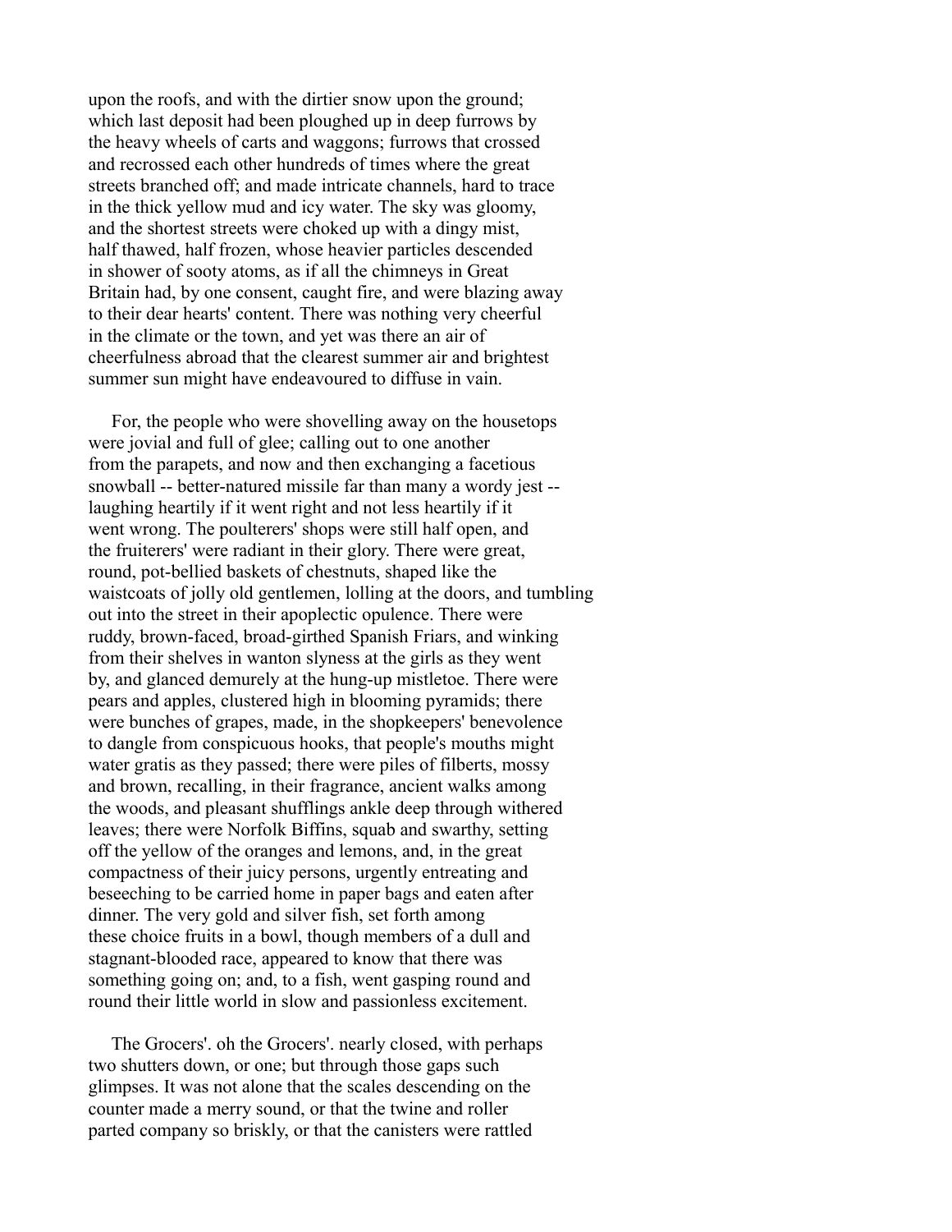upon the roofs, and with the dirtier snow upon the ground; which last deposit had been ploughed up in deep furrows by the heavy wheels of carts and waggons; furrows that crossed and recrossed each other hundreds of times where the great streets branched off; and made intricate channels, hard to trace in the thick yellow mud and icy water. The sky was gloomy, and the shortest streets were choked up with a dingy mist, half thawed, half frozen, whose heavier particles descended in shower of sooty atoms, as if all the chimneys in Great Britain had, by one consent, caught fire, and were blazing away to their dear hearts' content. There was nothing very cheerful in the climate or the town, and yet was there an air of cheerfulness abroad that the clearest summer air and brightest summer sun might have endeavoured to diffuse in vain.

For, the people who were shovelling away on the housetops were jovial and full of glee; calling out to one another from the parapets, and now and then exchanging a facetious snowball -- better-natured missile far than many a wordy jest -- laughing heartily if it went right and not less heartily if it went wrong. The poulterers' shops were still half open, and the fruiterers' were radiant in their glory. There were great, round, pot-bellied baskets of chestnuts, shaped like the waistcoats of jolly old gentlemen, lolling at the doors, and tumbling out into the street in their apoplectic opulence. There were ruddy, brown-faced, broad-girthed Spanish Friars, and winking from their shelves in wanton slyness at the girls as they went by, and glanced demurely at the hung-up mistletoe. There were pears and apples, clustered high in blooming pyramids; there were bunches of grapes, made, in the shopkeepers' benevolence to dangle from conspicuous hooks, that people's mouths might water gratis as they passed; there were piles of filberts, mossy and brown, recalling, in their fragrance, ancient walks among the woods, and pleasant shufflings ankle deep through withered leaves; there were Norfolk Biffins, squab and swarthy, setting off the yellow of the oranges and lemons, and, in the great compactness of their juicy persons, urgently entreating and beseeching to be carried home in paper bags and eaten after dinner. The very gold and silver fish, set forth among these choice fruits in a bowl, though members of a dull and stagnant-blooded race, appeared to know that there was something going on; and, to a fish, went gasping round and round their little world in slow and passionless excitement.

The Grocers'. oh the Grocers'. nearly closed, with perhaps two shutters down, or one; but through those gaps such glimpses. It was not alone that the scales descending on the counter made a merry sound, or that the twine and roller parted company so briskly, or that the canisters were rattled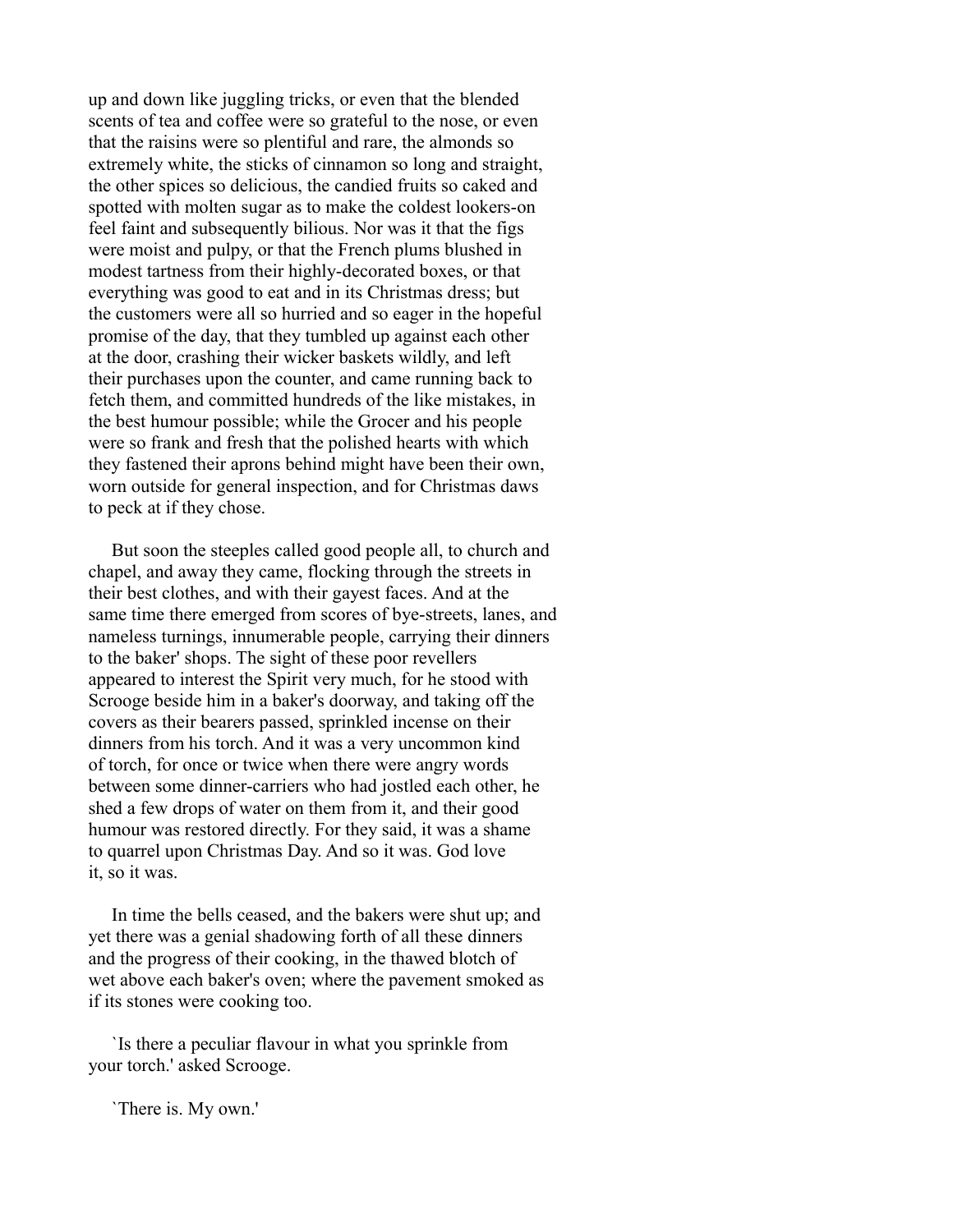up and down like juggling tricks, or even that the blended scents of tea and coffee were so grateful to the nose, or even that the raisins were so plentiful and rare, the almonds so extremely white, the sticks of cinnamon so long and straight, the other spices so delicious, the candied fruits so caked and spotted with molten sugar as to make the coldest lookers-on feel faint and subsequently bilious. Nor was it that the figs were moist and pulpy, or that the French plums blushed in modest tartness from their highly-decorated boxes, or that everything was good to eat and in its Christmas dress; but the customers were all so hurried and so eager in the hopeful promise of the day, that they tumbled up against each other at the door, crashing their wicker baskets wildly, and left their purchases upon the counter, and came running back to fetch them, and committed hundreds of the like mistakes, in the best humour possible; while the Grocer and his people were so frank and fresh that the polished hearts with which they fastened their aprons behind might have been their own, worn outside for general inspection, and for Christmas daws to peck at if they chose.

But soon the steeples called good people all, to church and chapel, and away they came, flocking through the streets in their best clothes, and with their gayest faces. And at the same time there emerged from scores of bye-streets, lanes, and nameless turnings, innumerable people, carrying their dinners to the baker' shops. The sight of these poor revellers appeared to interest the Spirit very much, for he stood with Scrooge beside him in a baker's doorway, and taking off the covers as their bearers passed, sprinkled incense on their dinners from his torch. And it was a very uncommon kind of torch, for once or twice when there were angry words between some dinner-carriers who had jostled each other, he shed a few drops of water on them from it, and their good humour was restored directly. For they said, it was a shame to quarrel upon Christmas Day. And so it was. God love it, so it was.

In time the bells ceased, and the bakers were shut up; and yet there was a genial shadowing forth of all these dinners and the progress of their cooking, in the thawed blotch of wet above each baker's oven; where the pavement smoked as if its stones were cooking too.

`Is there a peculiar flavour in what you sprinkle from your torch.' asked Scrooge.

`There is. My own.'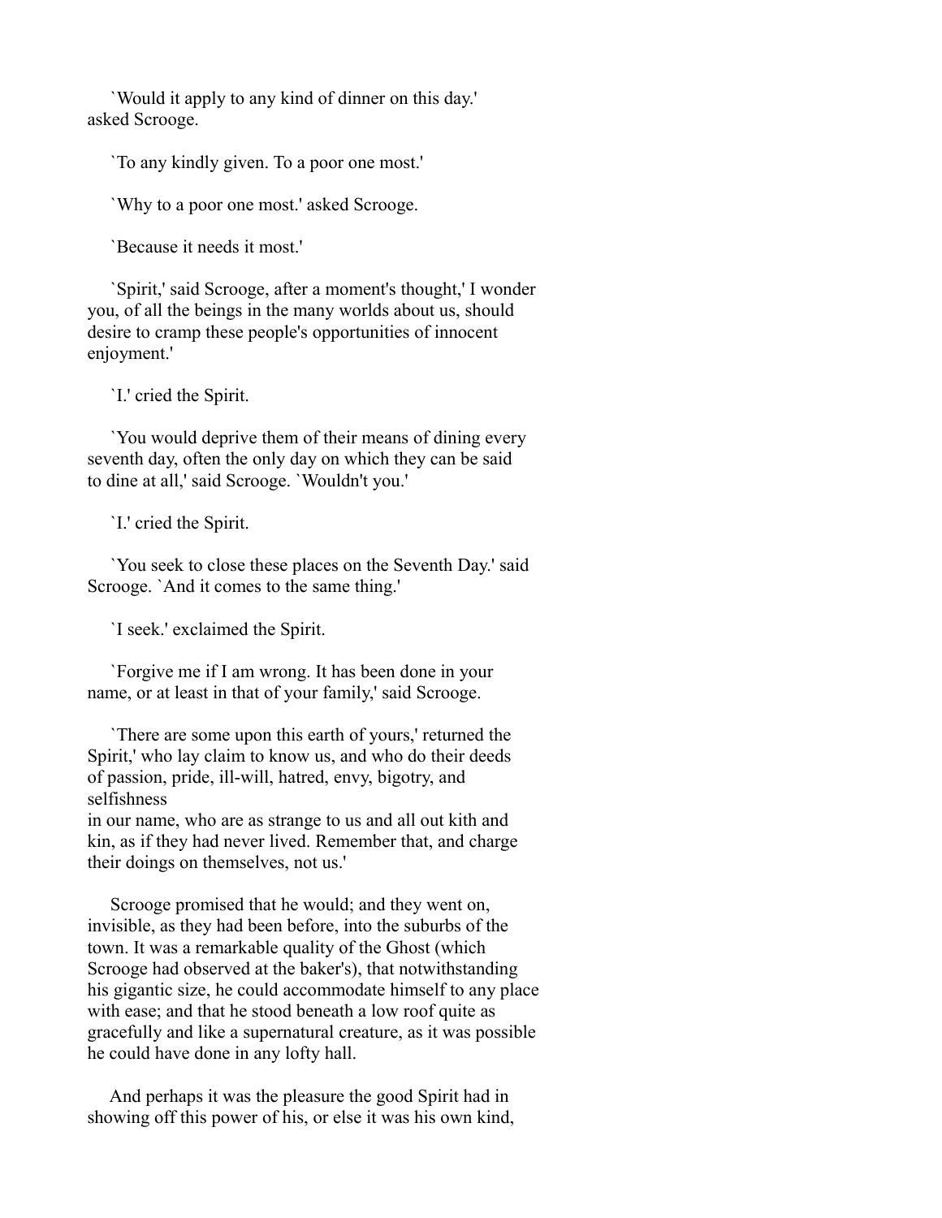`Would it apply to any kind of dinner on this day.' asked Scrooge.

`To any kindly given. To a poor one most.'

`Why to a poor one most.' asked Scrooge.

`Because it needs it most.'

`Spirit,' said Scrooge, after a moment's thought,' I wonder you, of all the beings in the many worlds about us, should desire to cramp these people's opportunities of innocent enjoyment.'

`I.' cried the Spirit.

`You would deprive them of their means of dining every seventh day, often the only day on which they can be said to dine at all,' said Scrooge. `Wouldn't you.'

`I.' cried the Spirit.

`You seek to close these places on the Seventh Day.' said Scrooge. `And it comes to the same thing.'

`I seek.' exclaimed the Spirit.

`Forgive me if I am wrong. It has been done in your name, or at least in that of your family,' said Scrooge.

`There are some upon this earth of yours,' returned the Spirit,' who lay claim to know us, and who do their deeds of passion, pride, ill-will, hatred, envy, bigotry, and selfishness
in our name, who are as strange to us and all out kith and kin, as if they had never lived. Remember that, and charge their doings on themselves, not us.'

Scrooge promised that he would; and they went on, invisible, as they had been before, into the suburbs of the town. It was a remarkable quality of the Ghost (which Scrooge had observed at the baker's), that notwithstanding his gigantic size, he could accommodate himself to any place with ease; and that he stood beneath a low roof quite as gracefully and like a supernatural creature, as it was possible he could have done in any lofty hall.

And perhaps it was the pleasure the good Spirit had in showing off this power of his, or else it was his own kind,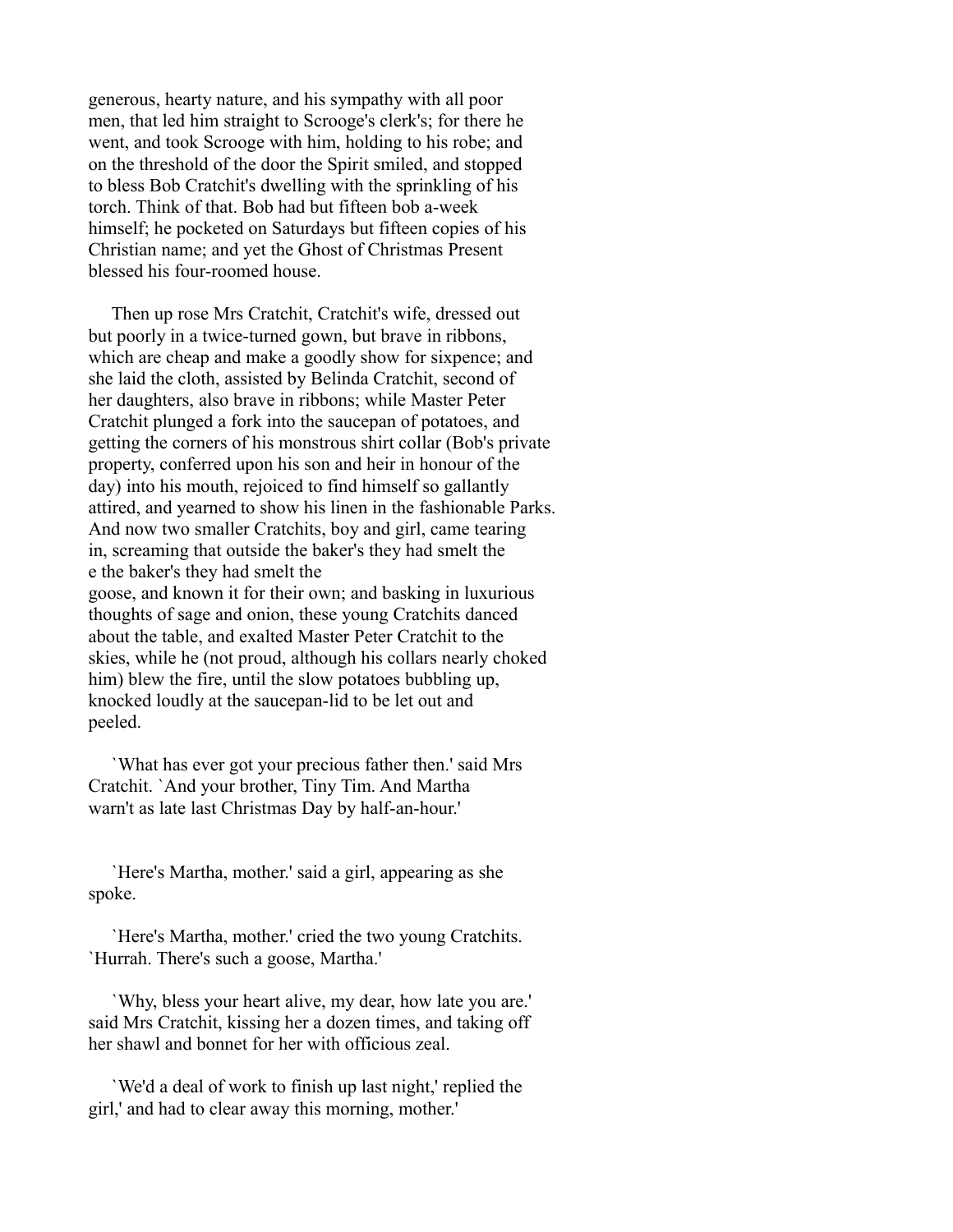generous, hearty nature, and his sympathy with all poor men, that led him straight to Scrooge's clerk's; for there he went, and took Scrooge with him, holding to his robe; and on the threshold of the door the Spirit smiled, and stopped to bless Bob Cratchit's dwelling with the sprinkling of his torch. Think of that. Bob had but fifteen bob a-week himself; he pocketed on Saturdays but fifteen copies of his Christian name; and yet the Ghost of Christmas Present blessed his four-roomed house.

Then up rose Mrs Cratchit, Cratchit's wife, dressed out but poorly in a twice-turned gown, but brave in ribbons, which are cheap and make a goodly show for sixpence; and she laid the cloth, assisted by Belinda Cratchit, second of her daughters, also brave in ribbons; while Master Peter Cratchit plunged a fork into the saucepan of potatoes, and getting the corners of his monstrous shirt collar (Bob's private property, conferred upon his son and heir in honour of the day) into his mouth, rejoiced to find himself so gallantly attired, and yearned to show his linen in the fashionable Parks. And now two smaller Cratchits, boy and girl, came tearing in, screaming that outside the baker's they had smelt the
e the baker's they had smelt the
goose, and known it for their own; and basking in luxurious thoughts of sage and onion, these young Cratchits danced about the table, and exalted Master Peter Cratchit to the skies, while he (not proud, although his collars nearly choked him) blew the fire, until the slow potatoes bubbling up, knocked loudly at the saucepan-lid to be let out and peeled.

`What has ever got your precious father then.' said Mrs Cratchit. `And your brother, Tiny Tim. And Martha warn't as late last Christmas Day by half-an-hour.'

`Here's Martha, mother.' said a girl, appearing as she spoke.

`Here's Martha, mother.' cried the two young Cratchits. `Hurrah. There's such a goose, Martha.'

`Why, bless your heart alive, my dear, how late you are.' said Mrs Cratchit, kissing her a dozen times, and taking off her shawl and bonnet for her with officious zeal.

`We'd a deal of work to finish up last night,' replied the girl,' and had to clear away this morning, mother.'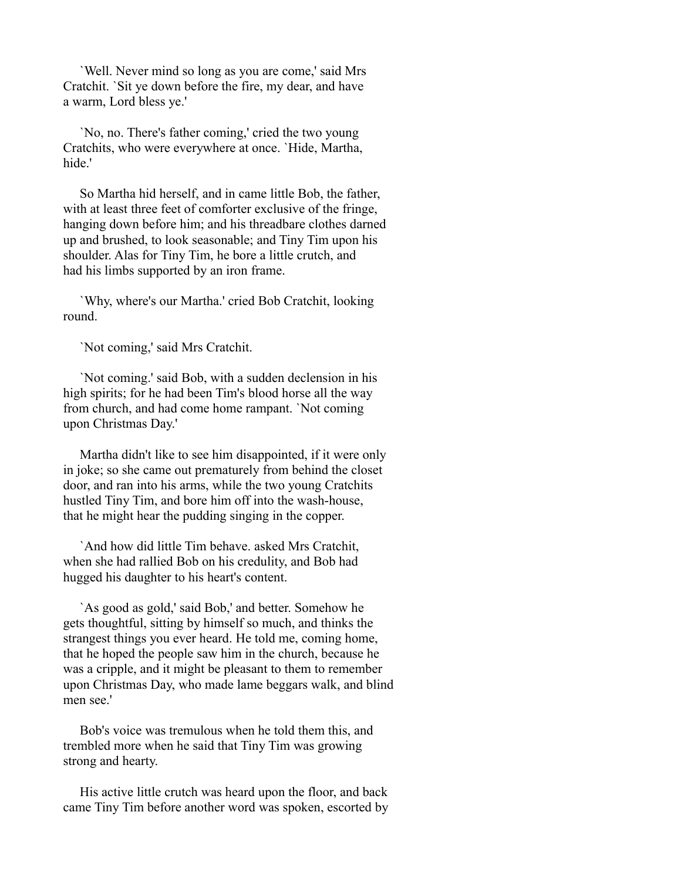`Well. Never mind so long as you are come,' said Mrs Cratchit. `Sit ye down before the fire, my dear, and have a warm, Lord bless ye.'

`No, no. There's father coming,' cried the two young Cratchits, who were everywhere at once. `Hide, Martha, hide.'

So Martha hid herself, and in came little Bob, the father, with at least three feet of comforter exclusive of the fringe, hanging down before him; and his threadbare clothes darned up and brushed, to look seasonable; and Tiny Tim upon his shoulder. Alas for Tiny Tim, he bore a little crutch, and had his limbs supported by an iron frame.

`Why, where's our Martha.' cried Bob Cratchit, looking round.

`Not coming,' said Mrs Cratchit.

`Not coming.' said Bob, with a sudden declension in his high spirits; for he had been Tim's blood horse all the way from church, and had come home rampant. `Not coming upon Christmas Day.'

Martha didn't like to see him disappointed, if it were only in joke; so she came out prematurely from behind the closet door, and ran into his arms, while the two young Cratchits hustled Tiny Tim, and bore him off into the wash-house, that he might hear the pudding singing in the copper.

`And how did little Tim behave. asked Mrs Cratchit, when she had rallied Bob on his credulity, and Bob had hugged his daughter to his heart's content.

`As good as gold,' said Bob,' and better. Somehow he gets thoughtful, sitting by himself so much, and thinks the strangest things you ever heard. He told me, coming home, that he hoped the people saw him in the church, because he was a cripple, and it might be pleasant to them to remember upon Christmas Day, who made lame beggars walk, and blind men see.'

Bob's voice was tremulous when he told them this, and trembled more when he said that Tiny Tim was growing strong and hearty.

His active little crutch was heard upon the floor, and back came Tiny Tim before another word was spoken, escorted by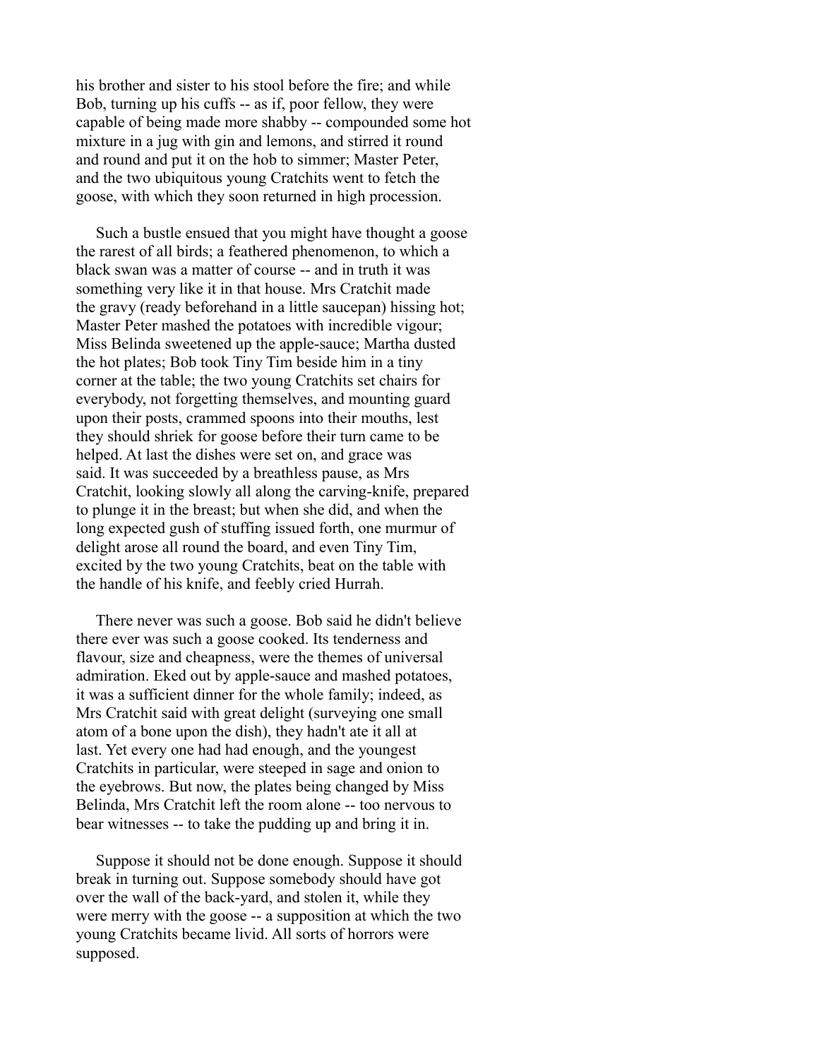his brother and sister to his stool before the fire; and while Bob, turning up his cuffs -- as if, poor fellow, they were capable of being made more shabby -- compounded some hot mixture in a jug with gin and lemons, and stirred it round and round and put it on the hob to simmer; Master Peter, and the two ubiquitous young Cratchits went to fetch the goose, with which they soon returned in high procession.

Such a bustle ensued that you might have thought a goose the rarest of all birds; a feathered phenomenon, to which a black swan was a matter of course -- and in truth it was something very like it in that house. Mrs Cratchit made the gravy (ready beforehand in a little saucepan) hissing hot; Master Peter mashed the potatoes with incredible vigour; Miss Belinda sweetened up the apple-sauce; Martha dusted the hot plates; Bob took Tiny Tim beside him in a tiny corner at the table; the two young Cratchits set chairs for everybody, not forgetting themselves, and mounting guard upon their posts, crammed spoons into their mouths, lest they should shriek for goose before their turn came to be helped. At last the dishes were set on, and grace was said. It was succeeded by a breathless pause, as Mrs Cratchit, looking slowly all along the carving-knife, prepared to plunge it in the breast; but when she did, and when the long expected gush of stuffing issued forth, one murmur of delight arose all round the board, and even Tiny Tim, excited by the two young Cratchits, beat on the table with the handle of his knife, and feebly cried Hurrah.

There never was such a goose. Bob said he didn't believe there ever was such a goose cooked. Its tenderness and flavour, size and cheapness, were the themes of universal admiration. Eked out by apple-sauce and mashed potatoes, it was a sufficient dinner for the whole family; indeed, as Mrs Cratchit said with great delight (surveying one small atom of a bone upon the dish), they hadn't ate it all at last. Yet every one had had enough, and the youngest Cratchits in particular, were steeped in sage and onion to the eyebrows. But now, the plates being changed by Miss Belinda, Mrs Cratchit left the room alone -- too nervous to bear witnesses -- to take the pudding up and bring it in.

Suppose it should not be done enough. Suppose it should break in turning out. Suppose somebody should have got over the wall of the back-yard, and stolen it, while they were merry with the goose -- a supposition at which the two young Cratchits became livid. All sorts of horrors were supposed.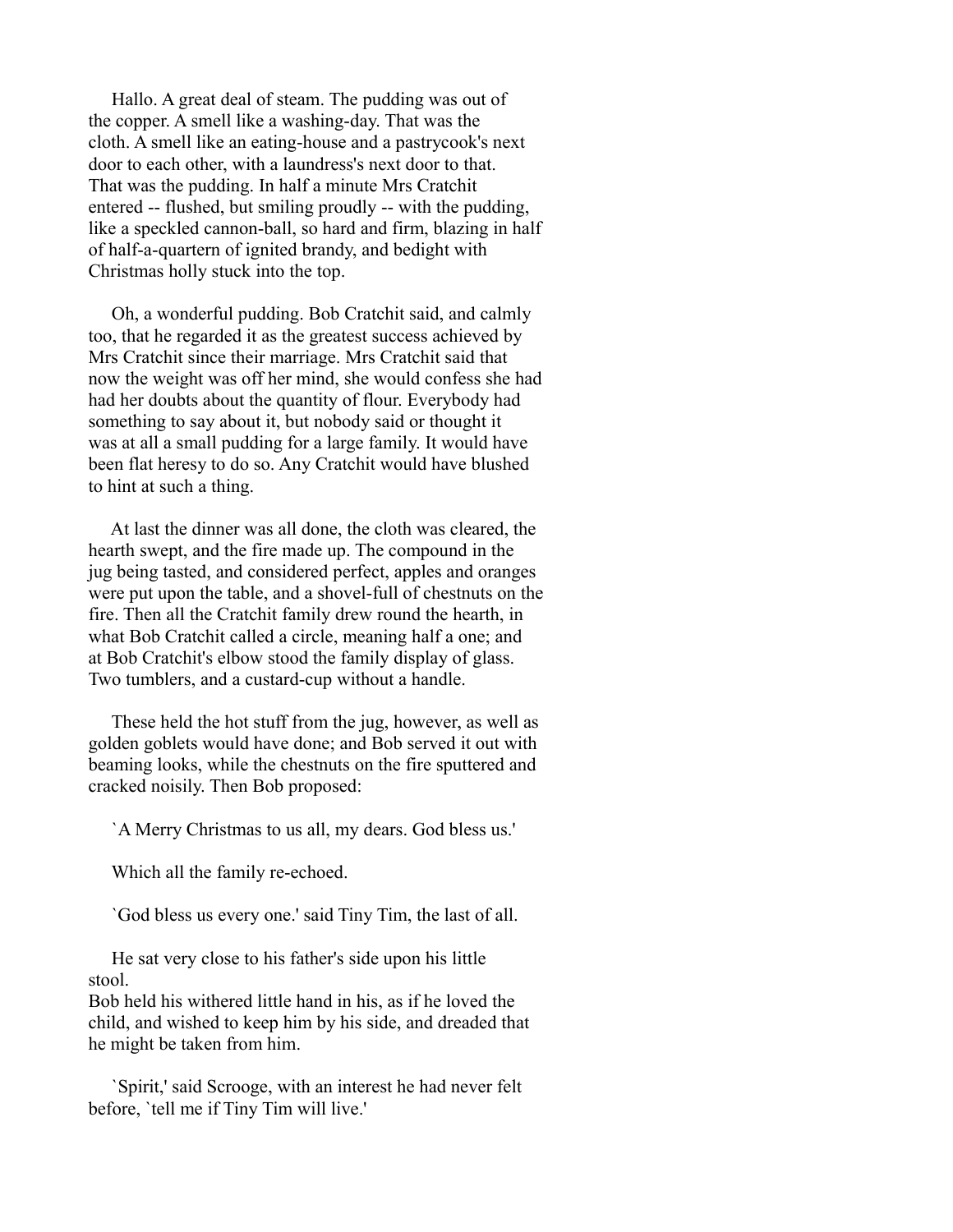Hallo. A great deal of steam. The pudding was out of the copper. A smell like a washing-day. That was the cloth. A smell like an eating-house and a pastrycook's next door to each other, with a laundress's next door to that. That was the pudding. In half a minute Mrs Cratchit entered -- flushed, but smiling proudly -- with the pudding, like a speckled cannon-ball, so hard and firm, blazing in half of half-a-quartern of ignited brandy, and bedight with Christmas holly stuck into the top.

Oh, a wonderful pudding. Bob Cratchit said, and calmly too, that he regarded it as the greatest success achieved by Mrs Cratchit since their marriage. Mrs Cratchit said that now the weight was off her mind, she would confess she had had her doubts about the quantity of flour. Everybody had something to say about it, but nobody said or thought it was at all a small pudding for a large family. It would have been flat heresy to do so. Any Cratchit would have blushed to hint at such a thing.

At last the dinner was all done, the cloth was cleared, the hearth swept, and the fire made up. The compound in the jug being tasted, and considered perfect, apples and oranges were put upon the table, and a shovel-full of chestnuts on the fire. Then all the Cratchit family drew round the hearth, in what Bob Cratchit called a circle, meaning half a one; and at Bob Cratchit's elbow stood the family display of glass. Two tumblers, and a custard-cup without a handle.

These held the hot stuff from the jug, however, as well as golden goblets would have done; and Bob served it out with beaming looks, while the chestnuts on the fire sputtered and cracked noisily. Then Bob proposed:

`A Merry Christmas to us all, my dears. God bless us.'

Which all the family re-echoed.

`God bless us every one.' said Tiny Tim, the last of all.

He sat very close to his father's side upon his little stool.
Bob held his withered little hand in his, as if he loved the child, and wished to keep him by his side, and dreaded that he might be taken from him.

`Spirit,' said Scrooge, with an interest he had never felt before, `tell me if Tiny Tim will live.'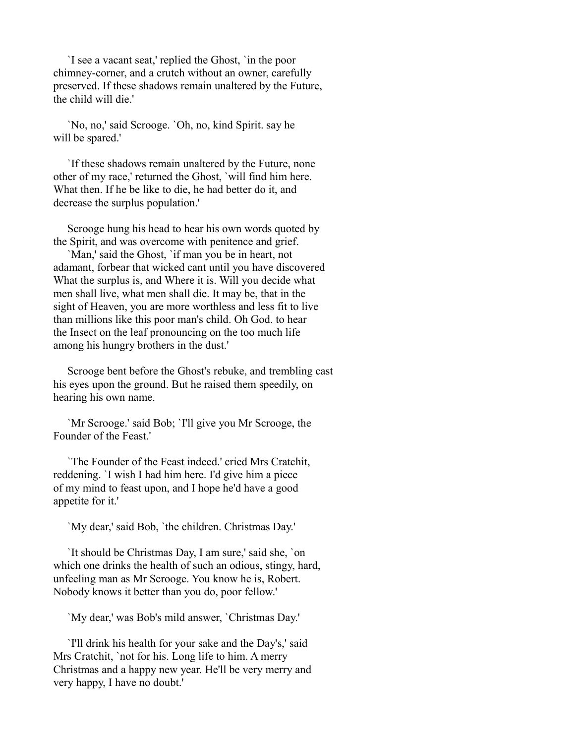`I see a vacant seat,' replied the Ghost, `in the poor chimney-corner, and a crutch without an owner, carefully preserved. If these shadows remain unaltered by the Future, the child will die.'

`No, no,' said Scrooge. `Oh, no, kind Spirit. say he will be spared.'

`If these shadows remain unaltered by the Future, none other of my race,' returned the Ghost, `will find him here. What then. If he be like to die, he had better do it, and decrease the surplus population.'

Scrooge hung his head to hear his own words quoted by the Spirit, and was overcome with penitence and grief.
`Man,' said the Ghost, `if man you be in heart, not adamant, forbear that wicked cant until you have discovered What the surplus is, and Where it is. Will you decide what men shall live, what men shall die. It may be, that in the sight of Heaven, you are more worthless and less fit to live than millions like this poor man's child. Oh God. to hear the Insect on the leaf pronouncing on the too much life among his hungry brothers in the dust.'

Scrooge bent before the Ghost's rebuke, and trembling cast his eyes upon the ground. But he raised them speedily, on hearing his own name.

`Mr Scrooge.' said Bob; `I'll give you Mr Scrooge, the Founder of the Feast.'

`The Founder of the Feast indeed.' cried Mrs Cratchit, reddening. `I wish I had him here. I'd give him a piece of my mind to feast upon, and I hope he'd have a good appetite for it.'

`My dear,' said Bob, `the children. Christmas Day.'

`It should be Christmas Day, I am sure,' said she, `on which one drinks the health of such an odious, stingy, hard, unfeeling man as Mr Scrooge. You know he is, Robert. Nobody knows it better than you do, poor fellow.'

`My dear,' was Bob's mild answer, `Christmas Day.'

`I'll drink his health for your sake and the Day's,' said Mrs Cratchit, `not for his. Long life to him. A merry Christmas and a happy new year. He'll be very merry and very happy, I have no doubt.'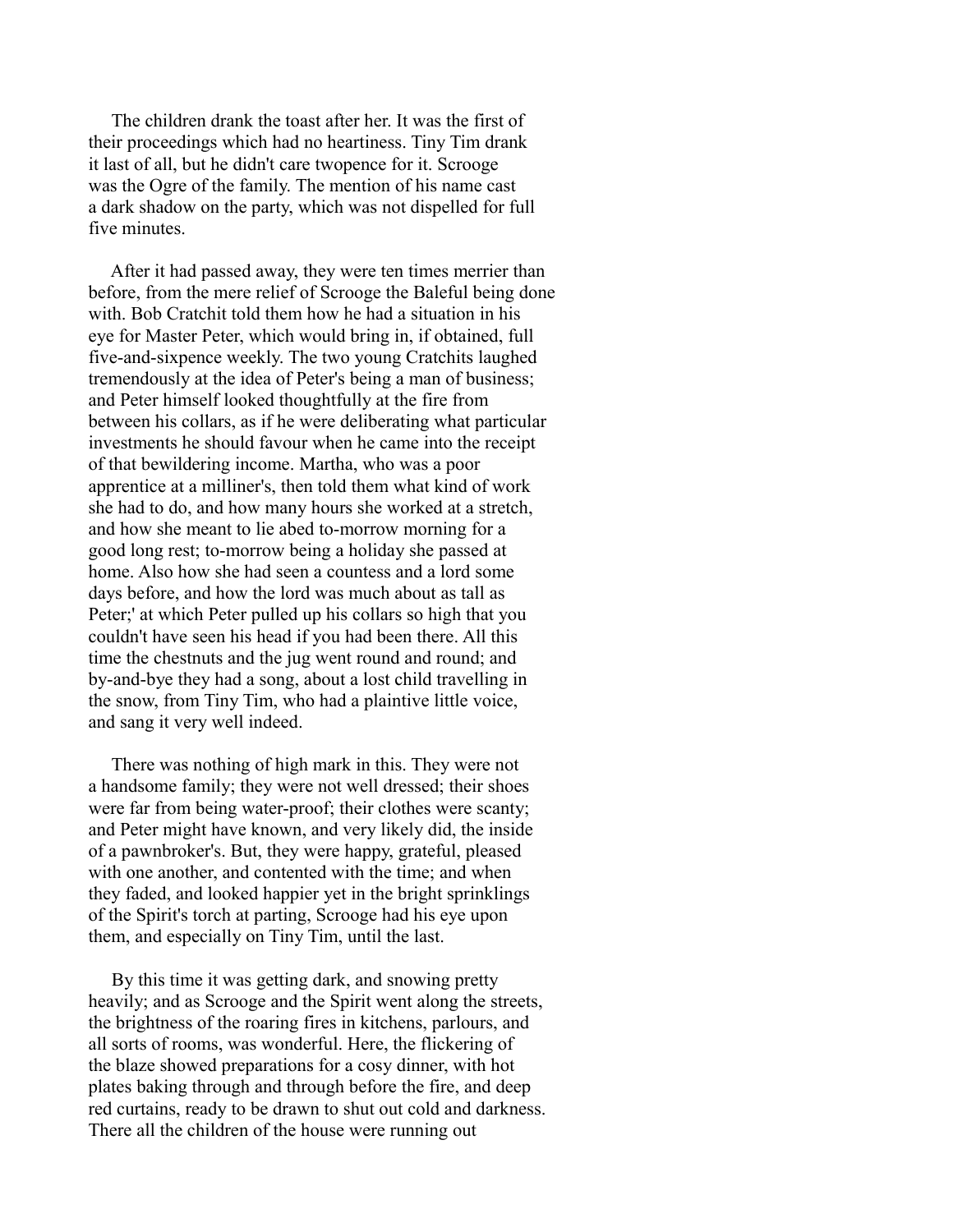The children drank the toast after her. It was the first of their proceedings which had no heartiness. Tiny Tim drank it last of all, but he didn't care twopence for it. Scrooge was the Ogre of the family. The mention of his name cast a dark shadow on the party, which was not dispelled for full five minutes.

After it had passed away, they were ten times merrier than before, from the mere relief of Scrooge the Baleful being done with. Bob Cratchit told them how he had a situation in his eye for Master Peter, which would bring in, if obtained, full five-and-sixpence weekly. The two young Cratchits laughed tremendously at the idea of Peter's being a man of business; and Peter himself looked thoughtfully at the fire from between his collars, as if he were deliberating what particular investments he should favour when he came into the receipt of that bewildering income. Martha, who was a poor apprentice at a milliner's, then told them what kind of work she had to do, and how many hours she worked at a stretch, and how she meant to lie abed to-morrow morning for a good long rest; to-morrow being a holiday she passed at home. Also how she had seen a countess and a lord some days before, and how the lord was much about as tall as Peter;' at which Peter pulled up his collars so high that you couldn't have seen his head if you had been there. All this time the chestnuts and the jug went round and round; and by-and-bye they had a song, about a lost child travelling in the snow, from Tiny Tim, who had a plaintive little voice, and sang it very well indeed.

There was nothing of high mark in this. They were not a handsome family; they were not well dressed; their shoes were far from being water-proof; their clothes were scanty; and Peter might have known, and very likely did, the inside of a pawnbroker's. But, they were happy, grateful, pleased with one another, and contented with the time; and when they faded, and looked happier yet in the bright sprinklings of the Spirit's torch at parting, Scrooge had his eye upon them, and especially on Tiny Tim, until the last.

By this time it was getting dark, and snowing pretty heavily; and as Scrooge and the Spirit went along the streets, the brightness of the roaring fires in kitchens, parlours, and all sorts of rooms, was wonderful. Here, the flickering of the blaze showed preparations for a cosy dinner, with hot plates baking through and through before the fire, and deep red curtains, ready to be drawn to shut out cold and darkness. There all the children of the house were running out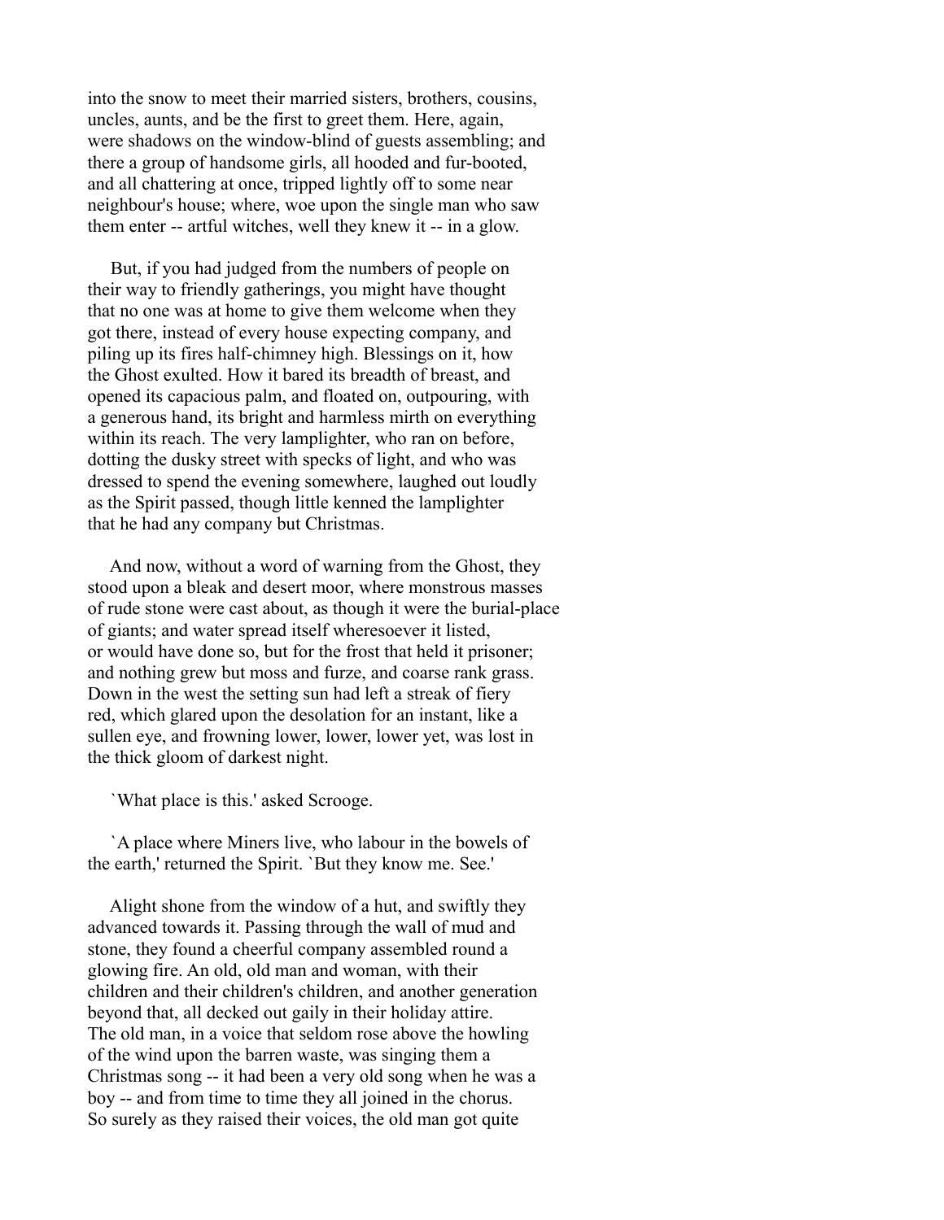into the snow to meet their married sisters, brothers, cousins, uncles, aunts, and be the first to greet them. Here, again, were shadows on the window-blind of guests assembling; and there a group of handsome girls, all hooded and fur-booted, and all chattering at once, tripped lightly off to some near neighbour's house; where, woe upon the single man who saw them enter -- artful witches, well they knew it -- in a glow.

But, if you had judged from the numbers of people on their way to friendly gatherings, you might have thought that no one was at home to give them welcome when they got there, instead of every house expecting company, and piling up its fires half-chimney high. Blessings on it, how the Ghost exulted. How it bared its breadth of breast, and opened its capacious palm, and floated on, outpouring, with a generous hand, its bright and harmless mirth on everything within its reach. The very lamplighter, who ran on before, dotting the dusky street with specks of light, and who was dressed to spend the evening somewhere, laughed out loudly as the Spirit passed, though little kenned the lamplighter that he had any company but Christmas.

And now, without a word of warning from the Ghost, they stood upon a bleak and desert moor, where monstrous masses of rude stone were cast about, as though it were the burial-place of giants; and water spread itself wheresoever it listed, or would have done so, but for the frost that held it prisoner; and nothing grew but moss and furze, and coarse rank grass. Down in the west the setting sun had left a streak of fiery red, which glared upon the desolation for an instant, like a sullen eye, and frowning lower, lower, lower yet, was lost in the thick gloom of darkest night.

`What place is this.' asked Scrooge.

`A place where Miners live, who labour in the bowels of the earth,' returned the Spirit. `But they know me. See.'

Alight shone from the window of a hut, and swiftly they advanced towards it. Passing through the wall of mud and stone, they found a cheerful company assembled round a glowing fire. An old, old man and woman, with their children and their children's children, and another generation beyond that, all decked out gaily in their holiday attire. The old man, in a voice that seldom rose above the howling of the wind upon the barren waste, was singing them a Christmas song -- it had been a very old song when he was a boy -- and from time to time they all joined in the chorus. So surely as they raised their voices, the old man got quite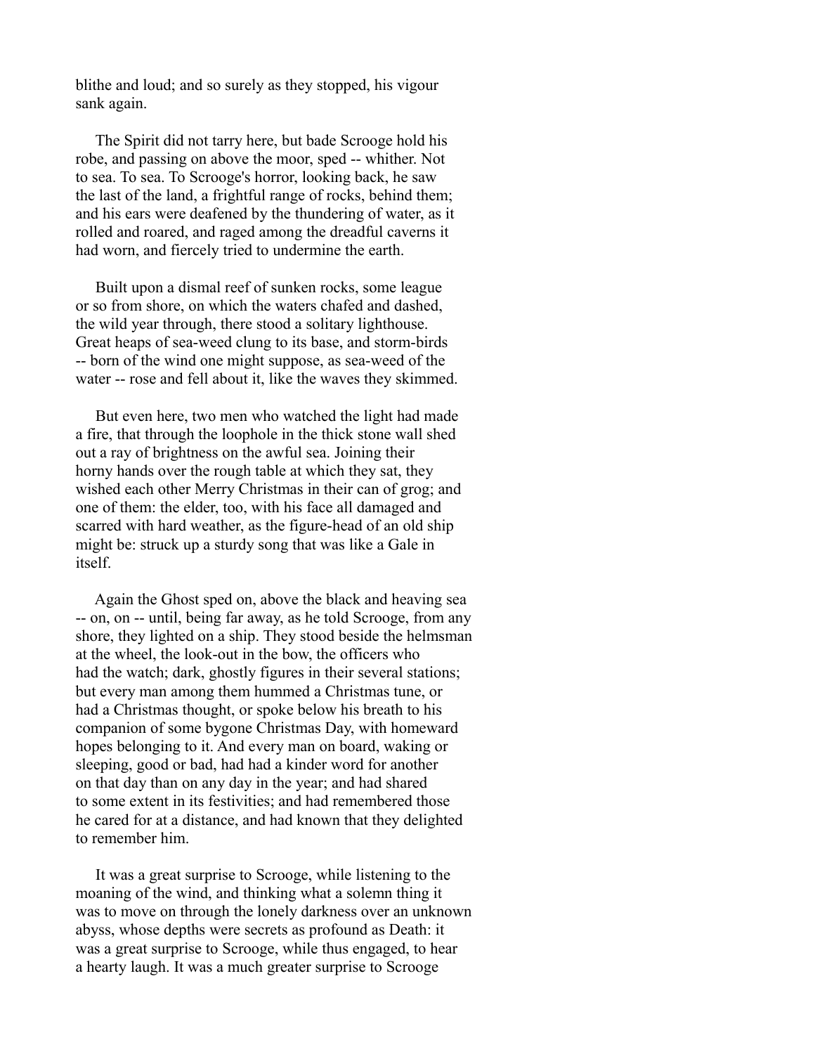blithe and loud; and so surely as they stopped, his vigour sank again.

The Spirit did not tarry here, but bade Scrooge hold his robe, and passing on above the moor, sped -- whither. Not to sea. To sea. To Scrooge's horror, looking back, he saw the last of the land, a frightful range of rocks, behind them; and his ears were deafened by the thundering of water, as it rolled and roared, and raged among the dreadful caverns it had worn, and fiercely tried to undermine the earth.

Built upon a dismal reef of sunken rocks, some league or so from shore, on which the waters chafed and dashed, the wild year through, there stood a solitary lighthouse. Great heaps of sea-weed clung to its base, and storm-birds -- born of the wind one might suppose, as sea-weed of the water -- rose and fell about it, like the waves they skimmed.

But even here, two men who watched the light had made a fire, that through the loophole in the thick stone wall shed out a ray of brightness on the awful sea. Joining their horny hands over the rough table at which they sat, they wished each other Merry Christmas in their can of grog; and one of them: the elder, too, with his face all damaged and scarred with hard weather, as the figure-head of an old ship might be: struck up a sturdy song that was like a Gale in itself.

Again the Ghost sped on, above the black and heaving sea -- on, on -- until, being far away, as he told Scrooge, from any shore, they lighted on a ship. They stood beside the helmsman at the wheel, the look-out in the bow, the officers who had the watch; dark, ghostly figures in their several stations; but every man among them hummed a Christmas tune, or had a Christmas thought, or spoke below his breath to his companion of some bygone Christmas Day, with homeward hopes belonging to it. And every man on board, waking or sleeping, good or bad, had had a kinder word for another on that day than on any day in the year; and had shared to some extent in its festivities; and had remembered those he cared for at a distance, and had known that they delighted to remember him.

It was a great surprise to Scrooge, while listening to the moaning of the wind, and thinking what a solemn thing it was to move on through the lonely darkness over an unknown abyss, whose depths were secrets as profound as Death: it was a great surprise to Scrooge, while thus engaged, to hear a hearty laugh. It was a much greater surprise to Scrooge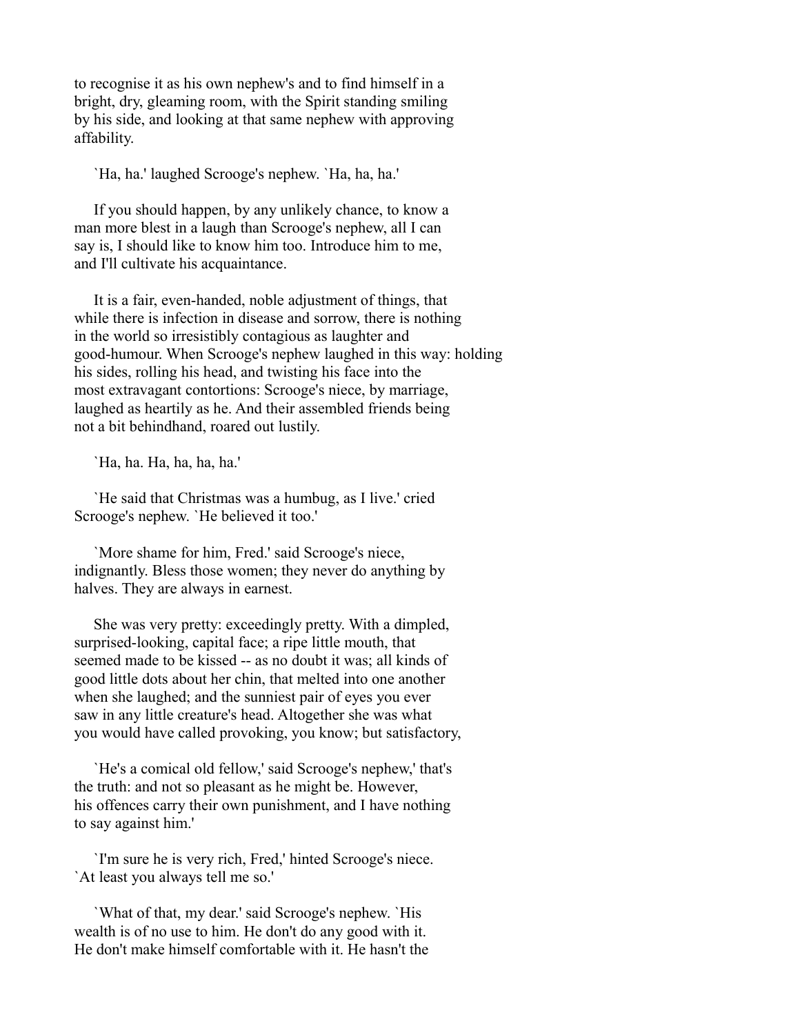to recognise it as his own nephew's and to find himself in a bright, dry, gleaming room, with the Spirit standing smiling by his side, and looking at that same nephew with approving affability.

`Ha, ha.' laughed Scrooge's nephew. `Ha, ha, ha.'

If you should happen, by any unlikely chance, to know a man more blest in a laugh than Scrooge's nephew, all I can say is, I should like to know him too. Introduce him to me, and I'll cultivate his acquaintance.

It is a fair, even-handed, noble adjustment of things, that while there is infection in disease and sorrow, there is nothing in the world so irresistibly contagious as laughter and good-humour. When Scrooge's nephew laughed in this way: holding his sides, rolling his head, and twisting his face into the most extravagant contortions: Scrooge's niece, by marriage, laughed as heartily as he. And their assembled friends being not a bit behindhand, roared out lustily.

`Ha, ha. Ha, ha, ha, ha.'

`He said that Christmas was a humbug, as I live.' cried Scrooge's nephew. `He believed it too.'

`More shame for him, Fred.' said Scrooge's niece, indignantly. Bless those women; they never do anything by halves. They are always in earnest.

She was very pretty: exceedingly pretty. With a dimpled, surprised-looking, capital face; a ripe little mouth, that seemed made to be kissed -- as no doubt it was; all kinds of good little dots about her chin, that melted into one another when she laughed; and the sunniest pair of eyes you ever saw in any little creature's head. Altogether she was what you would have called provoking, you know; but satisfactory,

`He's a comical old fellow,' said Scrooge's nephew,' that's the truth: and not so pleasant as he might be. However, his offences carry their own punishment, and I have nothing to say against him.'

`I'm sure he is very rich, Fred,' hinted Scrooge's niece. `At least you always tell me so.'

`What of that, my dear.' said Scrooge's nephew. `His wealth is of no use to him. He don't do any good with it. He don't make himself comfortable with it. He hasn't the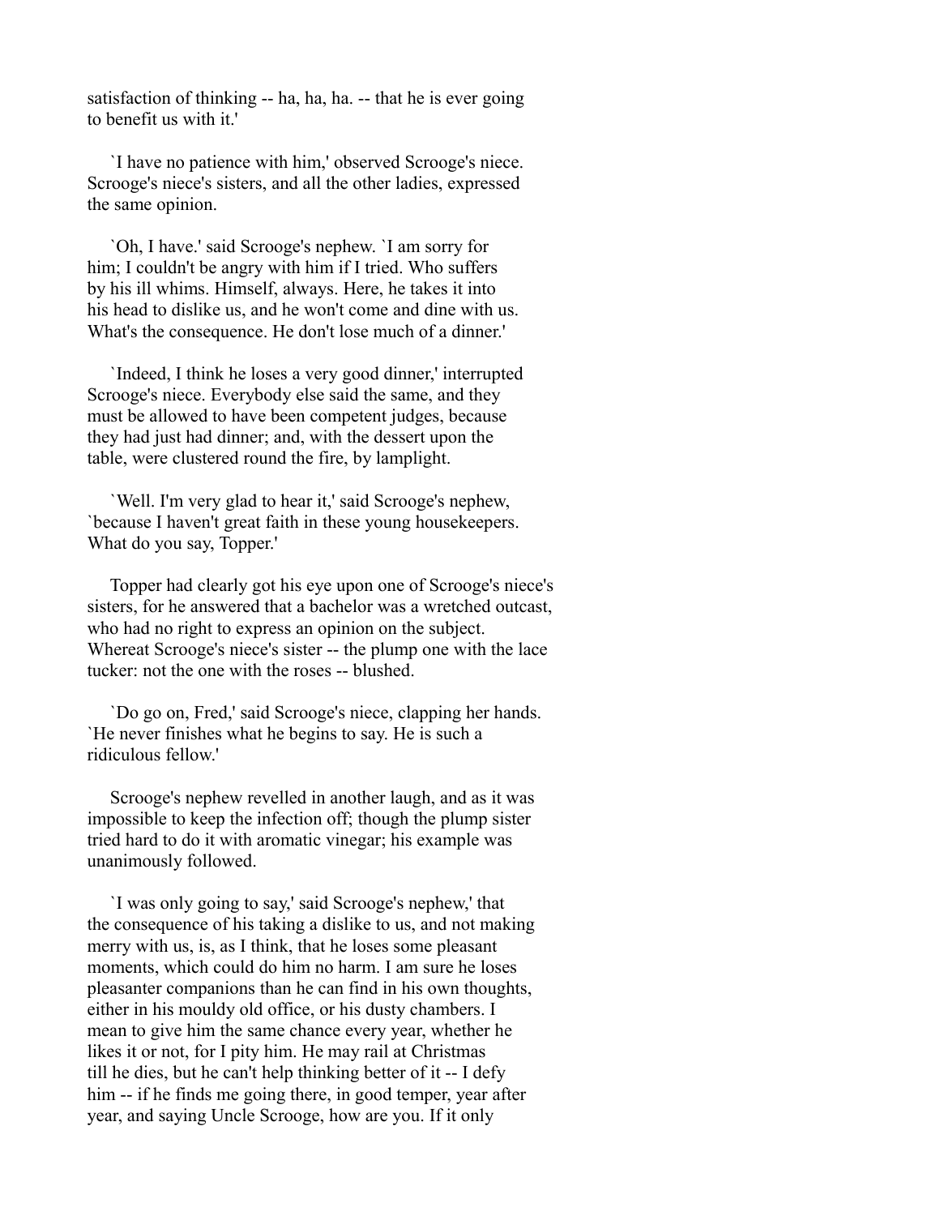satisfaction of thinking -- ha, ha, ha. -- that he is ever going to benefit us with it.'

`I have no patience with him,' observed Scrooge's niece. Scrooge's niece's sisters, and all the other ladies, expressed the same opinion.

`Oh, I have.' said Scrooge's nephew. `I am sorry for him; I couldn't be angry with him if I tried. Who suffers by his ill whims. Himself, always. Here, he takes it into his head to dislike us, and he won't come and dine with us. What's the consequence. He don't lose much of a dinner.'

`Indeed, I think he loses a very good dinner,' interrupted Scrooge's niece. Everybody else said the same, and they must be allowed to have been competent judges, because they had just had dinner; and, with the dessert upon the table, were clustered round the fire, by lamplight.

`Well. I'm very glad to hear it,' said Scrooge's nephew, `because I haven't great faith in these young housekeepers. What do you say, Topper.'

Topper had clearly got his eye upon one of Scrooge's niece's sisters, for he answered that a bachelor was a wretched outcast, who had no right to express an opinion on the subject. Whereat Scrooge's niece's sister -- the plump one with the lace tucker: not the one with the roses -- blushed.

`Do go on, Fred,' said Scrooge's niece, clapping her hands. `He never finishes what he begins to say. He is such a ridiculous fellow.'

Scrooge's nephew revelled in another laugh, and as it was impossible to keep the infection off; though the plump sister tried hard to do it with aromatic vinegar; his example was unanimously followed.

`I was only going to say,' said Scrooge's nephew,' that the consequence of his taking a dislike to us, and not making merry with us, is, as I think, that he loses some pleasant moments, which could do him no harm. I am sure he loses pleasanter companions than he can find in his own thoughts, either in his mouldy old office, or his dusty chambers. I mean to give him the same chance every year, whether he likes it or not, for I pity him. He may rail at Christmas till he dies, but he can't help thinking better of it -- I defy him -- if he finds me going there, in good temper, year after year, and saying Uncle Scrooge, how are you. If it only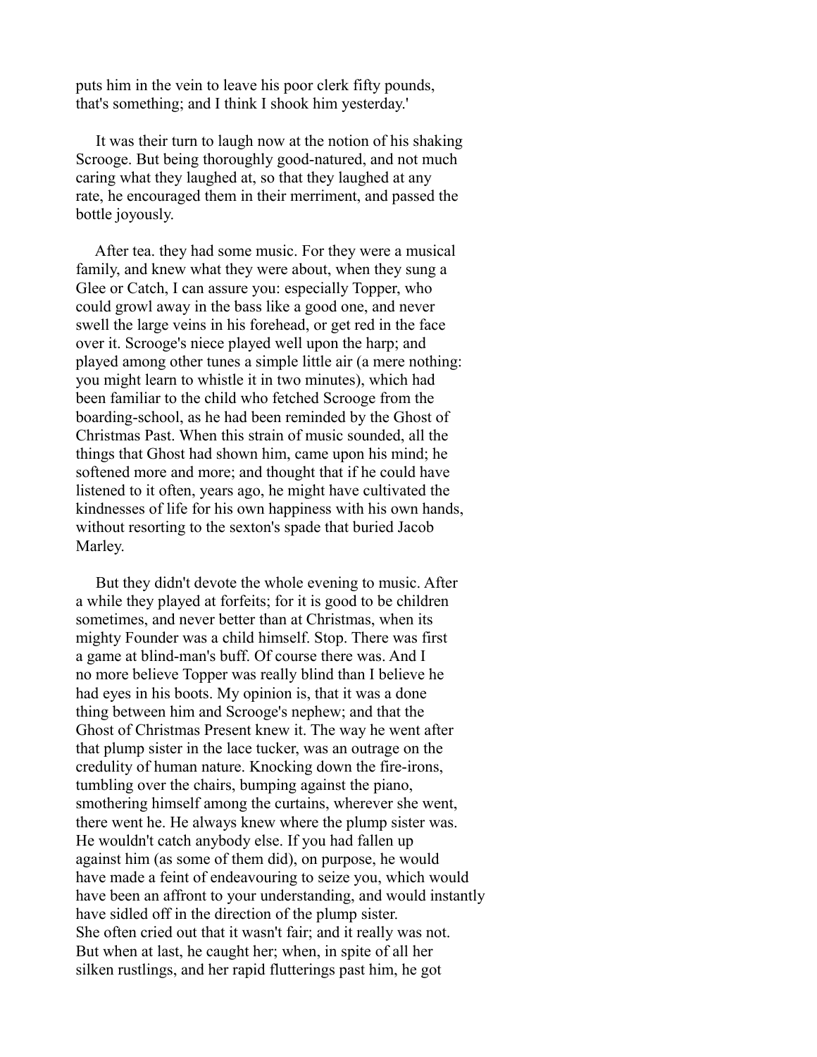puts him in the vein to leave his poor clerk fifty pounds, that's something; and I think I shook him yesterday.'

It was their turn to laugh now at the notion of his shaking Scrooge. But being thoroughly good-natured, and not much caring what they laughed at, so that they laughed at any rate, he encouraged them in their merriment, and passed the bottle joyously.

After tea. they had some music. For they were a musical family, and knew what they were about, when they sung a Glee or Catch, I can assure you: especially Topper, who could growl away in the bass like a good one, and never swell the large veins in his forehead, or get red in the face over it. Scrooge's niece played well upon the harp; and played among other tunes a simple little air (a mere nothing: you might learn to whistle it in two minutes), which had been familiar to the child who fetched Scrooge from the boarding-school, as he had been reminded by the Ghost of Christmas Past. When this strain of music sounded, all the things that Ghost had shown him, came upon his mind; he softened more and more; and thought that if he could have listened to it often, years ago, he might have cultivated the kindnesses of life for his own happiness with his own hands, without resorting to the sexton's spade that buried Jacob Marley.

But they didn't devote the whole evening to music. After a while they played at forfeits; for it is good to be children sometimes, and never better than at Christmas, when its mighty Founder was a child himself. Stop. There was first a game at blind-man's buff. Of course there was. And I no more believe Topper was really blind than I believe he had eyes in his boots. My opinion is, that it was a done thing between him and Scrooge's nephew; and that the Ghost of Christmas Present knew it. The way he went after that plump sister in the lace tucker, was an outrage on the credulity of human nature. Knocking down the fire-irons, tumbling over the chairs, bumping against the piano, smothering himself among the curtains, wherever she went, there went he. He always knew where the plump sister was. He wouldn't catch anybody else. If you had fallen up against him (as some of them did), on purpose, he would have made a feint of endeavouring to seize you, which would have been an affront to your understanding, and would instantly have sidled off in the direction of the plump sister. She often cried out that it wasn't fair; and it really was not. But when at last, he caught her; when, in spite of all her silken rustlings, and her rapid flutterings past him, he got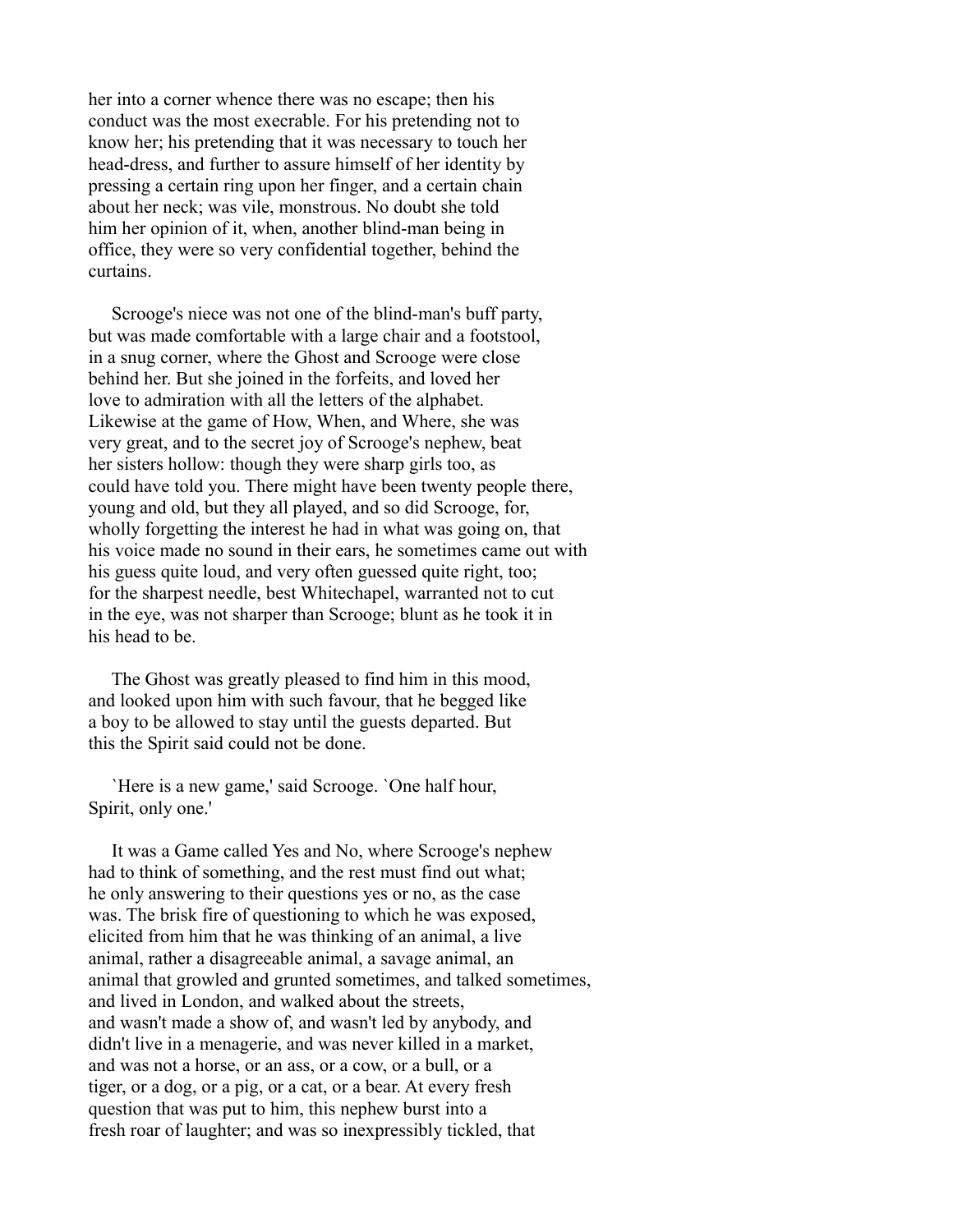her into a corner whence there was no escape; then his conduct was the most execrable. For his pretending not to know her; his pretending that it was necessary to touch her head-dress, and further to assure himself of her identity by pressing a certain ring upon her finger, and a certain chain about her neck; was vile, monstrous. No doubt she told him her opinion of it, when, another blind-man being in office, they were so very confidential together, behind the curtains.

Scrooge's niece was not one of the blind-man's buff party, but was made comfortable with a large chair and a footstool, in a snug corner, where the Ghost and Scrooge were close behind her. But she joined in the forfeits, and loved her love to admiration with all the letters of the alphabet. Likewise at the game of How, When, and Where, she was very great, and to the secret joy of Scrooge's nephew, beat her sisters hollow: though they were sharp girls too, as could have told you. There might have been twenty people there, young and old, but they all played, and so did Scrooge, for, wholly forgetting the interest he had in what was going on, that his voice made no sound in their ears, he sometimes came out with his guess quite loud, and very often guessed quite right, too; for the sharpest needle, best Whitechapel, warranted not to cut in the eye, was not sharper than Scrooge; blunt as he took it in his head to be.

The Ghost was greatly pleased to find him in this mood, and looked upon him with such favour, that he begged like a boy to be allowed to stay until the guests departed. But this the Spirit said could not be done.

`Here is a new game,' said Scrooge. `One half hour, Spirit, only one.'

It was a Game called Yes and No, where Scrooge's nephew had to think of something, and the rest must find out what; he only answering to their questions yes or no, as the case was. The brisk fire of questioning to which he was exposed, elicited from him that he was thinking of an animal, a live animal, rather a disagreeable animal, a savage animal, an animal that growled and grunted sometimes, and talked sometimes, and lived in London, and walked about the streets, and wasn't made a show of, and wasn't led by anybody, and didn't live in a menagerie, and was never killed in a market, and was not a horse, or an ass, or a cow, or a bull, or a tiger, or a dog, or a pig, or a cat, or a bear. At every fresh question that was put to him, this nephew burst into a fresh roar of laughter; and was so inexpressibly tickled, that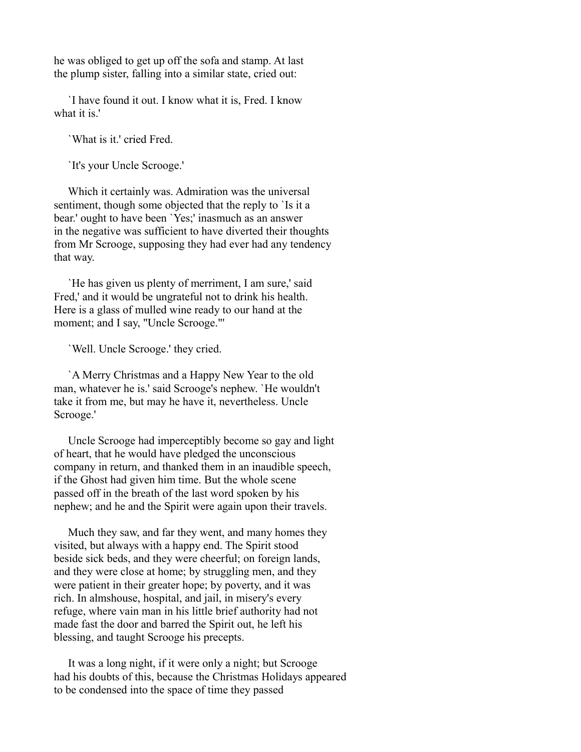he was obliged to get up off the sofa and stamp. At last the plump sister, falling into a similar state, cried out:

`I have found it out. I know what it is, Fred. I know what it is.'

`What is it.' cried Fred.

`It's your Uncle Scrooge.'

Which it certainly was. Admiration was the universal sentiment, though some objected that the reply to `Is it a bear.' ought to have been `Yes;' inasmuch as an answer in the negative was sufficient to have diverted their thoughts from Mr Scrooge, supposing they had ever had any tendency that way.

`He has given us plenty of merriment, I am sure,' said Fred,' and it would be ungrateful not to drink his health. Here is a glass of mulled wine ready to our hand at the moment; and I say, "Uncle Scrooge."'

`Well. Uncle Scrooge.' they cried.

`A Merry Christmas and a Happy New Year to the old man, whatever he is.' said Scrooge's nephew. `He wouldn't take it from me, but may he have it, nevertheless. Uncle Scrooge.'

Uncle Scrooge had imperceptibly become so gay and light of heart, that he would have pledged the unconscious company in return, and thanked them in an inaudible speech, if the Ghost had given him time. But the whole scene passed off in the breath of the last word spoken by his nephew; and he and the Spirit were again upon their travels.

Much they saw, and far they went, and many homes they visited, but always with a happy end. The Spirit stood beside sick beds, and they were cheerful; on foreign lands, and they were close at home; by struggling men, and they were patient in their greater hope; by poverty, and it was rich. In almshouse, hospital, and jail, in misery's every refuge, where vain man in his little brief authority had not made fast the door and barred the Spirit out, he left his blessing, and taught Scrooge his precepts.

It was a long night, if it were only a night; but Scrooge had his doubts of this, because the Christmas Holidays appeared to be condensed into the space of time they passed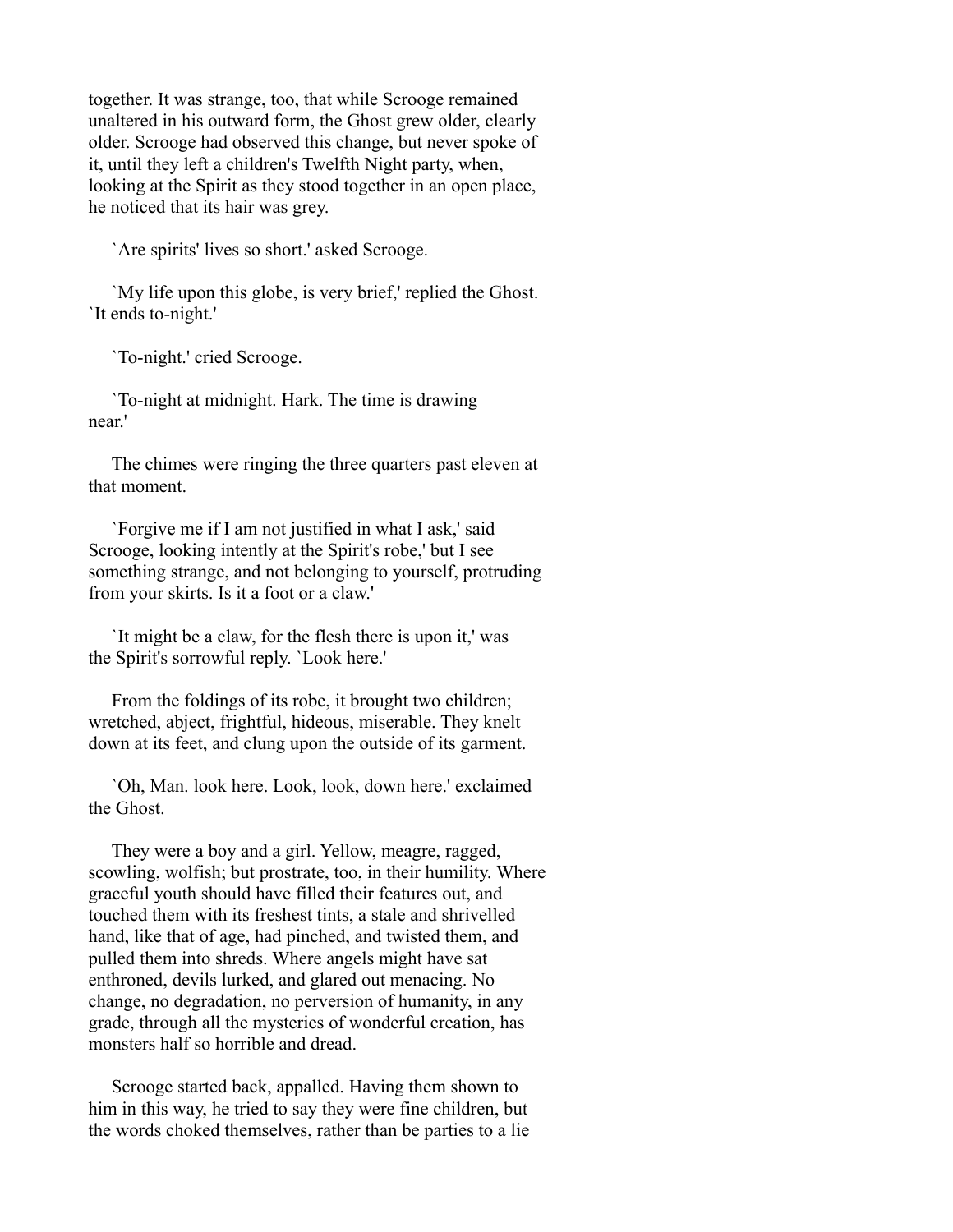together. It was strange, too, that while Scrooge remained unaltered in his outward form, the Ghost grew older, clearly older. Scrooge had observed this change, but never spoke of it, until they left a children's Twelfth Night party, when, looking at the Spirit as they stood together in an open place, he noticed that its hair was grey.

`Are spirits' lives so short.' asked Scrooge.

`My life upon this globe, is very brief,' replied the Ghost. `It ends to-night.'

`To-night.' cried Scrooge.

`To-night at midnight. Hark. The time is drawing near.'

The chimes were ringing the three quarters past eleven at that moment.

`Forgive me if I am not justified in what I ask,' said Scrooge, looking intently at the Spirit's robe,' but I see something strange, and not belonging to yourself, protruding from your skirts. Is it a foot or a claw.'

`It might be a claw, for the flesh there is upon it,' was the Spirit's sorrowful reply. `Look here.'

From the foldings of its robe, it brought two children; wretched, abject, frightful, hideous, miserable. They knelt down at its feet, and clung upon the outside of its garment.

`Oh, Man. look here. Look, look, down here.' exclaimed the Ghost.

They were a boy and a girl. Yellow, meagre, ragged, scowling, wolfish; but prostrate, too, in their humility. Where graceful youth should have filled their features out, and touched them with its freshest tints, a stale and shrivelled hand, like that of age, had pinched, and twisted them, and pulled them into shreds. Where angels might have sat enthroned, devils lurked, and glared out menacing. No change, no degradation, no perversion of humanity, in any grade, through all the mysteries of wonderful creation, has monsters half so horrible and dread.

Scrooge started back, appalled. Having them shown to him in this way, he tried to say they were fine children, but the words choked themselves, rather than be parties to a lie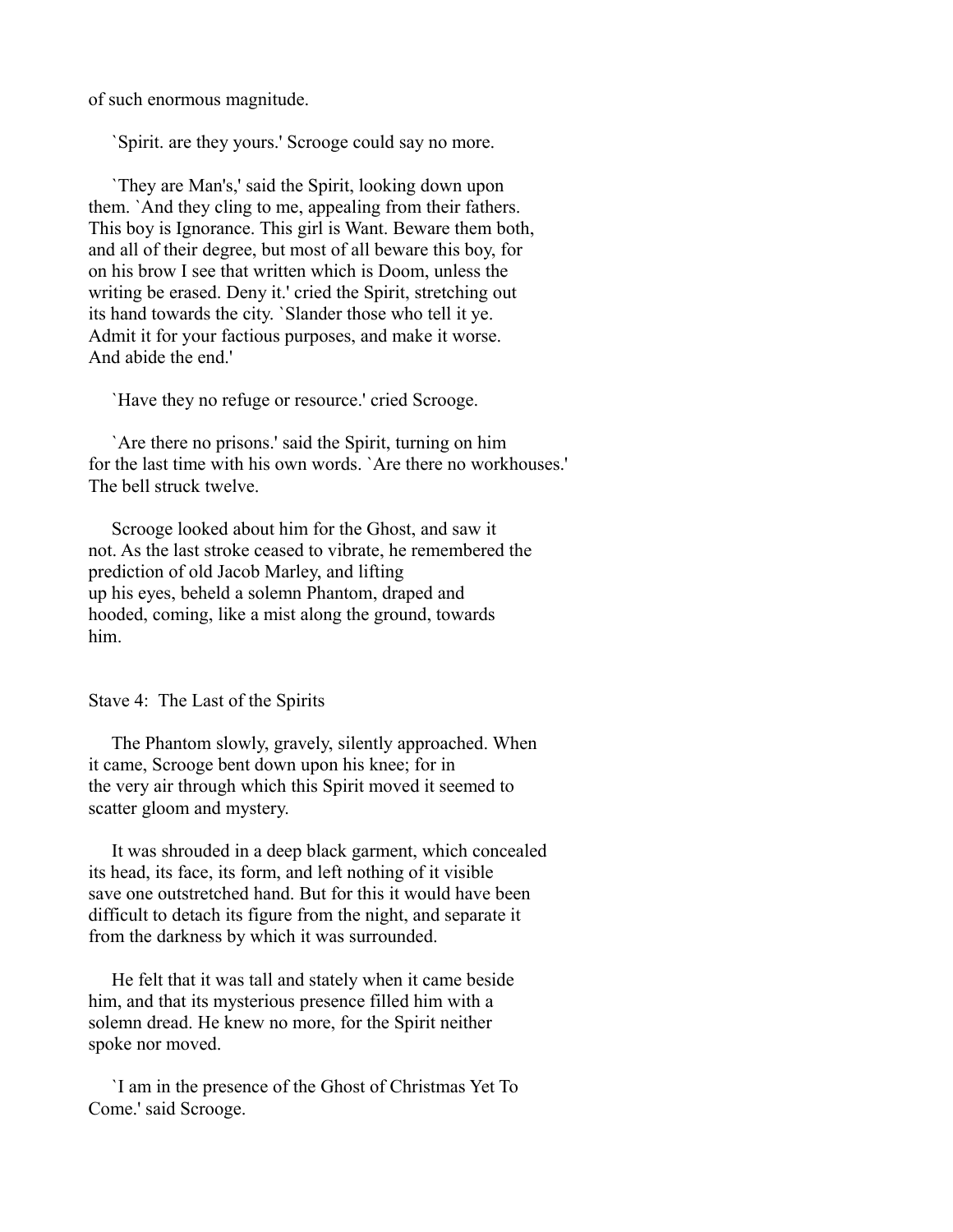of such enormous magnitude.

`Spirit. are they yours.' Scrooge could say no more.

`They are Man's,' said the Spirit, looking down upon them. `And they cling to me, appealing from their fathers. This boy is Ignorance. This girl is Want. Beware them both, and all of their degree, but most of all beware this boy, for on his brow I see that written which is Doom, unless the writing be erased. Deny it.' cried the Spirit, stretching out its hand towards the city. `Slander those who tell it ye. Admit it for your factious purposes, and make it worse. And abide the end.'

`Have they no refuge or resource.' cried Scrooge.

`Are there no prisons.' said the Spirit, turning on him for the last time with his own words. `Are there no workhouses.' The bell struck twelve.

Scrooge looked about him for the Ghost, and saw it not. As the last stroke ceased to vibrate, he remembered the prediction of old Jacob Marley, and lifting up his eyes, beheld a solemn Phantom, draped and hooded, coming, like a mist along the ground, towards him.

## Stave 4: The Last of the Spirits

The Phantom slowly, gravely, silently approached. When it came, Scrooge bent down upon his knee; for in the very air through which this Spirit moved it seemed to scatter gloom and mystery.

It was shrouded in a deep black garment, which concealed its head, its face, its form, and left nothing of it visible save one outstretched hand. But for this it would have been difficult to detach its figure from the night, and separate it from the darkness by which it was surrounded.

He felt that it was tall and stately when it came beside him, and that its mysterious presence filled him with a solemn dread. He knew no more, for the Spirit neither spoke nor moved.

`I am in the presence of the Ghost of Christmas Yet To Come.' said Scrooge.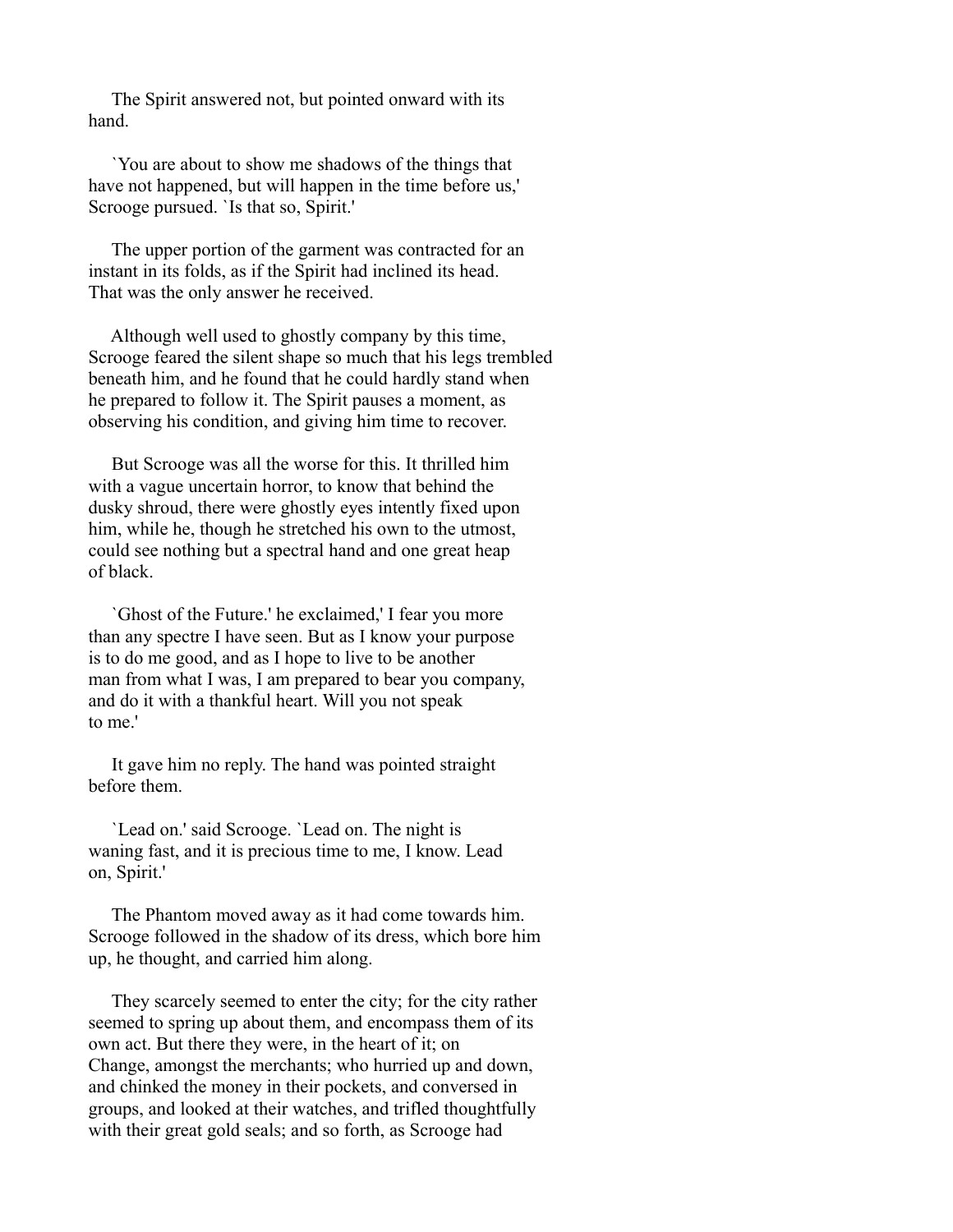The Spirit answered not, but pointed onward with its hand.

`You are about to show me shadows of the things that have not happened, but will happen in the time before us,' Scrooge pursued. `Is that so, Spirit.'

The upper portion of the garment was contracted for an instant in its folds, as if the Spirit had inclined its head. That was the only answer he received.

Although well used to ghostly company by this time, Scrooge feared the silent shape so much that his legs trembled beneath him, and he found that he could hardly stand when he prepared to follow it. The Spirit pauses a moment, as observing his condition, and giving him time to recover.

But Scrooge was all the worse for this. It thrilled him with a vague uncertain horror, to know that behind the dusky shroud, there were ghostly eyes intently fixed upon him, while he, though he stretched his own to the utmost, could see nothing but a spectral hand and one great heap of black.

`Ghost of the Future.' he exclaimed,' I fear you more than any spectre I have seen. But as I know your purpose is to do me good, and as I hope to live to be another man from what I was, I am prepared to bear you company, and do it with a thankful heart. Will you not speak to me.'

It gave him no reply. The hand was pointed straight before them.

`Lead on.' said Scrooge. `Lead on. The night is waning fast, and it is precious time to me, I know. Lead on, Spirit.'

The Phantom moved away as it had come towards him. Scrooge followed in the shadow of its dress, which bore him up, he thought, and carried him along.

They scarcely seemed to enter the city; for the city rather seemed to spring up about them, and encompass them of its own act. But there they were, in the heart of it; on Change, amongst the merchants; who hurried up and down, and chinked the money in their pockets, and conversed in groups, and looked at their watches, and trifled thoughtfully with their great gold seals; and so forth, as Scrooge had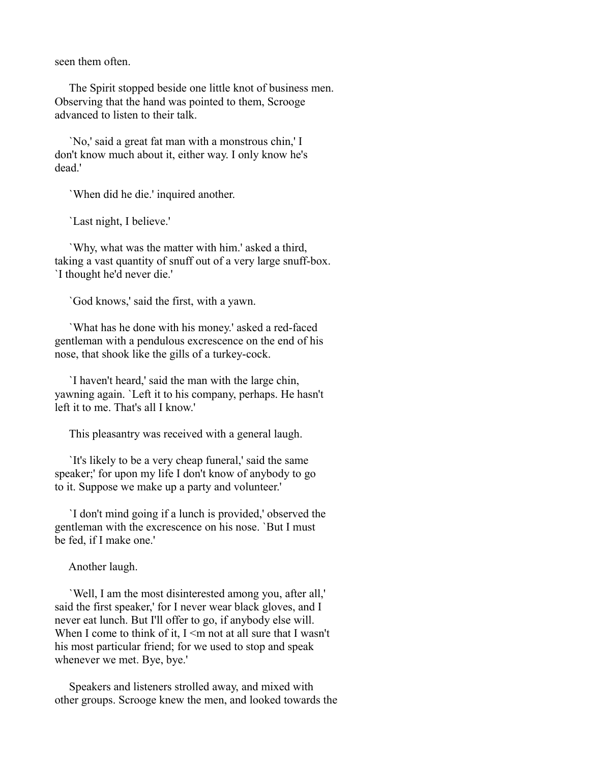seen them often.

The Spirit stopped beside one little knot of business men. Observing that the hand was pointed to them, Scrooge advanced to listen to their talk.

`No,' said a great fat man with a monstrous chin,' I don't know much about it, either way. I only know he's dead.'

`When did he die.' inquired another.

`Last night, I believe.'

`Why, what was the matter with him.' asked a third, taking a vast quantity of snuff out of a very large snuff-box. `I thought he'd never die.'

`God knows,' said the first, with a yawn.

`What has he done with his money.' asked a red-faced gentleman with a pendulous excrescence on the end of his nose, that shook like the gills of a turkey-cock.

`I haven't heard,' said the man with the large chin, yawning again. `Left it to his company, perhaps. He hasn't left it to me. That's all I know.'

This pleasantry was received with a general laugh.

`It's likely to be a very cheap funeral,' said the same speaker;' for upon my life I don't know of anybody to go to it. Suppose we make up a party and volunteer.'

`I don't mind going if a lunch is provided,' observed the gentleman with the excrescence on his nose. `But I must be fed, if I make one.'

Another laugh.

`Well, I am the most disinterested among you, after all,' said the first speaker,' for I never wear black gloves, and I never eat lunch. But I'll offer to go, if anybody else will. When I come to think of it, I <m not at all sure that I wasn't his most particular friend; for we used to stop and speak whenever we met. Bye, bye.'

Speakers and listeners strolled away, and mixed with other groups. Scrooge knew the men, and looked towards the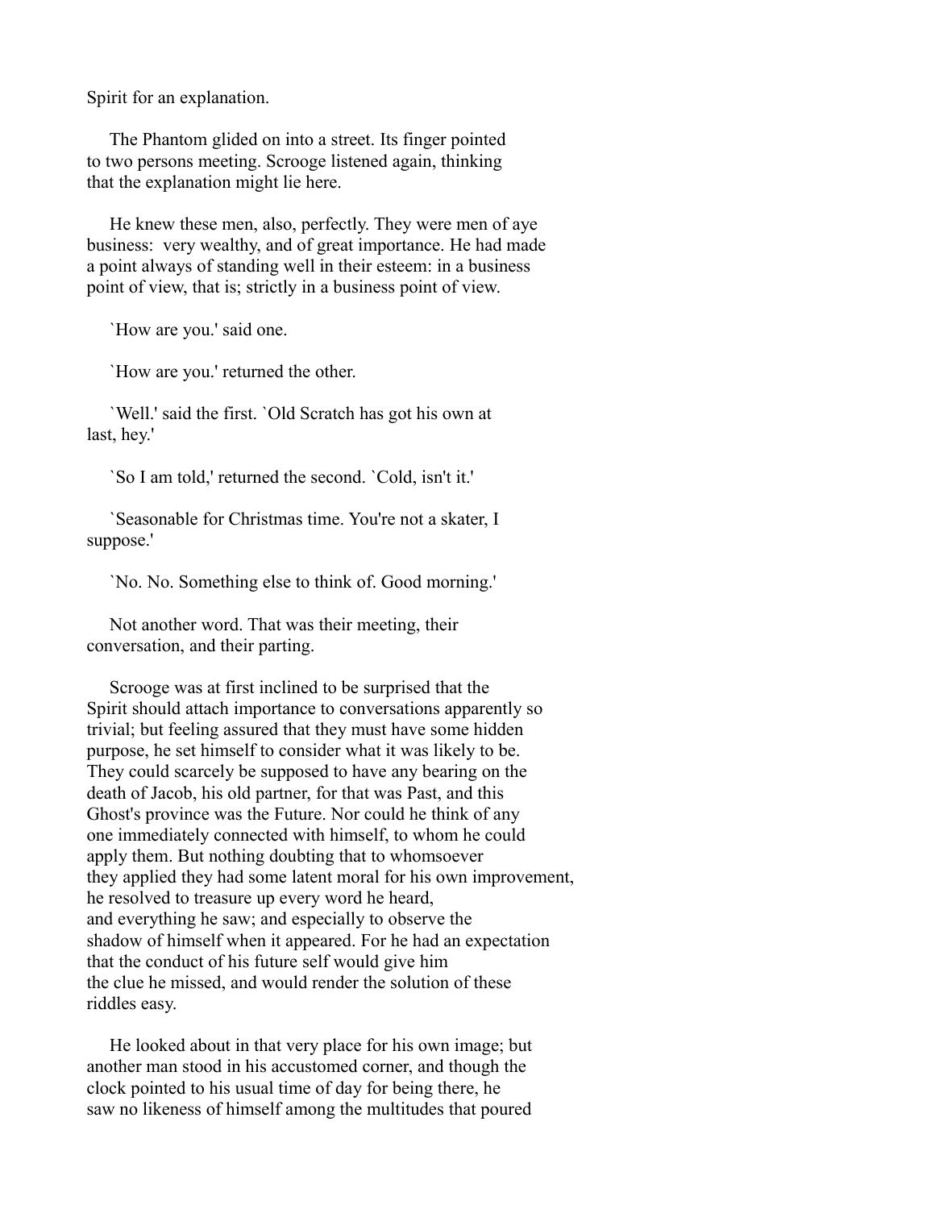Spirit for an explanation.

The Phantom glided on into a street. Its finger pointed to two persons meeting. Scrooge listened again, thinking that the explanation might lie here.

He knew these men, also, perfectly. They were men of aye business: very wealthy, and of great importance. He had made a point always of standing well in their esteem: in a business point of view, that is; strictly in a business point of view.

`How are you.' said one.

`How are you.' returned the other.

`Well.' said the first. `Old Scratch has got his own at last, hey.'

`So I am told,' returned the second. `Cold, isn't it.'

`Seasonable for Christmas time. You're not a skater, I suppose.'

`No. No. Something else to think of. Good morning.'

Not another word. That was their meeting, their conversation, and their parting.

Scrooge was at first inclined to be surprised that the Spirit should attach importance to conversations apparently so trivial; but feeling assured that they must have some hidden purpose, he set himself to consider what it was likely to be. They could scarcely be supposed to have any bearing on the death of Jacob, his old partner, for that was Past, and this Ghost's province was the Future. Nor could he think of any one immediately connected with himself, to whom he could apply them. But nothing doubting that to whomsoever they applied they had some latent moral for his own improvement, he resolved to treasure up every word he heard, and everything he saw; and especially to observe the shadow of himself when it appeared. For he had an expectation that the conduct of his future self would give him the clue he missed, and would render the solution of these riddles easy.

He looked about in that very place for his own image; but another man stood in his accustomed corner, and though the clock pointed to his usual time of day for being there, he saw no likeness of himself among the multitudes that poured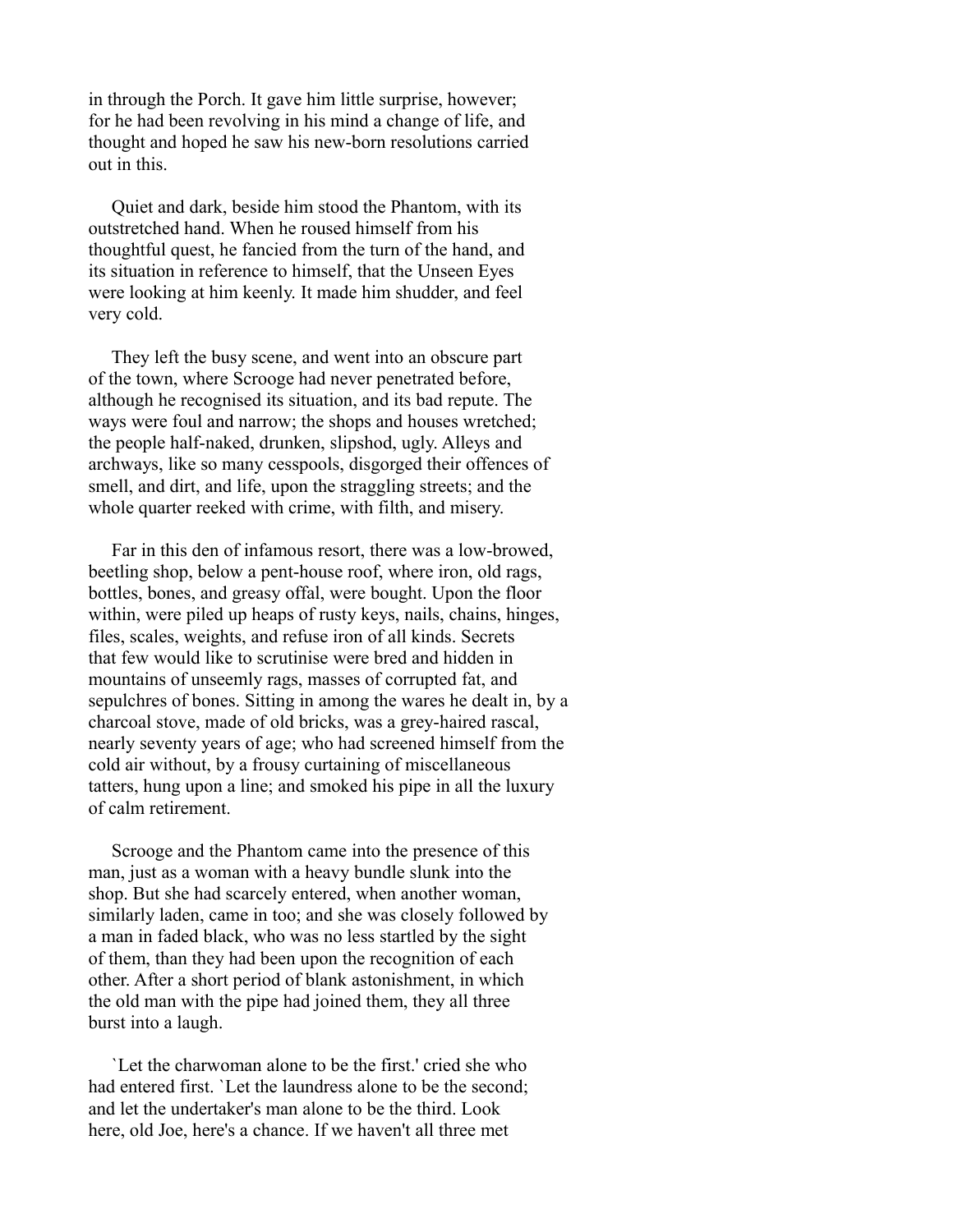in through the Porch. It gave him little surprise, however; for he had been revolving in his mind a change of life, and thought and hoped he saw his new-born resolutions carried out in this.

Quiet and dark, beside him stood the Phantom, with its outstretched hand. When he roused himself from his thoughtful quest, he fancied from the turn of the hand, and its situation in reference to himself, that the Unseen Eyes were looking at him keenly. It made him shudder, and feel very cold.

They left the busy scene, and went into an obscure part of the town, where Scrooge had never penetrated before, although he recognised its situation, and its bad repute. The ways were foul and narrow; the shops and houses wretched; the people half-naked, drunken, slipshod, ugly. Alleys and archways, like so many cesspools, disgorged their offences of smell, and dirt, and life, upon the straggling streets; and the whole quarter reeked with crime, with filth, and misery.

Far in this den of infamous resort, there was a low-browed, beetling shop, below a pent-house roof, where iron, old rags, bottles, bones, and greasy offal, were bought. Upon the floor within, were piled up heaps of rusty keys, nails, chains, hinges, files, scales, weights, and refuse iron of all kinds. Secrets that few would like to scrutinise were bred and hidden in mountains of unseemly rags, masses of corrupted fat, and sepulchres of bones. Sitting in among the wares he dealt in, by a charcoal stove, made of old bricks, was a grey-haired rascal, nearly seventy years of age; who had screened himself from the cold air without, by a frousy curtaining of miscellaneous tatters, hung upon a line; and smoked his pipe in all the luxury of calm retirement.

Scrooge and the Phantom came into the presence of this man, just as a woman with a heavy bundle slunk into the shop. But she had scarcely entered, when another woman, similarly laden, came in too; and she was closely followed by a man in faded black, who was no less startled by the sight of them, than they had been upon the recognition of each other. After a short period of blank astonishment, in which the old man with the pipe had joined them, they all three burst into a laugh.

`Let the charwoman alone to be the first.' cried she who had entered first. `Let the laundress alone to be the second; and let the undertaker's man alone to be the third. Look here, old Joe, here's a chance. If we haven't all three met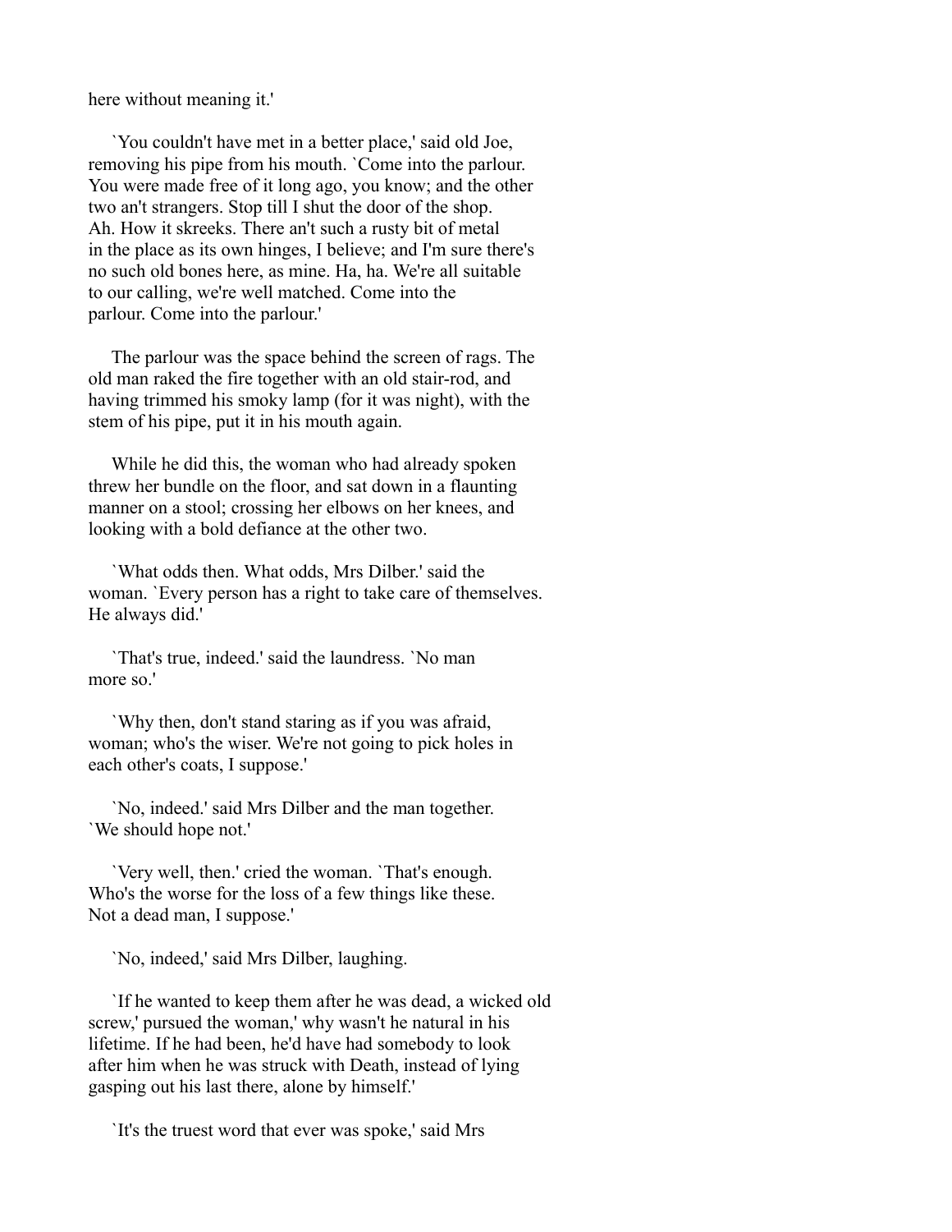here without meaning it.'

`You couldn't have met in a better place,' said old Joe, removing his pipe from his mouth. `Come into the parlour. You were made free of it long ago, you know; and the other two an't strangers. Stop till I shut the door of the shop. Ah. How it skreeks. There an't such a rusty bit of metal in the place as its own hinges, I believe; and I'm sure there's no such old bones here, as mine. Ha, ha. We're all suitable to our calling, we're well matched. Come into the parlour. Come into the parlour.'

The parlour was the space behind the screen of rags. The old man raked the fire together with an old stair-rod, and having trimmed his smoky lamp (for it was night), with the stem of his pipe, put it in his mouth again.

While he did this, the woman who had already spoken threw her bundle on the floor, and sat down in a flaunting manner on a stool; crossing her elbows on her knees, and looking with a bold defiance at the other two.

`What odds then. What odds, Mrs Dilber.' said the woman. `Every person has a right to take care of themselves. He always did.'

`That's true, indeed.' said the laundress. `No man more so.'

`Why then, don't stand staring as if you was afraid, woman; who's the wiser. We're not going to pick holes in each other's coats, I suppose.'

`No, indeed.' said Mrs Dilber and the man together. `We should hope not.'

`Very well, then.' cried the woman. `That's enough. Who's the worse for the loss of a few things like these. Not a dead man, I suppose.'

`No, indeed,' said Mrs Dilber, laughing.

`If he wanted to keep them after he was dead, a wicked old screw,' pursued the woman,' why wasn't he natural in his lifetime. If he had been, he'd have had somebody to look after him when he was struck with Death, instead of lying gasping out his last there, alone by himself.'

`It's the truest word that ever was spoke,' said Mrs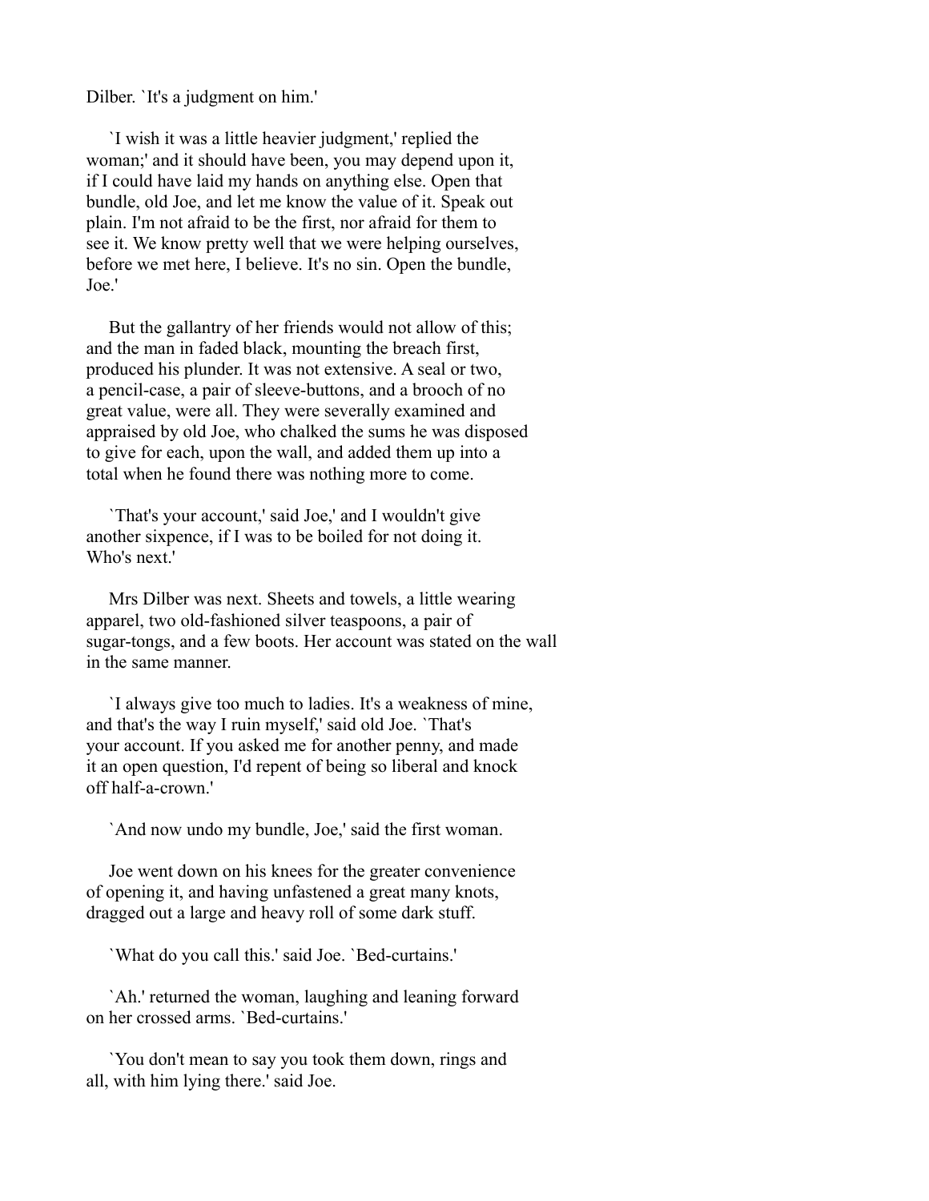Dilber. `It's a judgment on him.'

`I wish it was a little heavier judgment,' replied the woman;' and it should have been, you may depend upon it, if I could have laid my hands on anything else. Open that bundle, old Joe, and let me know the value of it. Speak out plain. I'm not afraid to be the first, nor afraid for them to see it. We know pretty well that we were helping ourselves, before we met here, I believe. It's no sin. Open the bundle, Joe.'

But the gallantry of her friends would not allow of this; and the man in faded black, mounting the breach first, produced his plunder. It was not extensive. A seal or two, a pencil-case, a pair of sleeve-buttons, and a brooch of no great value, were all. They were severally examined and appraised by old Joe, who chalked the sums he was disposed to give for each, upon the wall, and added them up into a total when he found there was nothing more to come.

`That's your account,' said Joe,' and I wouldn't give another sixpence, if I was to be boiled for not doing it. Who's next.'

Mrs Dilber was next. Sheets and towels, a little wearing apparel, two old-fashioned silver teaspoons, a pair of sugar-tongs, and a few boots. Her account was stated on the wall in the same manner.

`I always give too much to ladies. It's a weakness of mine, and that's the way I ruin myself,' said old Joe. `That's your account. If you asked me for another penny, and made it an open question, I'd repent of being so liberal and knock off half-a-crown.'

`And now undo my bundle, Joe,' said the first woman.

Joe went down on his knees for the greater convenience of opening it, and having unfastened a great many knots, dragged out a large and heavy roll of some dark stuff.

`What do you call this.' said Joe. `Bed-curtains.'

`Ah.' returned the woman, laughing and leaning forward on her crossed arms. `Bed-curtains.'

`You don't mean to say you took them down, rings and all, with him lying there.' said Joe.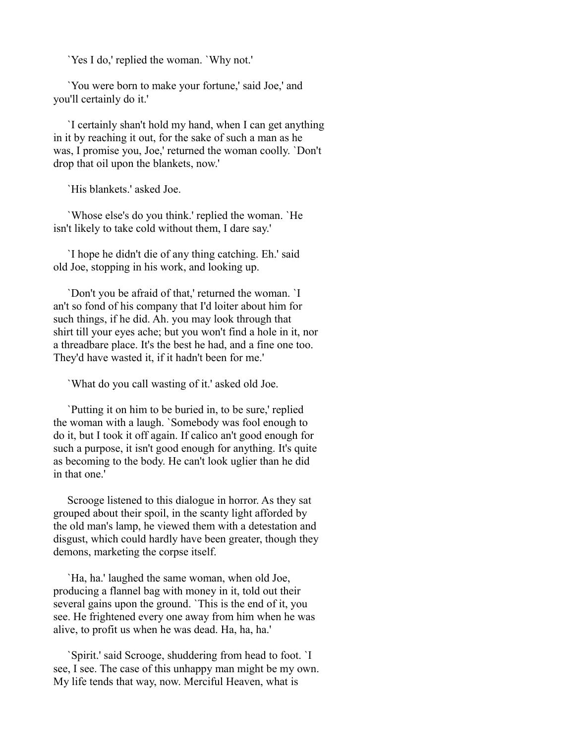`Yes I do,' replied the woman. `Why not.'

`You were born to make your fortune,' said Joe,' and you'll certainly do it.'

`I certainly shan't hold my hand, when I can get anything in it by reaching it out, for the sake of such a man as he was, I promise you, Joe,' returned the woman coolly. `Don't drop that oil upon the blankets, now.'

`His blankets.' asked Joe.

`Whose else's do you think.' replied the woman. `He isn't likely to take cold without them, I dare say.'

`I hope he didn't die of any thing catching. Eh.' said old Joe, stopping in his work, and looking up.

`Don't you be afraid of that,' returned the woman. `I an't so fond of his company that I'd loiter about him for such things, if he did. Ah. you may look through that shirt till your eyes ache; but you won't find a hole in it, nor a threadbare place. It's the best he had, and a fine one too. They'd have wasted it, if it hadn't been for me.'

`What do you call wasting of it.' asked old Joe.

`Putting it on him to be buried in, to be sure,' replied the woman with a laugh. `Somebody was fool enough to do it, but I took it off again. If calico an't good enough for such a purpose, it isn't good enough for anything. It's quite as becoming to the body. He can't look uglier than he did in that one.'

Scrooge listened to this dialogue in horror. As they sat grouped about their spoil, in the scanty light afforded by the old man's lamp, he viewed them with a detestation and disgust, which could hardly have been greater, though they demons, marketing the corpse itself.

`Ha, ha.' laughed the same woman, when old Joe, producing a flannel bag with money in it, told out their several gains upon the ground. `This is the end of it, you see. He frightened every one away from him when he was alive, to profit us when he was dead. Ha, ha, ha.'

`Spirit.' said Scrooge, shuddering from head to foot. `I see, I see. The case of this unhappy man might be my own. My life tends that way, now. Merciful Heaven, what is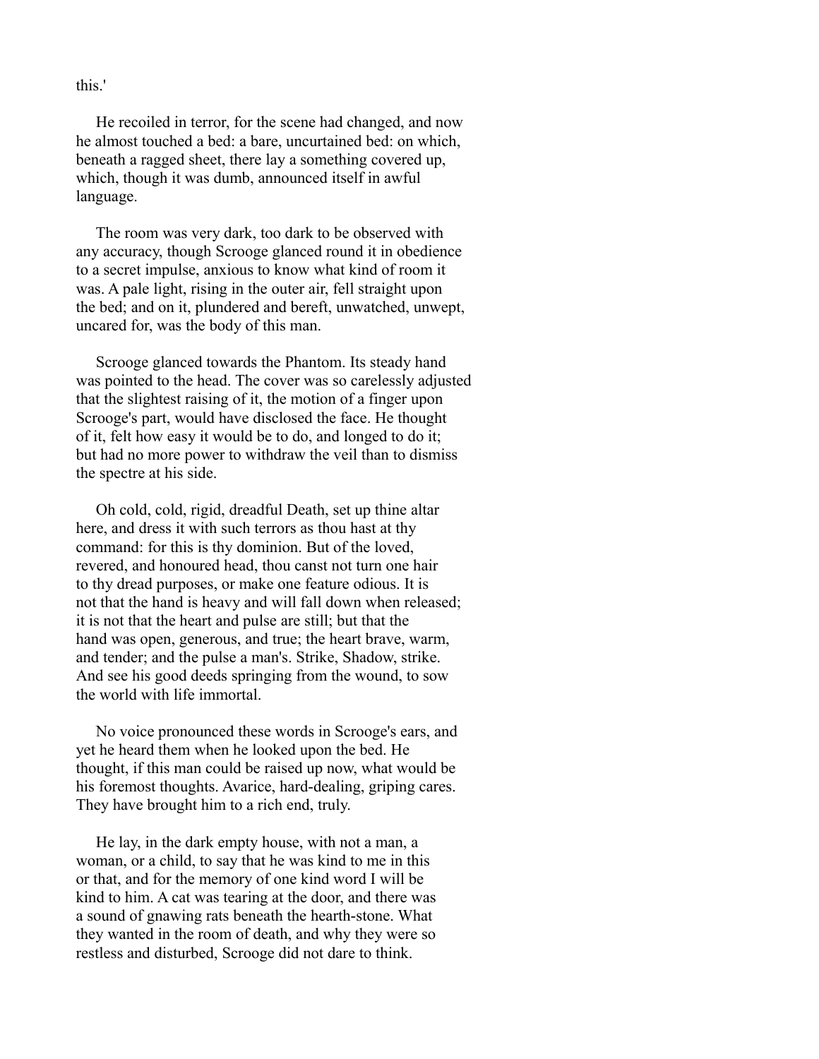this.'

He recoiled in terror, for the scene had changed, and now he almost touched a bed: a bare, uncurtained bed: on which, beneath a ragged sheet, there lay a something covered up, which, though it was dumb, announced itself in awful language.

The room was very dark, too dark to be observed with any accuracy, though Scrooge glanced round it in obedience to a secret impulse, anxious to know what kind of room it was. A pale light, rising in the outer air, fell straight upon the bed; and on it, plundered and bereft, unwatched, unwept, uncared for, was the body of this man.

Scrooge glanced towards the Phantom. Its steady hand was pointed to the head. The cover was so carelessly adjusted that the slightest raising of it, the motion of a finger upon Scrooge's part, would have disclosed the face. He thought of it, felt how easy it would be to do, and longed to do it; but had no more power to withdraw the veil than to dismiss the spectre at his side.

Oh cold, cold, rigid, dreadful Death, set up thine altar here, and dress it with such terrors as thou hast at thy command: for this is thy dominion. But of the loved, revered, and honoured head, thou canst not turn one hair to thy dread purposes, or make one feature odious. It is not that the hand is heavy and will fall down when released; it is not that the heart and pulse are still; but that the hand was open, generous, and true; the heart brave, warm, and tender; and the pulse a man's. Strike, Shadow, strike. And see his good deeds springing from the wound, to sow the world with life immortal.

No voice pronounced these words in Scrooge's ears, and yet he heard them when he looked upon the bed. He thought, if this man could be raised up now, what would be his foremost thoughts. Avarice, hard-dealing, griping cares. They have brought him to a rich end, truly.

He lay, in the dark empty house, with not a man, a woman, or a child, to say that he was kind to me in this or that, and for the memory of one kind word I will be kind to him. A cat was tearing at the door, and there was a sound of gnawing rats beneath the hearth-stone. What they wanted in the room of death, and why they were so restless and disturbed, Scrooge did not dare to think.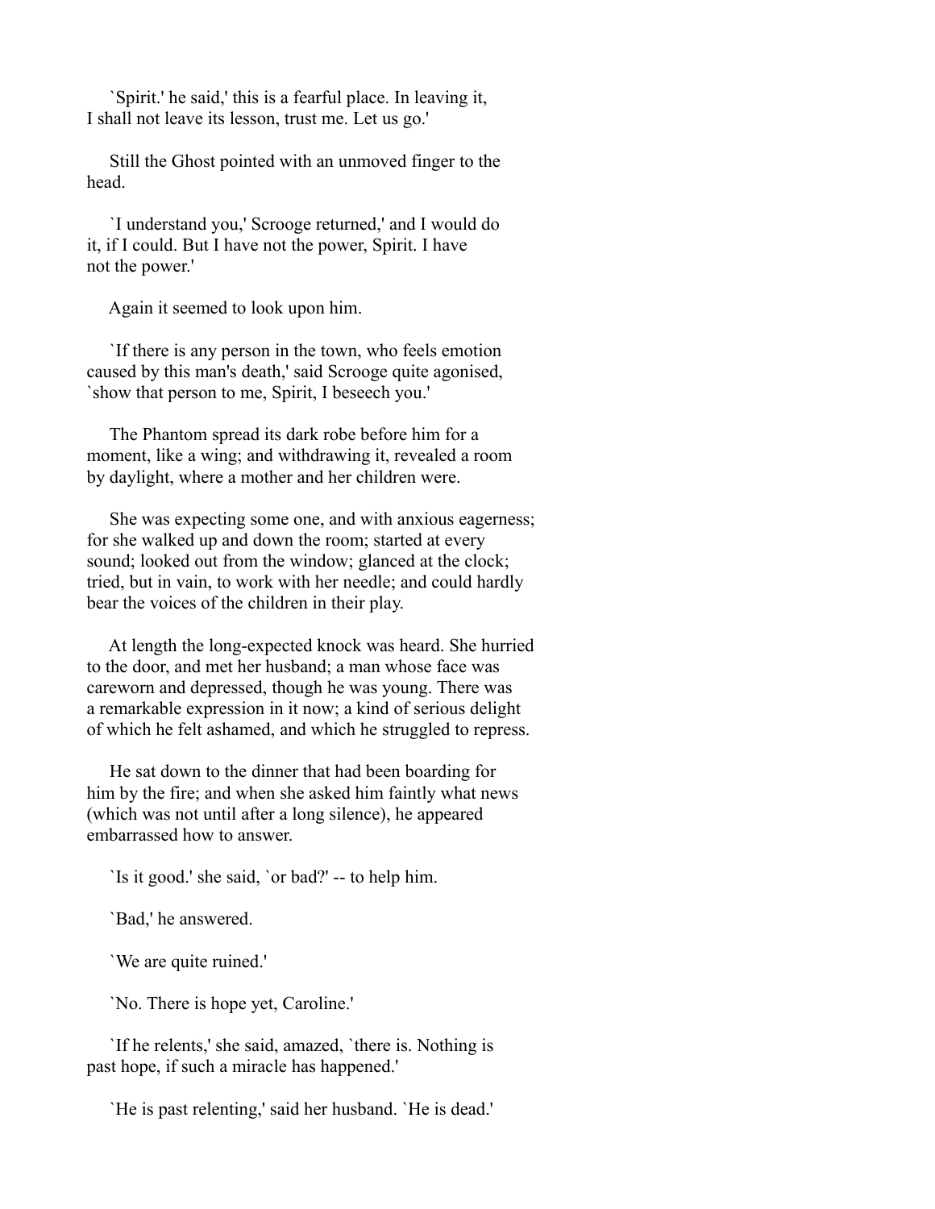`Spirit.' he said,' this is a fearful place. In leaving it, I shall not leave its lesson, trust me. Let us go.'

Still the Ghost pointed with an unmoved finger to the head.

`I understand you,' Scrooge returned,' and I would do it, if I could. But I have not the power, Spirit. I have not the power.'

Again it seemed to look upon him.

`If there is any person in the town, who feels emotion caused by this man's death,' said Scrooge quite agonised, `show that person to me, Spirit, I beseech you.'

The Phantom spread its dark robe before him for a moment, like a wing; and withdrawing it, revealed a room by daylight, where a mother and her children were.

She was expecting some one, and with anxious eagerness; for she walked up and down the room; started at every sound; looked out from the window; glanced at the clock; tried, but in vain, to work with her needle; and could hardly bear the voices of the children in their play.

At length the long-expected knock was heard. She hurried to the door, and met her husband; a man whose face was careworn and depressed, though he was young. There was a remarkable expression in it now; a kind of serious delight of which he felt ashamed, and which he struggled to repress.

He sat down to the dinner that had been boarding for him by the fire; and when she asked him faintly what news (which was not until after a long silence), he appeared embarrassed how to answer.

`Is it good.' she said, `or bad?' -- to help him.

`Bad,' he answered.

`We are quite ruined.'

`No. There is hope yet, Caroline.'

`If he relents,' she said, amazed, `there is. Nothing is past hope, if such a miracle has happened.'

`He is past relenting,' said her husband. `He is dead.'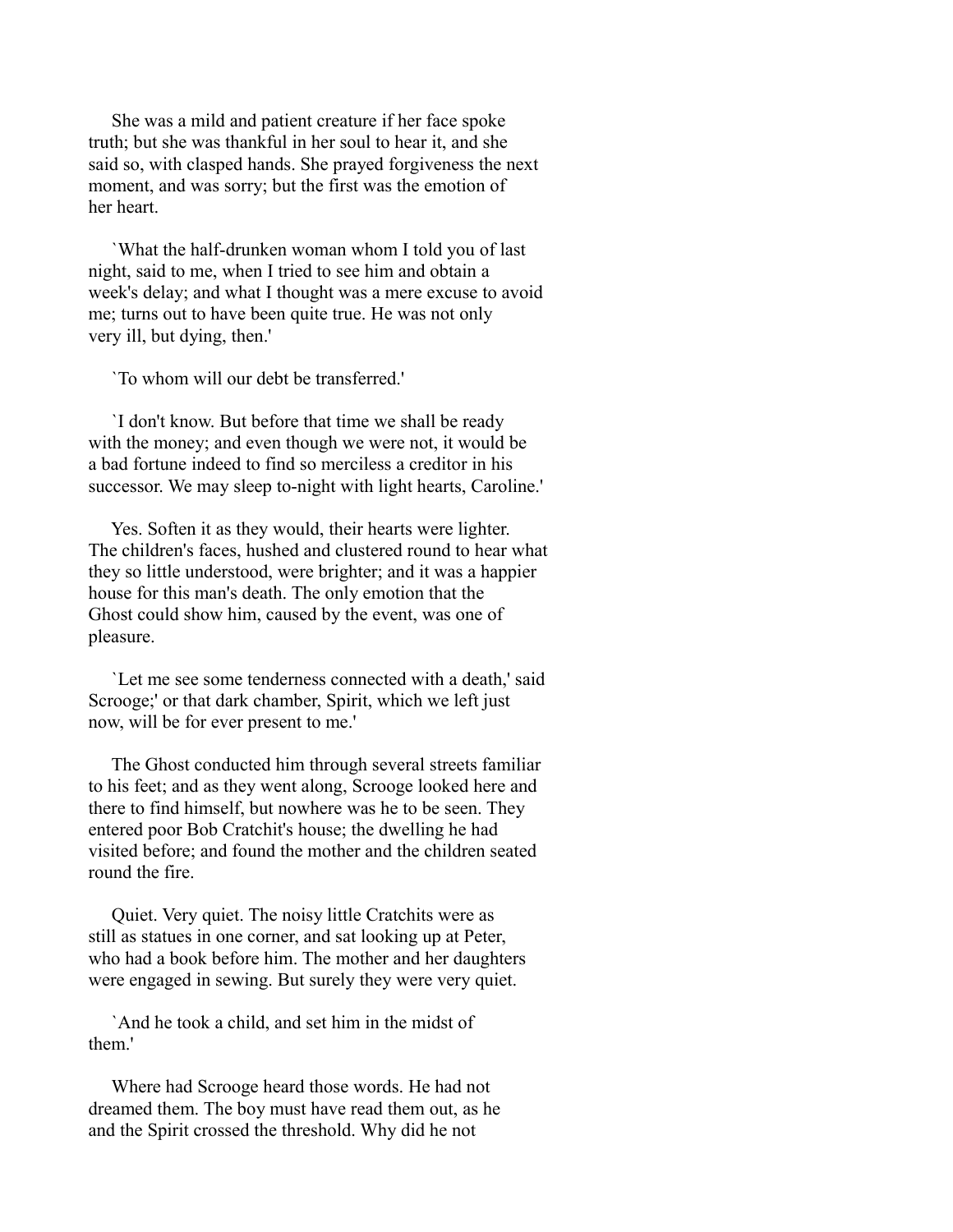She was a mild and patient creature if her face spoke truth; but she was thankful in her soul to hear it, and she said so, with clasped hands. She prayed forgiveness the next moment, and was sorry; but the first was the emotion of her heart.

`What the half-drunken woman whom I told you of last night, said to me, when I tried to see him and obtain a week's delay; and what I thought was a mere excuse to avoid me; turns out to have been quite true. He was not only very ill, but dying, then.'

`To whom will our debt be transferred.'

`I don't know. But before that time we shall be ready with the money; and even though we were not, it would be a bad fortune indeed to find so merciless a creditor in his successor. We may sleep to-night with light hearts, Caroline.'

Yes. Soften it as they would, their hearts were lighter. The children's faces, hushed and clustered round to hear what they so little understood, were brighter; and it was a happier house for this man's death. The only emotion that the Ghost could show him, caused by the event, was one of pleasure.

`Let me see some tenderness connected with a death,' said Scrooge;' or that dark chamber, Spirit, which we left just now, will be for ever present to me.'

The Ghost conducted him through several streets familiar to his feet; and as they went along, Scrooge looked here and there to find himself, but nowhere was he to be seen. They entered poor Bob Cratchit's house; the dwelling he had visited before; and found the mother and the children seated round the fire.

Quiet. Very quiet. The noisy little Cratchits were as still as statues in one corner, and sat looking up at Peter, who had a book before him. The mother and her daughters were engaged in sewing. But surely they were very quiet.

`And he took a child, and set him in the midst of them.'

Where had Scrooge heard those words. He had not dreamed them. The boy must have read them out, as he and the Spirit crossed the threshold. Why did he not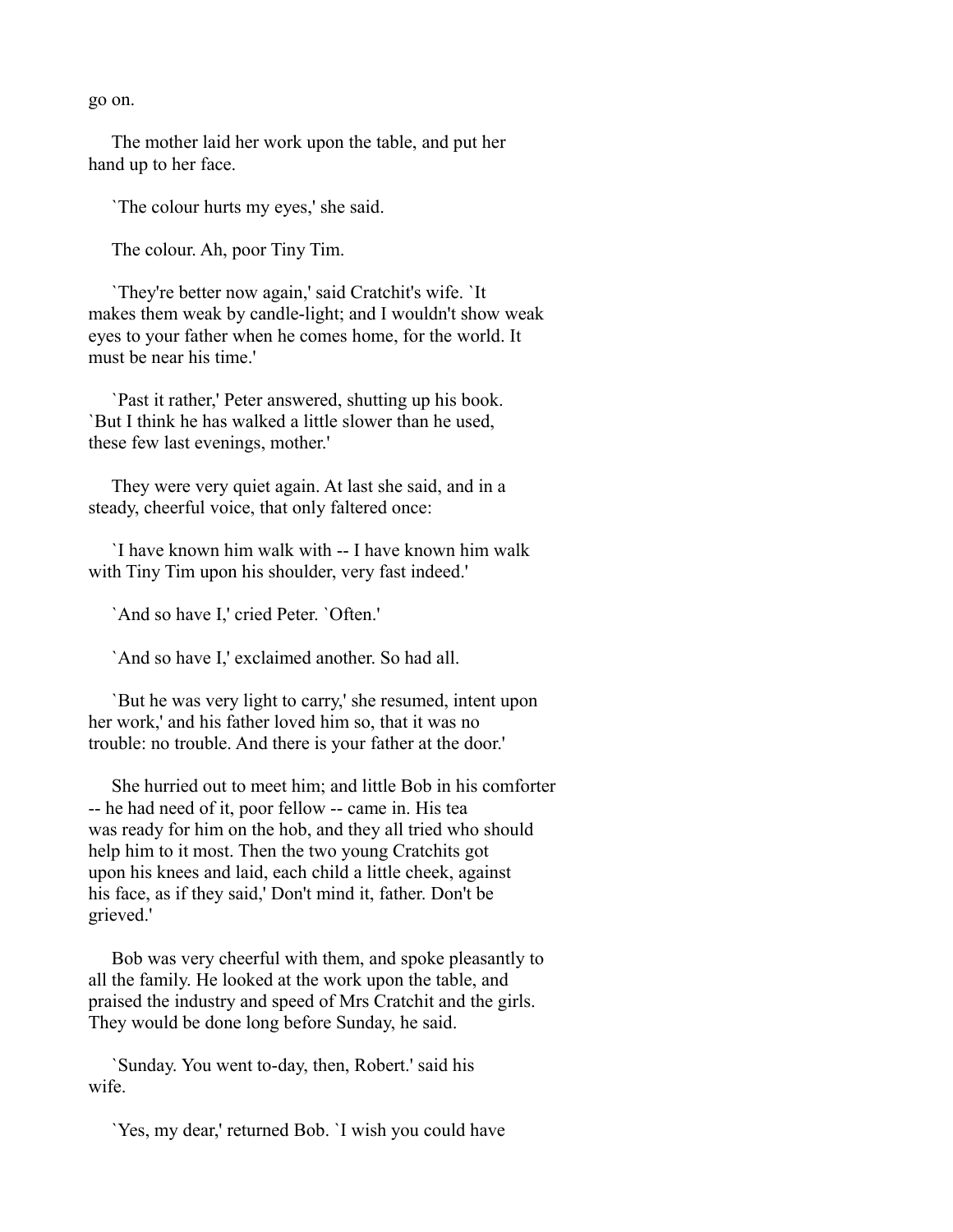go on.

The mother laid her work upon the table, and put her hand up to her face.

`The colour hurts my eyes,' she said.

The colour. Ah, poor Tiny Tim.

`They're better now again,' said Cratchit's wife. `It makes them weak by candle-light; and I wouldn't show weak eyes to your father when he comes home, for the world. It must be near his time.'

`Past it rather,' Peter answered, shutting up his book. `But I think he has walked a little slower than he used, these few last evenings, mother.'

They were very quiet again. At last she said, and in a steady, cheerful voice, that only faltered once:

`I have known him walk with -- I have known him walk with Tiny Tim upon his shoulder, very fast indeed.'

`And so have I,' cried Peter. `Often.'

`And so have I,' exclaimed another. So had all.

`But he was very light to carry,' she resumed, intent upon her work,' and his father loved him so, that it was no trouble: no trouble. And there is your father at the door.'

She hurried out to meet him; and little Bob in his comforter -- he had need of it, poor fellow -- came in. His tea was ready for him on the hob, and they all tried who should help him to it most. Then the two young Cratchits got upon his knees and laid, each child a little cheek, against his face, as if they said,' Don't mind it, father. Don't be grieved.'

Bob was very cheerful with them, and spoke pleasantly to all the family. He looked at the work upon the table, and praised the industry and speed of Mrs Cratchit and the girls. They would be done long before Sunday, he said.

`Sunday. You went to-day, then, Robert.' said his wife.

`Yes, my dear,' returned Bob. `I wish you could have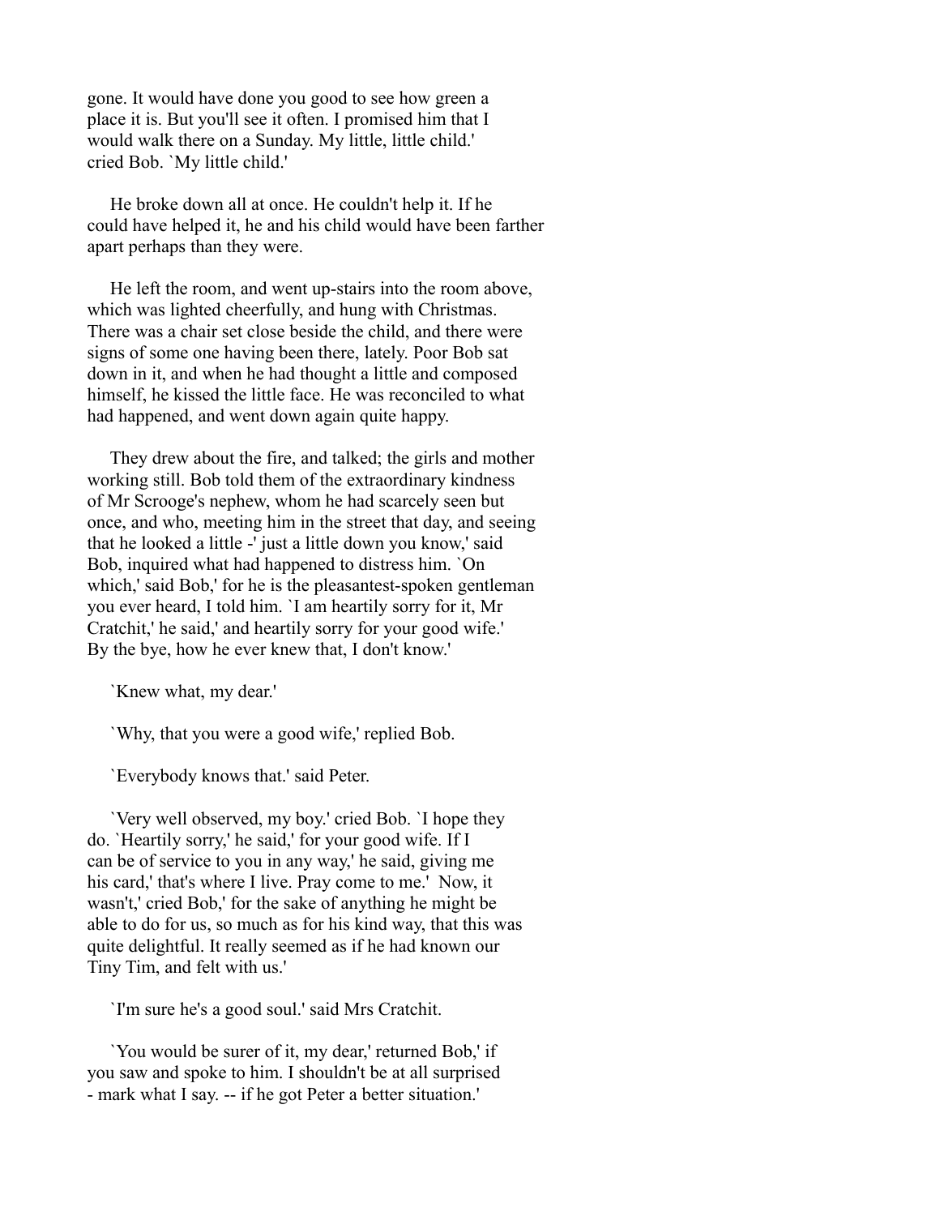gone. It would have done you good to see how green a place it is. But you'll see it often. I promised him that I would walk there on a Sunday. My little, little child.' cried Bob. `My little child.'

He broke down all at once. He couldn't help it. If he could have helped it, he and his child would have been farther apart perhaps than they were.

He left the room, and went up-stairs into the room above, which was lighted cheerfully, and hung with Christmas. There was a chair set close beside the child, and there were signs of some one having been there, lately. Poor Bob sat down in it, and when he had thought a little and composed himself, he kissed the little face. He was reconciled to what had happened, and went down again quite happy.

They drew about the fire, and talked; the girls and mother working still. Bob told them of the extraordinary kindness of Mr Scrooge's nephew, whom he had scarcely seen but once, and who, meeting him in the street that day, and seeing that he looked a little -' just a little down you know,' said Bob, inquired what had happened to distress him. `On which,' said Bob,' for he is the pleasantest-spoken gentleman you ever heard, I told him. `I am heartily sorry for it, Mr Cratchit,' he said,' and heartily sorry for your good wife.' By the bye, how he ever knew that, I don't know.'

`Knew what, my dear.'

`Why, that you were a good wife,' replied Bob.

`Everybody knows that.' said Peter.

`Very well observed, my boy.' cried Bob. `I hope they do. `Heartily sorry,' he said,' for your good wife. If I can be of service to you in any way,' he said, giving me his card,' that's where I live. Pray come to me.' Now, it wasn't,' cried Bob,' for the sake of anything he might be able to do for us, so much as for his kind way, that this was quite delightful. It really seemed as if he had known our Tiny Tim, and felt with us.'

`I'm sure he's a good soul.' said Mrs Cratchit.

`You would be surer of it, my dear,' returned Bob,' if you saw and spoke to him. I shouldn't be at all surprised - mark what I say. -- if he got Peter a better situation.'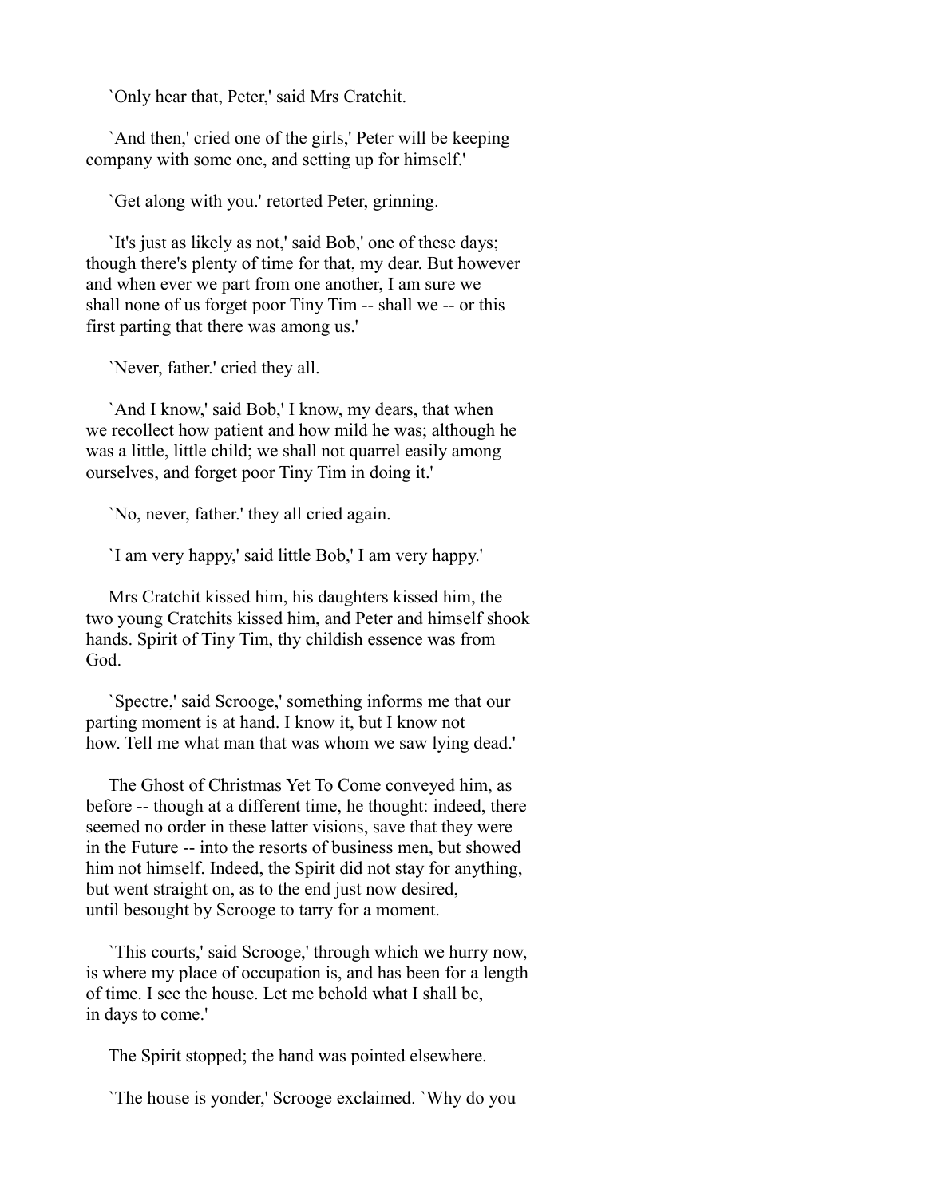`Only hear that, Peter,' said Mrs Cratchit.

`And then,' cried one of the girls,' Peter will be keeping company with some one, and setting up for himself.'

`Get along with you.' retorted Peter, grinning.

`It's just as likely as not,' said Bob,' one of these days; though there's plenty of time for that, my dear. But however and when ever we part from one another, I am sure we shall none of us forget poor Tiny Tim -- shall we -- or this first parting that there was among us.'

`Never, father.' cried they all.

`And I know,' said Bob,' I know, my dears, that when we recollect how patient and how mild he was; although he was a little, little child; we shall not quarrel easily among ourselves, and forget poor Tiny Tim in doing it.'

`No, never, father.' they all cried again.

`I am very happy,' said little Bob,' I am very happy.'

Mrs Cratchit kissed him, his daughters kissed him, the two young Cratchits kissed him, and Peter and himself shook hands. Spirit of Tiny Tim, thy childish essence was from God.

`Spectre,' said Scrooge,' something informs me that our parting moment is at hand. I know it, but I know not how. Tell me what man that was whom we saw lying dead.'

The Ghost of Christmas Yet To Come conveyed him, as before -- though at a different time, he thought: indeed, there seemed no order in these latter visions, save that they were in the Future -- into the resorts of business men, but showed him not himself. Indeed, the Spirit did not stay for anything, but went straight on, as to the end just now desired, until besought by Scrooge to tarry for a moment.

`This courts,' said Scrooge,' through which we hurry now, is where my place of occupation is, and has been for a length of time. I see the house. Let me behold what I shall be, in days to come.'

The Spirit stopped; the hand was pointed elsewhere.

`The house is yonder,' Scrooge exclaimed. `Why do you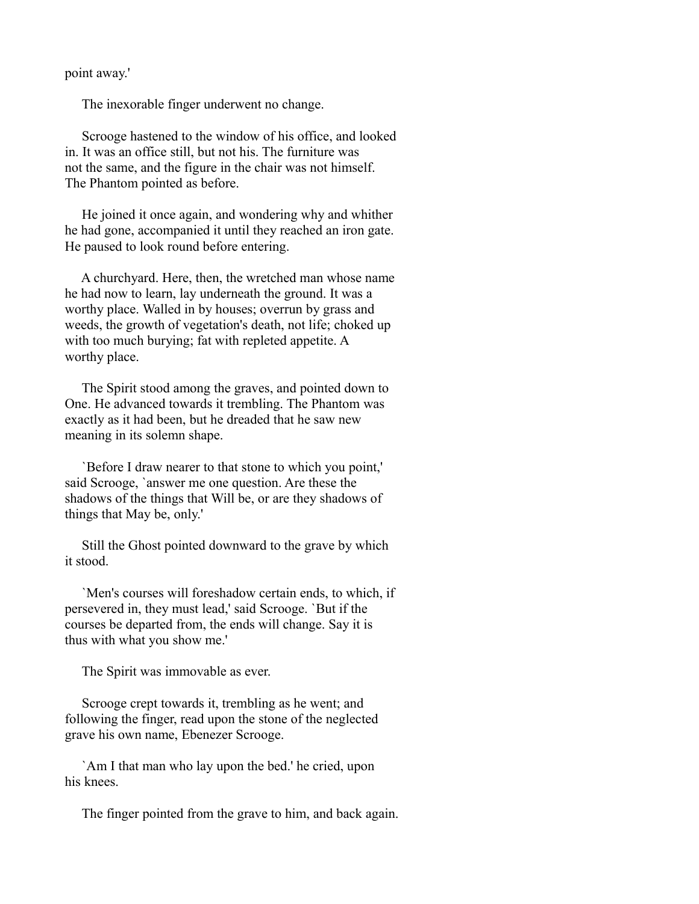point away.'

The inexorable finger underwent no change.

Scrooge hastened to the window of his office, and looked in. It was an office still, but not his. The furniture was not the same, and the figure in the chair was not himself. The Phantom pointed as before.

He joined it once again, and wondering why and whither he had gone, accompanied it until they reached an iron gate. He paused to look round before entering.

A churchyard. Here, then, the wretched man whose name he had now to learn, lay underneath the ground. It was a worthy place. Walled in by houses; overrun by grass and weeds, the growth of vegetation's death, not life; choked up with too much burying; fat with repleted appetite. A worthy place.

The Spirit stood among the graves, and pointed down to One. He advanced towards it trembling. The Phantom was exactly as it had been, but he dreaded that he saw new meaning in its solemn shape.

`Before I draw nearer to that stone to which you point,' said Scrooge, `answer me one question. Are these the shadows of the things that Will be, or are they shadows of things that May be, only.'

Still the Ghost pointed downward to the grave by which it stood.

`Men's courses will foreshadow certain ends, to which, if persevered in, they must lead,' said Scrooge. `But if the courses be departed from, the ends will change. Say it is thus with what you show me.'

The Spirit was immovable as ever.

Scrooge crept towards it, trembling as he went; and following the finger, read upon the stone of the neglected grave his own name, Ebenezer Scrooge.

`Am I that man who lay upon the bed.' he cried, upon his knees.

The finger pointed from the grave to him, and back again.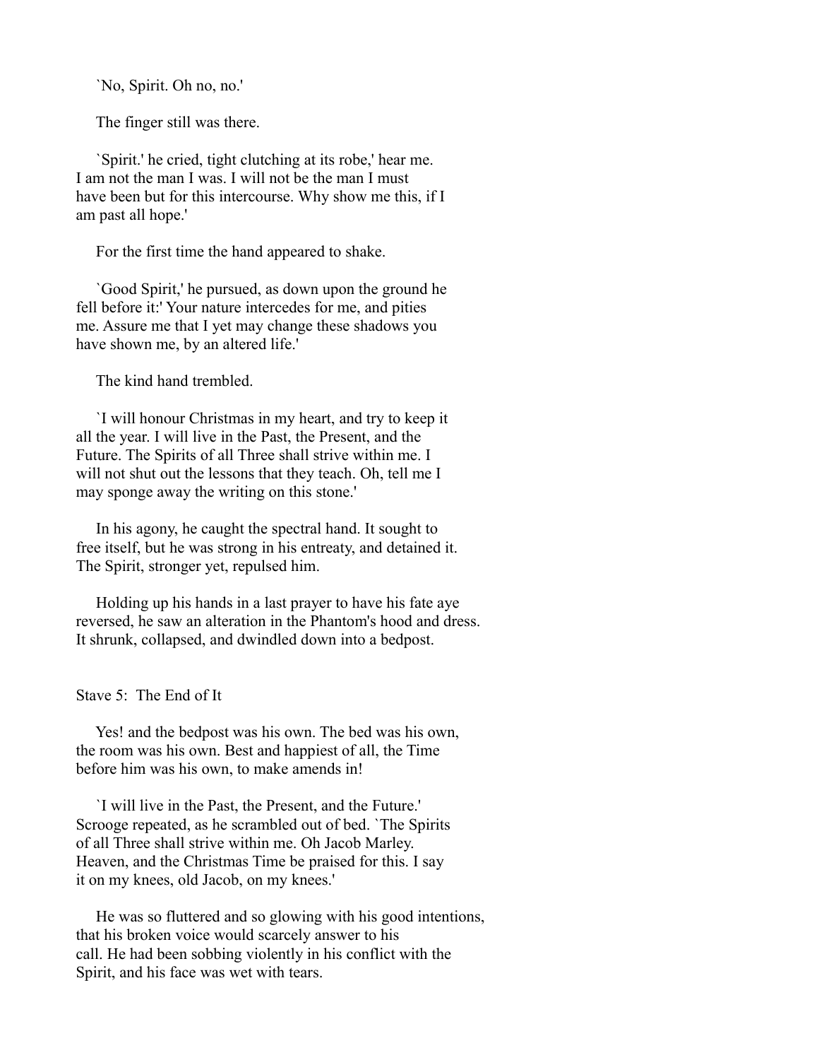`No, Spirit. Oh no, no.'

The finger still was there.

`Spirit.' he cried, tight clutching at its robe,' hear me. I am not the man I was. I will not be the man I must have been but for this intercourse. Why show me this, if I am past all hope.'

For the first time the hand appeared to shake.

`Good Spirit,' he pursued, as down upon the ground he fell before it:' Your nature intercedes for me, and pities me. Assure me that I yet may change these shadows you have shown me, by an altered life.'

The kind hand trembled.

`I will honour Christmas in my heart, and try to keep it all the year. I will live in the Past, the Present, and the Future. The Spirits of all Three shall strive within me. I will not shut out the lessons that they teach. Oh, tell me I may sponge away the writing on this stone.'

In his agony, he caught the spectral hand. It sought to free itself, but he was strong in his entreaty, and detained it. The Spirit, stronger yet, repulsed him.

Holding up his hands in a last prayer to have his fate aye reversed, he saw an alteration in the Phantom's hood and dress. It shrunk, collapsed, and dwindled down into a bedpost.

## Stave 5: The End of It

Yes! and the bedpost was his own. The bed was his own, the room was his own. Best and happiest of all, the Time before him was his own, to make amends in!

`I will live in the Past, the Present, and the Future.' Scrooge repeated, as he scrambled out of bed. `The Spirits of all Three shall strive within me. Oh Jacob Marley. Heaven, and the Christmas Time be praised for this. I say it on my knees, old Jacob, on my knees.'

He was so fluttered and so glowing with his good intentions, that his broken voice would scarcely answer to his call. He had been sobbing violently in his conflict with the Spirit, and his face was wet with tears.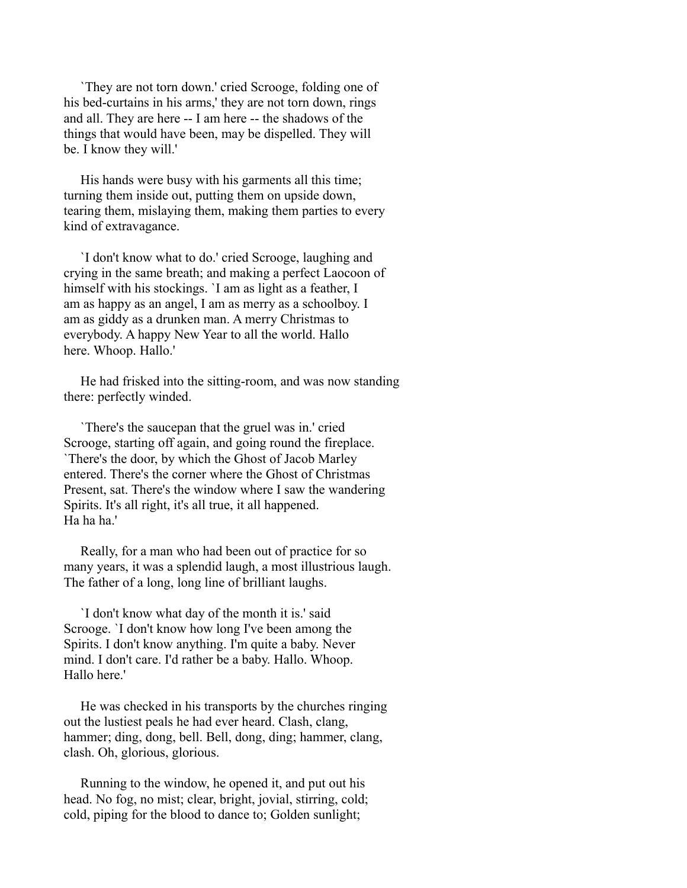`They are not torn down.' cried Scrooge, folding one of his bed-curtains in his arms,' they are not torn down, rings and all. They are here -- I am here -- the shadows of the things that would have been, may be dispelled. They will be. I know they will.'

His hands were busy with his garments all this time; turning them inside out, putting them on upside down, tearing them, mislaying them, making them parties to every kind of extravagance.

`I don't know what to do.' cried Scrooge, laughing and crying in the same breath; and making a perfect Laocoon of himself with his stockings. `I am as light as a feather, I am as happy as an angel, I am as merry as a schoolboy. I am as giddy as a drunken man. A merry Christmas to everybody. A happy New Year to all the world. Hallo here. Whoop. Hallo.'

He had frisked into the sitting-room, and was now standing there: perfectly winded.

`There's the saucepan that the gruel was in.' cried Scrooge, starting off again, and going round the fireplace. `There's the door, by which the Ghost of Jacob Marley entered. There's the corner where the Ghost of Christmas Present, sat. There's the window where I saw the wandering Spirits. It's all right, it's all true, it all happened. Ha ha ha.'

Really, for a man who had been out of practice for so many years, it was a splendid laugh, a most illustrious laugh. The father of a long, long line of brilliant laughs.

`I don't know what day of the month it is.' said Scrooge. `I don't know how long I've been among the Spirits. I don't know anything. I'm quite a baby. Never mind. I don't care. I'd rather be a baby. Hallo. Whoop. Hallo here.'

He was checked in his transports by the churches ringing out the lustiest peals he had ever heard. Clash, clang, hammer; ding, dong, bell. Bell, dong, ding; hammer, clang, clash. Oh, glorious, glorious.

Running to the window, he opened it, and put out his head. No fog, no mist; clear, bright, jovial, stirring, cold; cold, piping for the blood to dance to; Golden sunlight;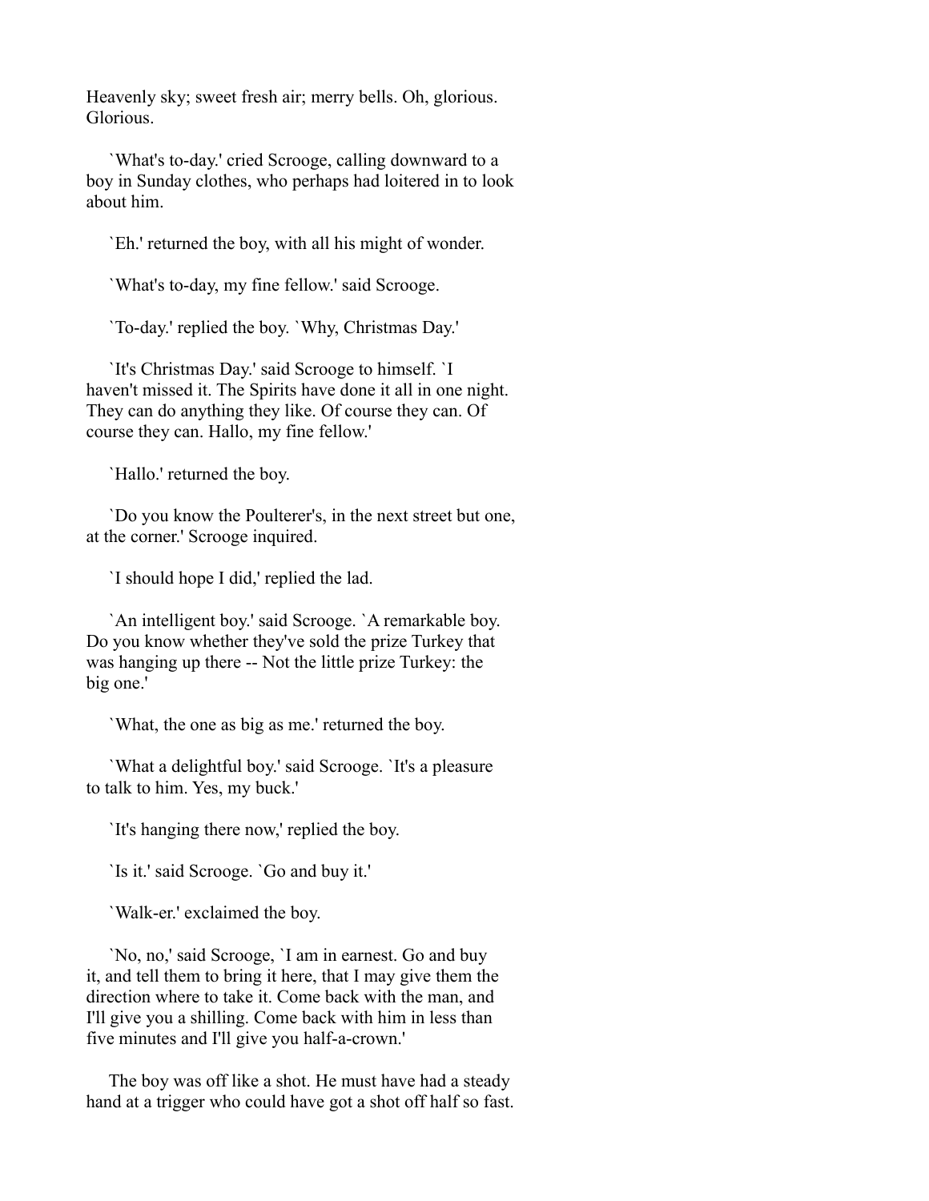Heavenly sky; sweet fresh air; merry bells. Oh, glorious. Glorious.

`What's to-day.' cried Scrooge, calling downward to a boy in Sunday clothes, who perhaps had loitered in to look about him.

`Eh.' returned the boy, with all his might of wonder.

`What's to-day, my fine fellow.' said Scrooge.

`To-day.' replied the boy. `Why, Christmas Day.'

`It's Christmas Day.' said Scrooge to himself. `I haven't missed it. The Spirits have done it all in one night. They can do anything they like. Of course they can. Of course they can. Hallo, my fine fellow.'

`Hallo.' returned the boy.

`Do you know the Poulterer's, in the next street but one, at the corner.' Scrooge inquired.

`I should hope I did,' replied the lad.

`An intelligent boy.' said Scrooge. `A remarkable boy. Do you know whether they've sold the prize Turkey that was hanging up there -- Not the little prize Turkey: the big one.'

`What, the one as big as me.' returned the boy.

`What a delightful boy.' said Scrooge. `It's a pleasure to talk to him. Yes, my buck.'

`It's hanging there now,' replied the boy.

`Is it.' said Scrooge. `Go and buy it.'

`Walk-er.' exclaimed the boy.

`No, no,' said Scrooge, `I am in earnest. Go and buy it, and tell them to bring it here, that I may give them the direction where to take it. Come back with the man, and I'll give you a shilling. Come back with him in less than five minutes and I'll give you half-a-crown.'

The boy was off like a shot. He must have had a steady hand at a trigger who could have got a shot off half so fast.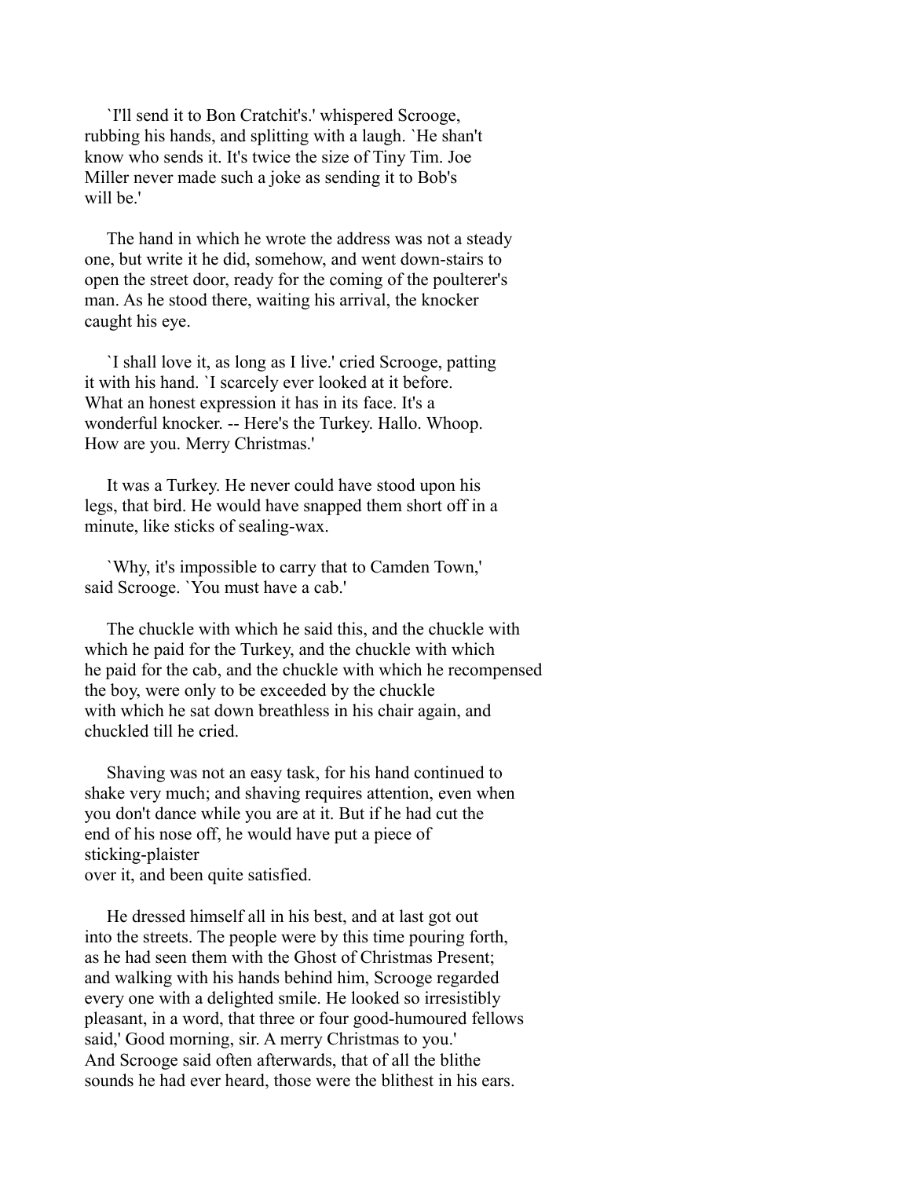`I'll send it to Bon Cratchit's.' whispered Scrooge, rubbing his hands, and splitting with a laugh. `He shan't know who sends it. It's twice the size of Tiny Tim. Joe Miller never made such a joke as sending it to Bob's will be.'

The hand in which he wrote the address was not a steady one, but write it he did, somehow, and went down-stairs to open the street door, ready for the coming of the poulterer's man. As he stood there, waiting his arrival, the knocker caught his eye.

`I shall love it, as long as I live.' cried Scrooge, patting it with his hand. `I scarcely ever looked at it before. What an honest expression it has in its face. It's a wonderful knocker. -- Here's the Turkey. Hallo. Whoop. How are you. Merry Christmas.'

It was a Turkey. He never could have stood upon his legs, that bird. He would have snapped them short off in a minute, like sticks of sealing-wax.

`Why, it's impossible to carry that to Camden Town,' said Scrooge. `You must have a cab.'

The chuckle with which he said this, and the chuckle with which he paid for the Turkey, and the chuckle with which he paid for the cab, and the chuckle with which he recompensed the boy, were only to be exceeded by the chuckle with which he sat down breathless in his chair again, and chuckled till he cried.

Shaving was not an easy task, for his hand continued to shake very much; and shaving requires attention, even when you don't dance while you are at it. But if he had cut the end of his nose off, he would have put a piece of sticking-plaister over it, and been quite satisfied.

He dressed himself all in his best, and at last got out into the streets. The people were by this time pouring forth, as he had seen them with the Ghost of Christmas Present; and walking with his hands behind him, Scrooge regarded every one with a delighted smile. He looked so irresistibly pleasant, in a word, that three or four good-humoured fellows said,' Good morning, sir. A merry Christmas to you.' And Scrooge said often afterwards, that of all the blithe sounds he had ever heard, those were the blithest in his ears.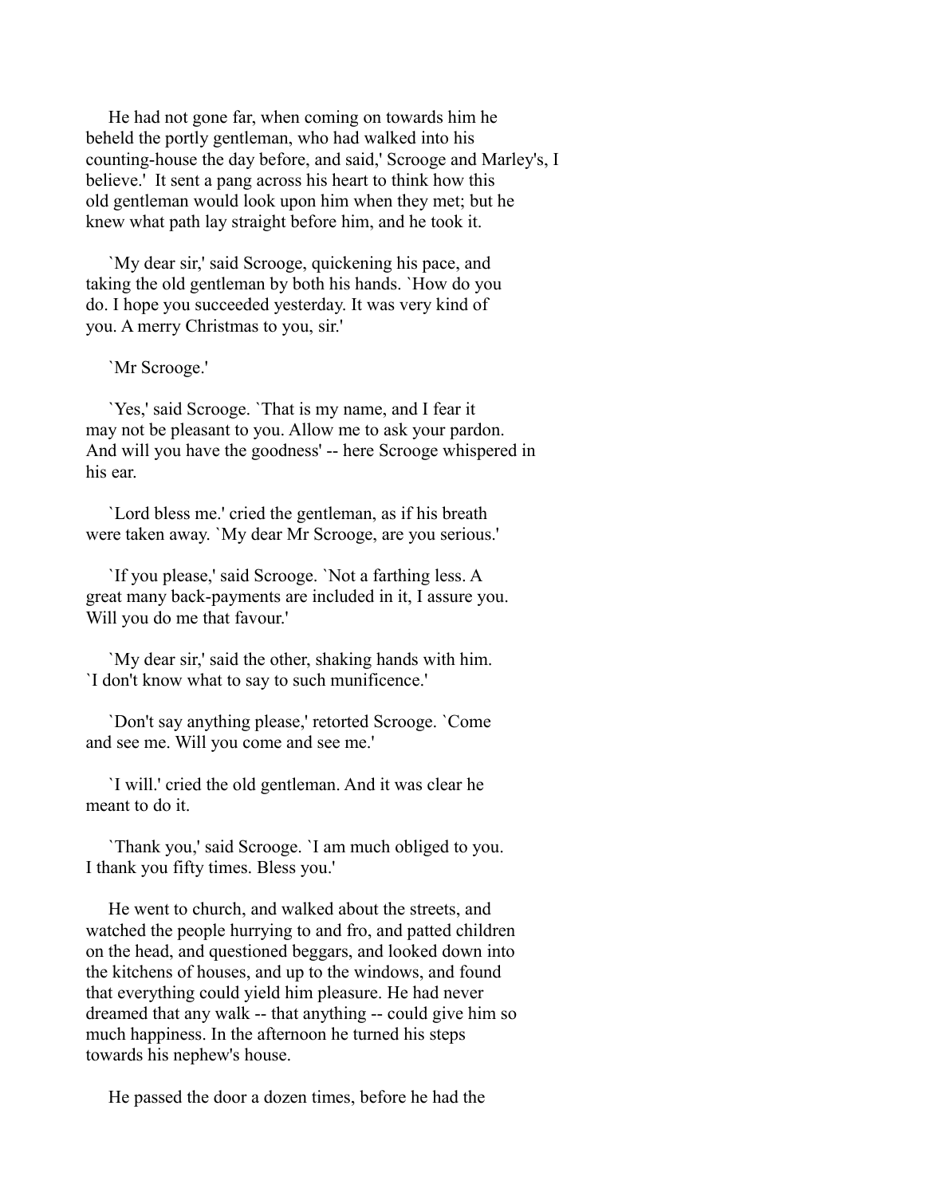He had not gone far, when coming on towards him he beheld the portly gentleman, who had walked into his counting-house the day before, and said,' Scrooge and Marley's, I believe.' It sent a pang across his heart to think how this old gentleman would look upon him when they met; but he knew what path lay straight before him, and he took it.

`My dear sir,' said Scrooge, quickening his pace, and taking the old gentleman by both his hands. `How do you do. I hope you succeeded yesterday. It was very kind of you. A merry Christmas to you, sir.'

`Mr Scrooge.'

`Yes,' said Scrooge. `That is my name, and I fear it may not be pleasant to you. Allow me to ask your pardon. And will you have the goodness' -- here Scrooge whispered in his ear.

`Lord bless me.' cried the gentleman, as if his breath were taken away. `My dear Mr Scrooge, are you serious.'

`If you please,' said Scrooge. `Not a farthing less. A great many back-payments are included in it, I assure you. Will you do me that favour.'

`My dear sir,' said the other, shaking hands with him. `I don't know what to say to such munificence.'

`Don't say anything please,' retorted Scrooge. `Come and see me. Will you come and see me.'

`I will.' cried the old gentleman. And it was clear he meant to do it.

`Thank you,' said Scrooge. `I am much obliged to you. I thank you fifty times. Bless you.'

He went to church, and walked about the streets, and watched the people hurrying to and fro, and patted children on the head, and questioned beggars, and looked down into the kitchens of houses, and up to the windows, and found that everything could yield him pleasure. He had never dreamed that any walk -- that anything -- could give him so much happiness. In the afternoon he turned his steps towards his nephew's house.

He passed the door a dozen times, before he had the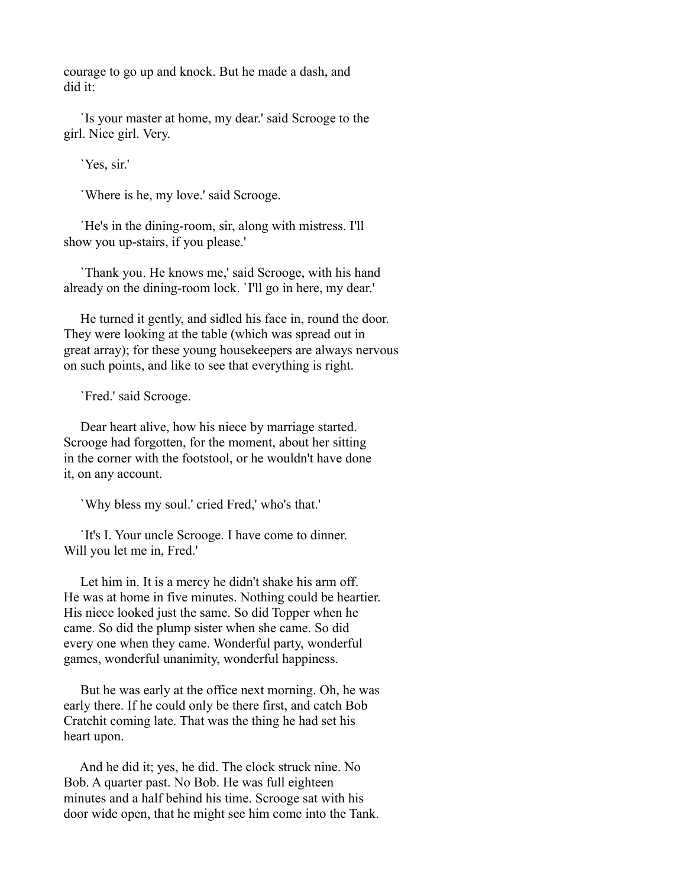courage to go up and knock. But he made a dash, and did it:

`Is your master at home, my dear.' said Scrooge to the girl. Nice girl. Very.

`Yes, sir.'

`Where is he, my love.' said Scrooge.

`He's in the dining-room, sir, along with mistress. I'll show you up-stairs, if you please.'

`Thank you. He knows me,' said Scrooge, with his hand already on the dining-room lock. `I'll go in here, my dear.'

He turned it gently, and sidled his face in, round the door. They were looking at the table (which was spread out in great array); for these young housekeepers are always nervous on such points, and like to see that everything is right.

`Fred.' said Scrooge.

Dear heart alive, how his niece by marriage started. Scrooge had forgotten, for the moment, about her sitting in the corner with the footstool, or he wouldn't have done it, on any account.

`Why bless my soul.' cried Fred,' who's that.'

`It's I. Your uncle Scrooge. I have come to dinner. Will you let me in, Fred.'

Let him in. It is a mercy he didn't shake his arm off. He was at home in five minutes. Nothing could be heartier. His niece looked just the same. So did Topper when he came. So did the plump sister when she came. So did every one when they came. Wonderful party, wonderful games, wonderful unanimity, wonderful happiness.

But he was early at the office next morning. Oh, he was early there. If he could only be there first, and catch Bob Cratchit coming late. That was the thing he had set his heart upon.

And he did it; yes, he did. The clock struck nine. No Bob. A quarter past. No Bob. He was full eighteen minutes and a half behind his time. Scrooge sat with his door wide open, that he might see him come into the Tank.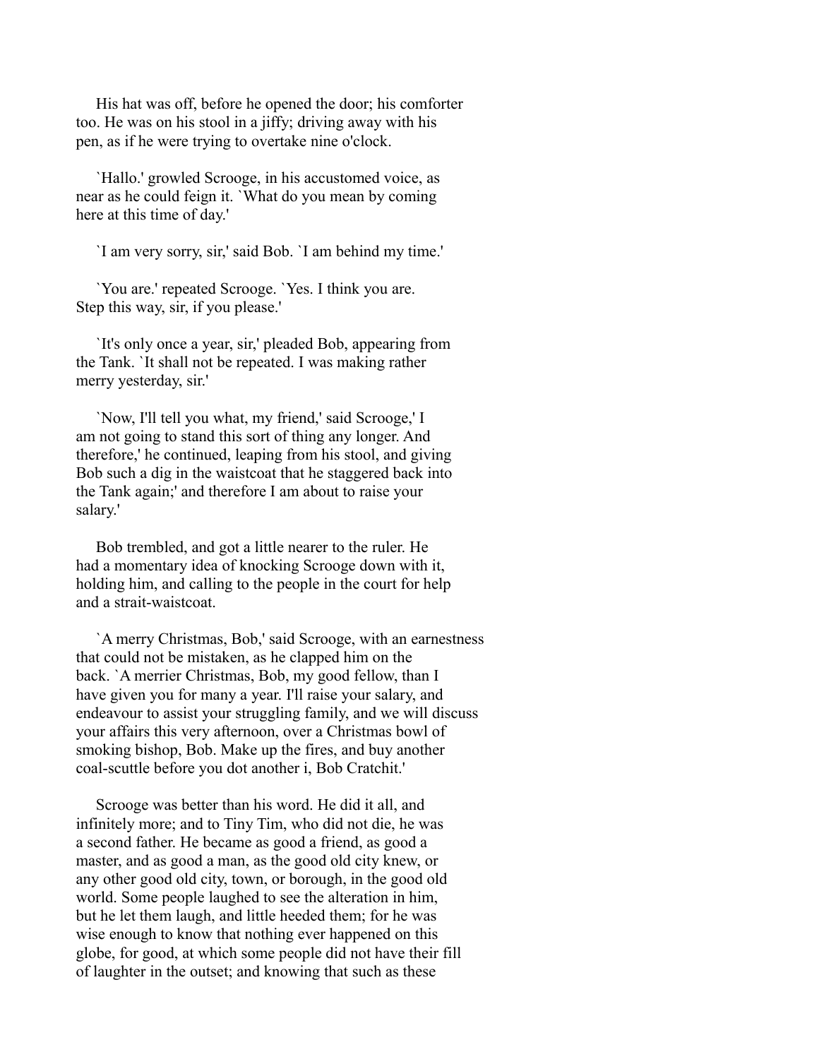His hat was off, before he opened the door; his comforter too. He was on his stool in a jiffy; driving away with his pen, as if he were trying to overtake nine o'clock.

`Hallo.' growled Scrooge, in his accustomed voice, as near as he could feign it. `What do you mean by coming here at this time of day.'

`I am very sorry, sir,' said Bob. `I am behind my time.'

`You are.' repeated Scrooge. `Yes. I think you are. Step this way, sir, if you please.'

`It's only once a year, sir,' pleaded Bob, appearing from the Tank. `It shall not be repeated. I was making rather merry yesterday, sir.'

`Now, I'll tell you what, my friend,' said Scrooge,' I am not going to stand this sort of thing any longer. And therefore,' he continued, leaping from his stool, and giving Bob such a dig in the waistcoat that he staggered back into the Tank again;' and therefore I am about to raise your salary.'

Bob trembled, and got a little nearer to the ruler. He had a momentary idea of knocking Scrooge down with it, holding him, and calling to the people in the court for help and a strait-waistcoat.

`A merry Christmas, Bob,' said Scrooge, with an earnestness that could not be mistaken, as he clapped him on the back. `A merrier Christmas, Bob, my good fellow, than I have given you for many a year. I'll raise your salary, and endeavour to assist your struggling family, and we will discuss your affairs this very afternoon, over a Christmas bowl of smoking bishop, Bob. Make up the fires, and buy another coal-scuttle before you dot another i, Bob Cratchit.'

Scrooge was better than his word. He did it all, and infinitely more; and to Tiny Tim, who did not die, he was a second father. He became as good a friend, as good a master, and as good a man, as the good old city knew, or any other good old city, town, or borough, in the good old world. Some people laughed to see the alteration in him, but he let them laugh, and little heeded them; for he was wise enough to know that nothing ever happened on this globe, for good, at which some people did not have their fill of laughter in the outset; and knowing that such as these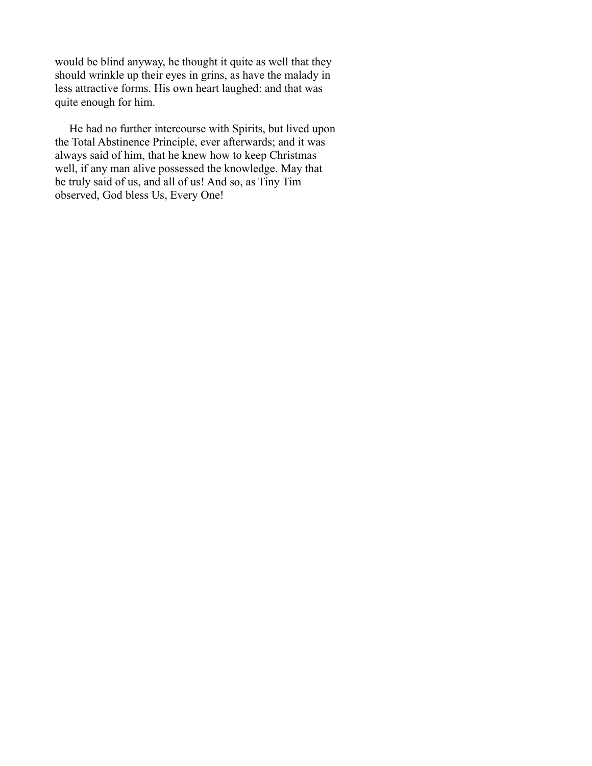would be blind anyway, he thought it quite as well that they should wrinkle up their eyes in grins, as have the malady in less attractive forms. His own heart laughed: and that was quite enough for him.

He had no further intercourse with Spirits, but lived upon the Total Abstinence Principle, ever afterwards; and it was always said of him, that he knew how to keep Christmas well, if any man alive possessed the knowledge. May that be truly said of us, and all of us! And so, as Tiny Tim observed, God bless Us, Every One!